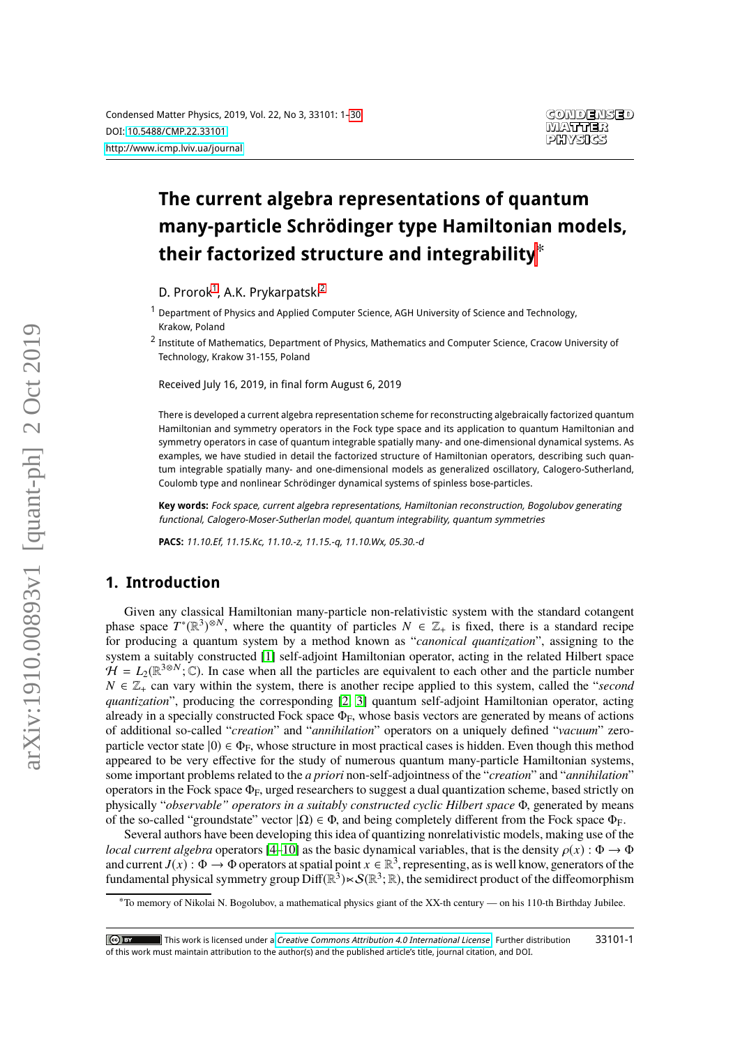# The current algebra representations of quantum many-particle Schrödinger type Hamiltonian models, their factorized structure and integrability*

D. Prorok[1], A.K. Prykarpatski[2]

[1] Department of Physics and Applied Computer Science, AGH University of Science and Technology, Krakow, Poland

[2] Institute of Mathematics, Department of Physics, Mathematics and Computer Science, Cracow University of Technology, Krakow 31-155, Poland

Received July 16, 2019, in final form August 6, 2019

There is developed a current algebra representation scheme for reconstructing algebraically factorized quantum Hamiltonian and symmetry operators in the Fock type space and its application to quantum Hamiltonian and symmetry operators in case of quantum integrable spatially many- and one-dimensional dynamical systems. As examples, we have studied in detail the factorized structure of Hamiltonian operators, describing such quantum integrable spatially many- and one-dimensional models as generalized oscillatory, Calogero-Sutherland, Coulomb type and nonlinear Schrödinger dynamical systems of spinless bose-particles.

**Key words:** *Fock space, current algebra representations, Hamiltonian reconstruction, Bogolubov generating functional, Calogero-Moser-Sutherlan model, quantum integrability, quantum symmetries*

**PACS:** *11.10.Ef, 11.15.Kc, 11.10.-z, 11.15.-q, 11.10.Wx, 05.30.-d*

## 1. Introduction

Given any classical Hamiltonian many-particle non-relativistic system with the standard cotangent phase space $T^*(\mathbb{R}^3)^{\otimes N}$, where the quantity of particles $N \in \mathbb{Z}_+$ is fixed, there is a standard recipe for producing a quantum system by a method known as "*canonical quantization*", assigning to the system a suitably constructed [1] self-adjoint Hamiltonian operator, acting in the related Hilbert space $\mathcal{H} = L_2(\mathbb{R}^{3\otimes N}; \mathbb{C})$. In case when all the particles are equivalent to each other and the particle number $N \in \mathbb{Z}_+$ can vary within the system, there is another recipe applied to this system, called the "*second quantization*", producing the corresponding [2, 3] quantum self-adjoint Hamiltonian operator, acting already in a specially constructed Fock space $\Phi_{\mathrm{F}}$, whose basis vectors are generated by means of actions of additional so-called "*creation*" and "*annihilation*" operators on a uniquely defined "*vacuum*" zero-particle vector state $|0) \in \Phi_{\mathrm{F}}$, whose structure in most practical cases is hidden. Even though this method appeared to be very effective for the study of numerous quantum many-particle Hamiltonian systems, some important problems related to the *a priori* non-self-adjointness of the "*creation*" and "*annihilation*" operators in the Fock space $\Phi_{\mathrm{F}}$, urged researchers to suggest a dual quantization scheme, based strictly on physically "*observable" operators in a suitably constructed cyclic Hilbert space* $\Phi$, generated by means of the so-called "groundstate" vector $|\Omega) \in \Phi$, and being completely different from the Fock space $\Phi_{\mathrm{F}}$.

Several authors have been developing this idea of quantizing nonrelativistic models, making use of the *local current algebra* operators [4–10] as the basic dynamical variables, that is the density $\rho(x) : \Phi \to \Phi$ and current $J(x) : \Phi \to \Phi$ operators at spatial point $x \in \mathbb{R}^3$, representing, as is well know, generators of the fundamental physical symmetry group $\mathrm{Diff}(\mathbb{R}^3) \ltimes \mathcal{S}(\mathbb{R}^3; \mathbb{R})$, the semidirect product of the diffeomorphism

*To memory of Nikolai N. Bogolubov, a mathematical physics giant of the XX-th century — on his 110-th Birthday Jubilee.

This work is licensed under a *Creative Commons Attribution 4.0 International License*. Further distribution of this work must maintain attribution to the author(s) and the published article's title, journal citation, and DOI.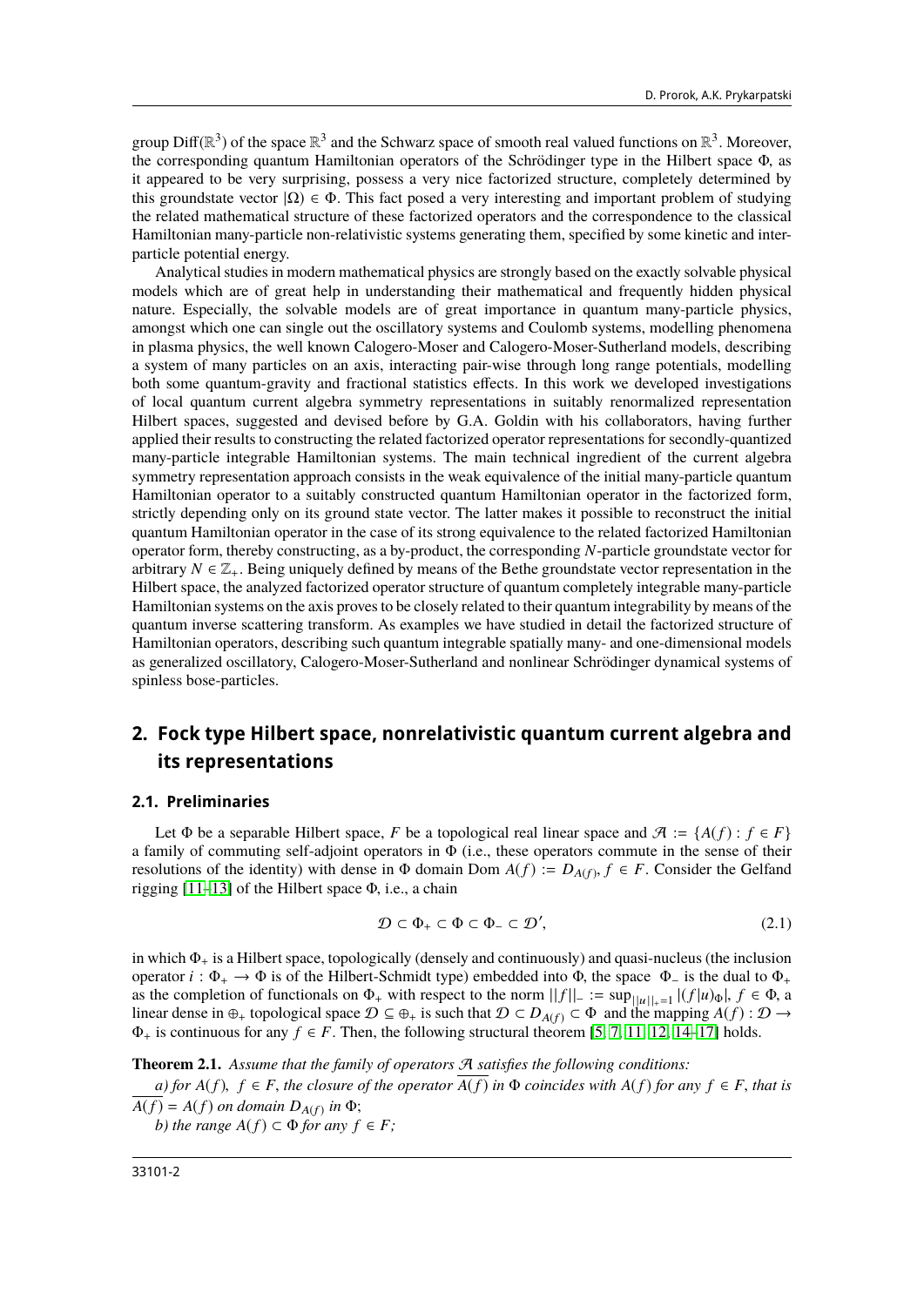group $\mathrm{Diff}(\mathbb{R}^3)$ of the space $\mathbb{R}^3$ and the Schwarz space of smooth real valued functions on $\mathbb{R}^3$. Moreover, the corresponding quantum Hamiltonian operators of the Schrödinger type in the Hilbert space $\Phi$, as it appeared to be very surprising, possess a very nice factorized structure, completely determined by this groundstate vector $|\Omega) \in \Phi$. This fact posed a very interesting and important problem of studying the related mathematical structure of these factorized operators and the correspondence to the classical Hamiltonian many-particle non-relativistic systems generating them, specified by some kinetic and inter-particle potential energy.

Analytical studies in modern mathematical physics are strongly based on the exactly solvable physical models which are of great help in understanding their mathematical and frequently hidden physical nature. Especially, the solvable models are of great importance in quantum many-particle physics, amongst which one can single out the oscillatory systems and Coulomb systems, modelling phenomena in plasma physics, the well known Calogero-Moser and Calogero-Moser-Sutherland models, describing a system of many particles on an axis, interacting pair-wise through long range potentials, modelling both some quantum-gravity and fractional statistics effects. In this work we developed investigations of local quantum current algebra symmetry representations in suitably renormalized representation Hilbert spaces, suggested and devised before by G.A. Goldin with his collaborators, having further applied their results to constructing the related factorized operator representations for secondly-quantized many-particle integrable Hamiltonian systems. The main technical ingredient of the current algebra symmetry representation approach consists in the weak equivalence of the initial many-particle quantum Hamiltonian operator to a suitably constructed quantum Hamiltonian operator in the factorized form, strictly depending only on its ground state vector. The latter makes it possible to reconstruct the initial quantum Hamiltonian operator in the case of its strong equivalence to the related factorized Hamiltonian operator form, thereby constructing, as a by-product, the corresponding $N$-particle groundstate vector for arbitrary $N \in \mathbb{Z}_+$. Being uniquely defined by means of the Bethe groundstate vector representation in the Hilbert space, the analyzed factorized operator structure of quantum completely integrable many-particle Hamiltonian systems on the axis proves to be closely related to their quantum integrability by means of the quantum inverse scattering transform. As examples we have studied in detail the factorized structure of Hamiltonian operators, describing such quantum integrable spatially many- and one-dimensional models as generalized oscillatory, Calogero-Moser-Sutherland and nonlinear Schrödinger dynamical systems of spinless bose-particles.

## 2. Fock type Hilbert space, nonrelativistic quantum current algebra and its representations

### 2.1. Preliminaries

Let $\Phi$ be a separable Hilbert space, $F$ be a topological real linear space and $\mathcal{A} := \{A(f) : f \in F\}$ a family of commuting self-adjoint operators in $\Phi$ (i.e., these operators commute in the sense of their resolutions of the identity) with dense in $\Phi$ domain $\mathrm{Dom}\, A(f) := D_{A(f)}, f \in F$. Consider the Gelfand rigging [11–13] of the Hilbert space $\Phi$, i.e., a chain

$$\mathcal{D} \subset \Phi_+ \subset \Phi \subset \Phi_- \subset \mathcal{D}', \tag{2.1}$$

in which $\Phi_+$ is a Hilbert space, topologically (densely and continuously) and quasi-nucleus (the inclusion operator $i : \Phi_+ \to \Phi$ is of the Hilbert-Schmidt type) embedded into $\Phi$, the space $\Phi_-$ is the dual to $\Phi_+$ as the completion of functionals on $\Phi_+$ with respect to the norm $||f||_- := \sup_{||u||_+=1} |(f|u)_\Phi|$, $f \in \Phi$, a linear dense in $\oplus_+$ topological space $\mathcal{D} \subseteq \oplus_+$ is such that $\mathcal{D} \subset D_{A(f)} \subset \Phi$ and the mapping $A(f) : \mathcal{D} \to \Phi_+$ is continuous for any $f \in F$. Then, the following structural theorem [5, 7, 11, 12, 14–17] holds.

**Theorem 2.1.** *Assume that the family of operators $\mathcal{A}$ satisfies the following conditions:*

*a) for $A(f)$, $f \in F$, the closure of the operator $\overline{A(f)}$ in $\Phi$ coincides with $A(f)$ for any $f \in F$, that is $\overline{A(f)} = A(f)$ on domain $D_{A(f)}$ in $\Phi$;*

*b) the range $A(f) \subset \Phi$ for any $f \in F$;*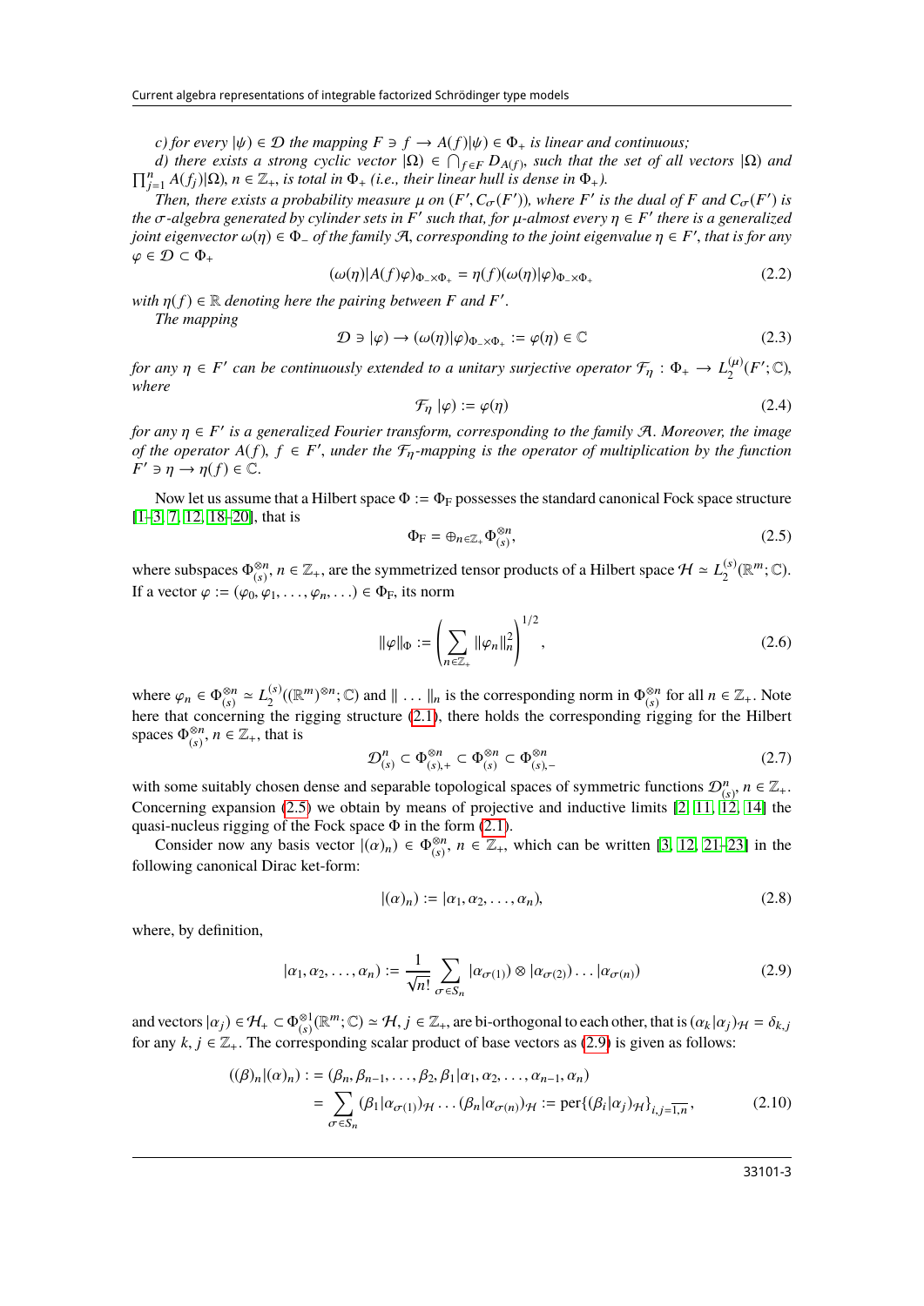*c) for every $|\psi) \in \mathcal{D}$ the mapping $F \ni f \to A(f)|\psi) \in \Phi_+$ is linear and continuous;*

*d) there exists a strong cyclic vector $|\Omega) \in \bigcap_{f\in F} D_{A(f)}$, such that the set of all vectors $|\Omega)$ and $\prod_{j=1}^{n} A(f_j)|\Omega)$, $n \in \mathbb{Z}_+$, is total in $\Phi_+$ (i.e., their linear hull is dense in $\Phi_+$).*

*Then, there exists a probability measure $\mu$ on $(F', C_\sigma(F'))$, where $F'$ is the dual of $F$ and $C_\sigma(F')$ is the $\sigma$-algebra generated by cylinder sets in $F'$ such that, for $\mu$-almost every $\eta \in F'$ there is a generalized joint eigenvector $\omega(\eta) \in \Phi_-$ of the family $\mathcal{A}$, corresponding to the joint eigenvalue $\eta \in F'$, that is for any $\varphi \in \mathcal{D} \subset \Phi_+$*

$$(\omega(\eta)|A(f)\varphi)_{\Phi_-\times\Phi_+} = \eta(f)(\omega(\eta)|\varphi)_{\Phi_-\times\Phi_+} \tag{2.2}$$

*with $\eta(f) \in \mathbb{R}$ denoting here the pairing between $F$ and $F'$.*

*The mapping*

$$\mathcal{D} \ni |\varphi) \to (\omega(\eta)|\varphi)_{\Phi_-\times\Phi_+} := \varphi(\eta) \in \mathbb{C} \tag{2.3}$$

*for any $\eta \in F'$ can be continuously extended to a unitary surjective operator $\mathcal{F}_\eta : \Phi_+ \to L_2^{(\mu)}(F';\mathbb{C})$, where*

$$\mathcal{F}_\eta\, |\varphi) := \varphi(\eta) \tag{2.4}$$

*for any $\eta \in F'$ is a generalized Fourier transform, corresponding to the family $\mathcal{A}$. Moreover, the image of the operator $A(f)$, $f \in F'$, under the $\mathcal{F}_\eta$-mapping is the operator of multiplication by the function $F' \ni \eta \to \eta(f) \in \mathbb{C}$.*

Now let us assume that a Hilbert space $\Phi := \Phi_{\mathrm{F}}$ possesses the standard canonical Fock space structure [1–3, 7, 12, 18–20], that is

$$\Phi_{\mathrm{F}} = \oplus_{n\in\mathbb{Z}_+}\Phi_{(s)}^{\otimes n}, \tag{2.5}$$

where subspaces $\Phi_{(s)}^{\otimes n}$, $n \in \mathbb{Z}_+$, are the symmetrized tensor products of a Hilbert space $\mathcal{H} \simeq L_2^{(s)}(\mathbb{R}^m;\mathbb{C})$. If a vector $\varphi := (\varphi_0, \varphi_1, \dots, \varphi_n, \dots) \in \Phi_{\mathrm{F}}$, its norm

$$\|\varphi\|_\Phi := \left(\sum_{n\in\mathbb{Z}_+}\|\varphi_n\|_n^2\right)^{1/2}, \tag{2.6}$$

where $\varphi_n \in \Phi_{(s)}^{\otimes n} \simeq L_2^{(s)}((\mathbb{R}^m)^{\otimes n};\mathbb{C})$ and $\|\dots\|_n$ is the corresponding norm in $\Phi_{(s)}^{\otimes n}$ for all $n \in \mathbb{Z}_+$. Note here that concerning the rigging structure (2.1), there holds the corresponding rigging for the Hilbert spaces $\Phi_{(s)}^{\otimes n}$, $n \in \mathbb{Z}_+$, that is

$$\mathcal{D}_{(s)}^{n} \subset \Phi_{(s),+}^{\otimes n} \subset \Phi_{(s)}^{\otimes n} \subset \Phi_{(s),-}^{\otimes n} \tag{2.7}$$

with some suitably chosen dense and separable topological spaces of symmetric functions $\mathcal{D}_{(s)}^{n}$, $n \in \mathbb{Z}_+$. Concerning expansion (2.5) we obtain by means of projective and inductive limits [2, 11, 12, 14] the quasi-nucleus rigging of the Fock space $\Phi$ in the form (2.1).

Consider now any basis vector $|(\alpha)_n) \in \Phi_{(s)}^{\otimes n}$, $n \in \mathbb{Z}_+$, which can be written [3, 12, 21–23] in the following canonical Dirac ket-form:

$$|(\alpha)_n) := |\alpha_1, \alpha_2, \dots, \alpha_n), \tag{2.8}$$

where, by definition,

$$|\alpha_1, \alpha_2, \dots, \alpha_n) := \frac{1}{\sqrt{n!}}\sum_{\sigma\in S_n}|\alpha_{\sigma(1)}) \otimes |\alpha_{\sigma(2)}) \dots |\alpha_{\sigma(n)}) \tag{2.9}$$

and vectors $|\alpha_j) \in \mathcal{H}_+ \subset \Phi_{(s)}^{\otimes 1}(\mathbb{R}^m;\mathbb{C}) \simeq \mathcal{H}$, $j \in \mathbb{Z}_+$, are bi-orthogonal to each other, that is $(\alpha_k|\alpha_j)_{\mathcal{H}} = \delta_{k,j}$ for any $k, j \in \mathbb{Z}_+$. The corresponding scalar product of base vectors as (2.9) is given as follows:

$$\begin{aligned}
((\beta)_n|(\alpha)_n) :&= (\beta_n, \beta_{n-1}, \dots, \beta_2, \beta_1|\alpha_1, \alpha_2, \dots, \alpha_{n-1}, \alpha_n) \\
&= \sum_{\sigma\in S_n}(\beta_1|\alpha_{\sigma(1)})_{\mathcal{H}} \dots (\beta_n|\alpha_{\sigma(n)})_{\mathcal{H}} := \mathrm{per}\{(\beta_i|\alpha_j)_{\mathcal{H}}\}_{i,j=\overline{1,n}},
\end{aligned} \tag{2.10}$$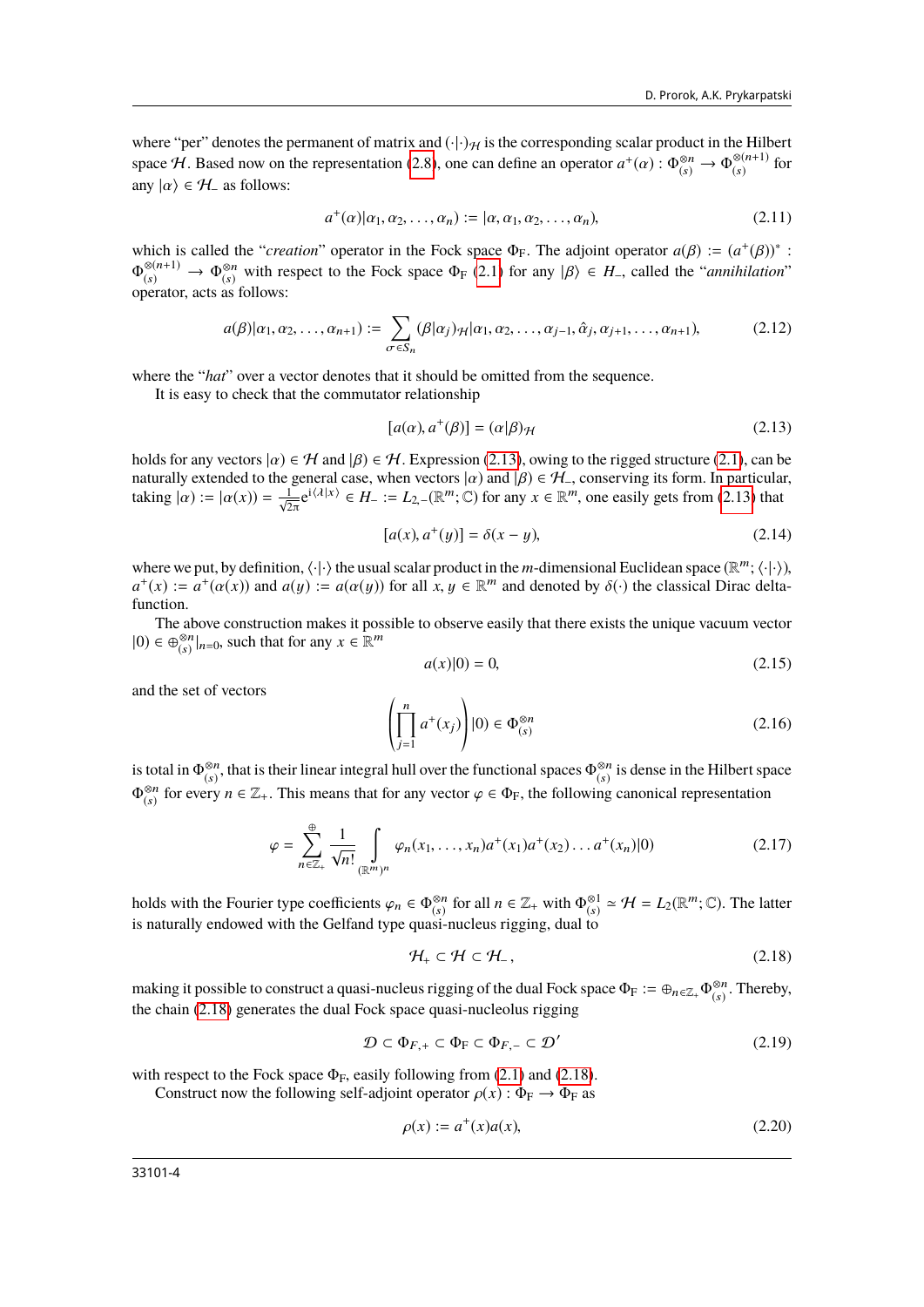where "per" denotes the permanent of matrix and $(\cdot|\cdot)_{\mathcal{H}}$ is the corresponding scalar product in the Hilbert space $\mathcal{H}$. Based now on the representation (2.8), one can define an operator $a^+(\alpha) : \Phi^{\otimes n}_{(s)} \to \Phi^{\otimes(n+1)}_{(s)}$ for any $|\alpha\rangle \in \mathcal{H}_-$ as follows:

$$a^+(\alpha)|\alpha_1, \alpha_2, \ldots, \alpha_n) := |\alpha, \alpha_1, \alpha_2, \ldots, \alpha_n), \tag{2.11}$$

which is called the "*creation*" operator in the Fock space $\Phi_{\mathrm{F}}$. The adjoint operator $a(\beta) := (a^+(\beta))^* : \Phi^{\otimes(n+1)}_{(s)} \to \Phi^{\otimes n}_{(s)}$ with respect to the Fock space $\Phi_{\mathrm{F}}$ (2.1) for any $|\beta\rangle \in H_-$, called the "*annihilation*" operator, acts as follows:

$$a(\beta)|\alpha_1, \alpha_2, \ldots, \alpha_{n+1}) := \sum_{\sigma \in S_n} (\beta|\alpha_j)_{\mathcal{H}} |\alpha_1, \alpha_2, \ldots, \alpha_{j-1}, \hat{\alpha}_j, \alpha_{j+1}, \ldots, \alpha_{n+1}), \tag{2.12}$$

where the "*hat*" over a vector denotes that it should be omitted from the sequence.

It is easy to check that the commutator relationship

$$[a(\alpha), a^+(\beta)] = (\alpha|\beta)_{\mathcal{H}} \tag{2.13}$$

holds for any vectors $|\alpha) \in \mathcal{H}$ and $|\beta) \in \mathcal{H}$. Expression (2.13), owing to the rigged structure (2.1), can be naturally extended to the general case, when vectors $|\alpha)$ and $|\beta) \in \mathcal{H}_-$, conserving its form. In particular, taking $|\alpha) := |\alpha(x)) = \frac{1}{\sqrt{2\pi}} \mathrm{e}^{\mathrm{i}\langle\lambda|x\rangle} \in H_- := L_{2,-}(\mathbb{R}^m; \mathbb{C})$ for any $x \in \mathbb{R}^m$, one easily gets from (2.13) that

$$[a(x), a^+(y)] = \delta(x - y), \tag{2.14}$$

where we put, by definition, $\langle\cdot|\cdot\rangle$ the usual scalar product in the $m$-dimensional Euclidean space $(\mathbb{R}^m; \langle\cdot|\cdot\rangle)$, $a^+(x) := a^+(\alpha(x))$ and $a(y) := a(\alpha(y))$ for all $x, y \in \mathbb{R}^m$ and denoted by $\delta(\cdot)$ the classical Dirac delta-function.

The above construction makes it possible to observe easily that there exists the unique vacuum vector $|0) \in \oplus^{\otimes n}_{(s)}|_{n=0}$, such that for any $x \in \mathbb{R}^m$

$$a(x)|0) = 0, \tag{2.15}$$

and the set of vectors

$$\left(\prod_{j=1}^{n} a^+(x_j)\right)|0) \in \Phi^{\otimes n}_{(s)} \tag{2.16}$$

is total in $\Phi^{\otimes n}_{(s)}$, that is their linear integral hull over the functional spaces $\Phi^{\otimes n}_{(s)}$ is dense in the Hilbert space $\Phi^{\otimes n}_{(s)}$ for every $n \in \mathbb{Z}_+$. This means that for any vector $\varphi \in \Phi_{\mathrm{F}}$, the following canonical representation

$$\varphi = \sum_{n \in \mathbb{Z}_+}^{\oplus} \frac{1}{\sqrt{n!}} \int\limits_{(\mathbb{R}^m)^n} \varphi_n(x_1, \ldots, x_n) a^+(x_1) a^+(x_2) \ldots a^+(x_n)|0) \tag{2.17}$$

holds with the Fourier type coefficients $\varphi_n \in \Phi^{\otimes n}_{(s)}$ for all $n \in \mathbb{Z}_+$ with $\Phi^{\otimes 1}_{(s)} \simeq \mathcal{H} = L_2(\mathbb{R}^m; \mathbb{C})$. The latter is naturally endowed with the Gelfand type quasi-nucleus rigging, dual to

$$\mathcal{H}_+ \subset \mathcal{H} \subset \mathcal{H}_-, \tag{2.18}$$

making it possible to construct a quasi-nucleus rigging of the dual Fock space $\Phi_{\mathrm{F}} := \oplus_{n \in \mathbb{Z}_+} \Phi^{\otimes n}_{(s)}$. Thereby, the chain (2.18) generates the dual Fock space quasi-nucleolus rigging

$$\mathcal{D} \subset \Phi_{F,+} \subset \Phi_{\mathrm{F}} \subset \Phi_{F,-} \subset \mathcal{D}' \tag{2.19}$$

with respect to the Fock space $\Phi_{\mathrm{F}}$, easily following from (2.1) and (2.18).

Construct now the following self-adjoint operator $\rho(x) : \Phi_{\mathrm{F}} \to \Phi_{\mathrm{F}}$ as

$$\rho(x) := a^+(x) a(x), \tag{2.20}$$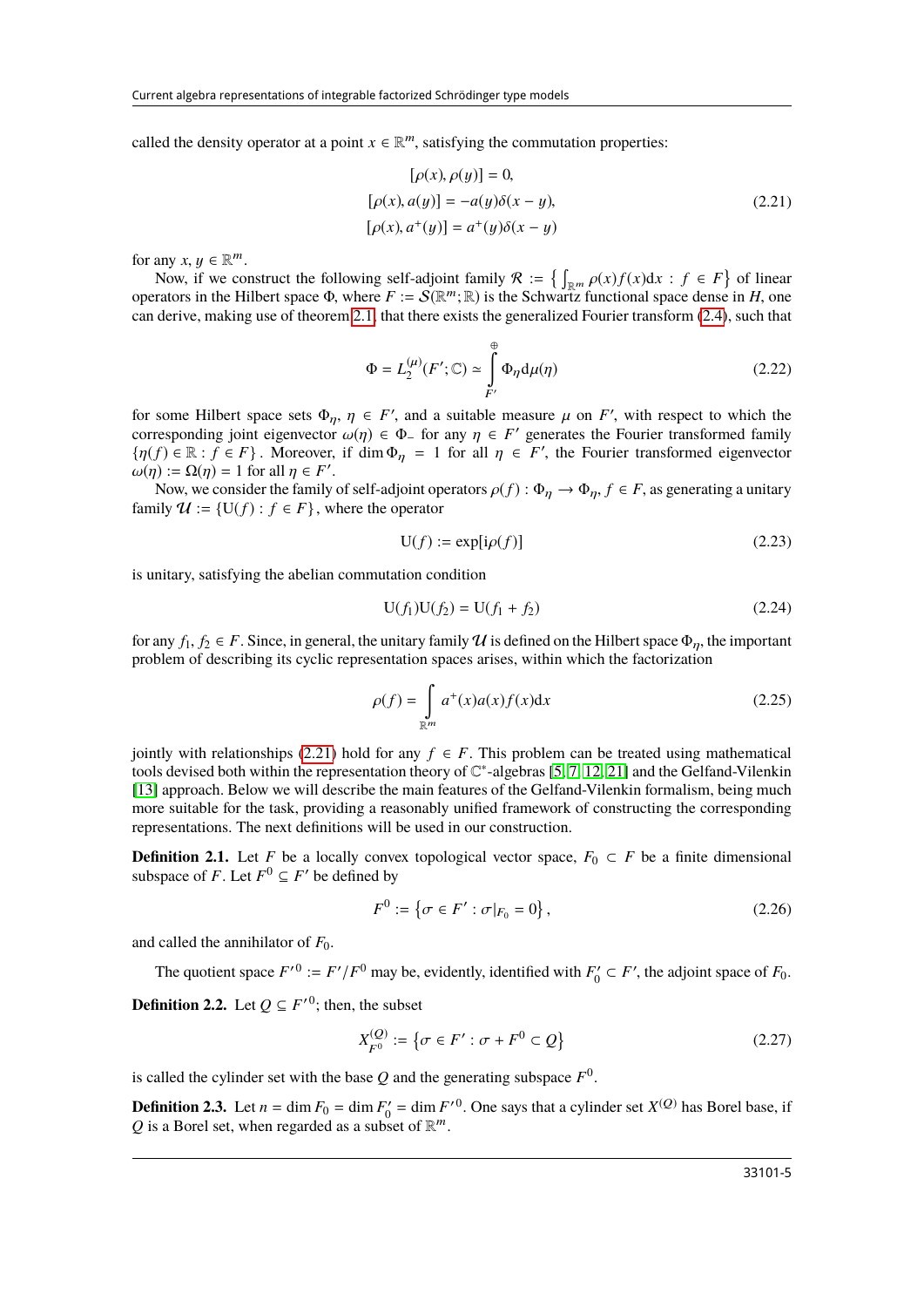called the density operator at a point $x \in \mathbb{R}^m$, satisfying the commutation properties:

$$
\begin{aligned}
[\rho(x), \rho(y)] &= 0, \\
[\rho(x), a(y)] &= -a(y)\delta(x-y), \\
[\rho(x), a^+(y)] &= a^+(y)\delta(x-y)
\end{aligned}
\tag{2.21}
$$

for any $x, y \in \mathbb{R}^m$.

Now, if we construct the following self-adjoint family $\mathcal{R} := \left\{ \int_{\mathbb{R}^m} \rho(x) f(x) \mathrm{d}x : f \in F \right\}$ of linear operators in the Hilbert space $\Phi$, where $F := \mathcal{S}(\mathbb{R}^m; \mathbb{R})$ is the Schwartz functional space dense in $H$, one can derive, making use of theorem 2.1, that there exists the generalized Fourier transform (2.4), such that

$$
\Phi = L_2^{(\mu)}(F'; \mathbb{C}) \simeq \int\limits_{F'}^{\oplus} \Phi_\eta \mathrm{d}\mu(\eta) \tag{2.22}
$$

for some Hilbert space sets $\Phi_\eta$, $\eta \in F'$, and a suitable measure $\mu$ on $F'$, with respect to which the corresponding joint eigenvector $\omega(\eta) \in \Phi_-$ for any $\eta \in F'$ generates the Fourier transformed family $\{\eta(f) \in \mathbb{R} : f \in F\}$. Moreover, if $\dim \Phi_\eta = 1$ for all $\eta \in F'$, the Fourier transformed eigenvector $\omega(\eta) := \Omega(\eta) = 1$ for all $\eta \in F'$.

Now, we consider the family of self-adjoint operators $\rho(f) : \Phi_\eta \to \Phi_\eta$, $f \in F$, as generating a unitary family $\mathcal{U} := \{\mathrm{U}(f) : f \in F\}$, where the operator

$$
\mathrm{U}(f) := \exp[\mathrm{i}\rho(f)] \tag{2.23}
$$

is unitary, satisfying the abelian commutation condition

$$
\mathrm{U}(f_1)\mathrm{U}(f_2) = \mathrm{U}(f_1 + f_2) \tag{2.24}
$$

for any $f_1, f_2 \in F$. Since, in general, the unitary family $\mathcal{U}$ is defined on the Hilbert space $\Phi_\eta$, the important problem of describing its cyclic representation spaces arises, within which the factorization

$$
\rho(f) = \int\limits_{\mathbb{R}^m} a^+(x) a(x) f(x) \mathrm{d}x \tag{2.25}
$$

jointly with relationships (2.21) hold for any $f \in F$. This problem can be treated using mathematical tools devised both within the representation theory of $\mathbb{C}^*$-algebras [5, 7, 12, 21] and the Gelfand-Vilenkin [13] approach. Below we will describe the main features of the Gelfand-Vilenkin formalism, being much more suitable for the task, providing a reasonably unified framework of constructing the corresponding representations. The next definitions will be used in our construction.

**Definition 2.1.** Let $F$ be a locally convex topological vector space, $F_0 \subset F$ be a finite dimensional subspace of $F$. Let $F^0 \subseteq F'$ be defined by

$$
F^0 := \left\{ \sigma \in F' : \sigma|_{F_0} = 0 \right\}, \tag{2.26}
$$

and called the annihilator of $F_0$.

The quotient space $F'^0 := F'/F^0$ may be, evidently, identified with $F_0' \subset F'$, the adjoint space of $F_0$.

**Definition 2.2.** Let $Q \subseteq F'^0$; then, the subset

$$
X_{F^0}^{(Q)} := \left\{ \sigma \in F' : \sigma + F^0 \subset Q \right\} \tag{2.27}
$$

is called the cylinder set with the base $Q$ and the generating subspace $F^0$.

**Definition 2.3.** Let $n = \dim F_0 = \dim F_0' = \dim F'^0$. One says that a cylinder set $X^{(Q)}$ has Borel base, if $Q$ is a Borel set, when regarded as a subset of $\mathbb{R}^m$.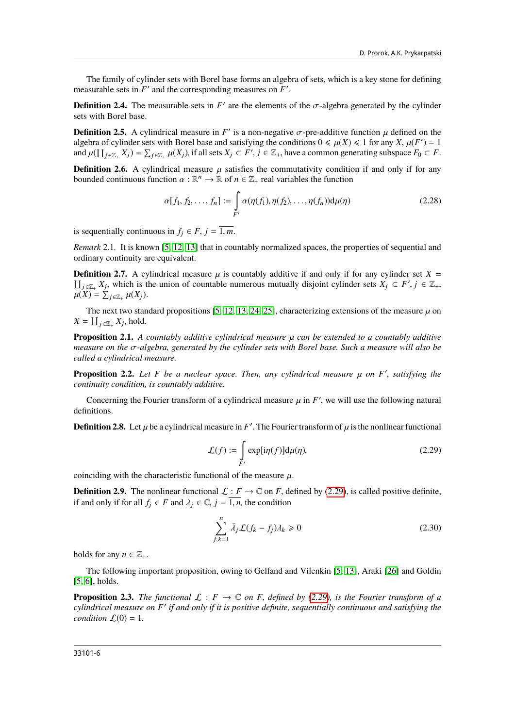The family of cylinder sets with Borel base forms an algebra of sets, which is a key stone for defining measurable sets in $F'$ and the corresponding measures on $F'$.

**Definition 2.4.** The measurable sets in $F'$ are the elements of the $\sigma$-algebra generated by the cylinder sets with Borel base.

**Definition 2.5.** A cylindrical measure in $F'$ is a non-negative $\sigma$-pre-additive function $\mu$ defined on the algebra of cylinder sets with Borel base and satisfying the conditions $0 \leqslant \mu(X) \leqslant 1$ for any $X$, $\mu(F') = 1$ and $\mu(\coprod_{j\in\mathbb{Z}_+} X_j) = \sum_{j\in\mathbb{Z}_+} \mu(X_j)$, if all sets $X_j \subset F'$, $j \in \mathbb{Z}_+$, have a common generating subspace $F_0 \subset F$.

**Definition 2.6.** A cylindrical measure $\mu$ satisfies the commutativity condition if and only if for any bounded continuous function $\alpha : \mathbb{R}^n \to \mathbb{R}$ of $n \in \mathbb{Z}_+$ real variables the function

$$\alpha[f_1, f_2, \ldots, f_n] := \int_{F'} \alpha(\eta(f_1), \eta(f_2), \ldots, \eta(f_n))\mathrm{d}\mu(\eta) \tag{2.28}$$

is sequentially continuous in $f_j \in F$, $j = \overline{1, m}$.

*Remark* 2.1. It is known [5, 12, 13] that in countably normalized spaces, the properties of sequential and ordinary continuity are equivalent.

**Definition 2.7.** A cylindrical measure $\mu$ is countably additive if and only if for any cylinder set $X = \coprod_{j\in\mathbb{Z}_+} X_j$, which is the union of countable numerous mutually disjoint cylinder sets $X_j \subset F'$, $j \in \mathbb{Z}_+$, $\mu(X) = \sum_{j\in\mathbb{Z}_+} \mu(X_j)$.

The next two standard propositions [5, 12, 13, 24, 25], characterizing extensions of the measure $\mu$ on $X = \coprod_{j\in\mathbb{Z}_+} X_j$, hold.

**Proposition 2.1.** *A countably additive cylindrical measure $\mu$ can be extended to a countably additive measure on the $\sigma$-algebra, generated by the cylinder sets with Borel base. Such a measure will also be called a cylindrical measure.*

**Proposition 2.2.** *Let $F$ be a nuclear space. Then, any cylindrical measure $\mu$ on $F'$, satisfying the continuity condition, is countably additive.*

Concerning the Fourier transform of a cylindrical measure $\mu$ in $F'$, we will use the following natural definitions.

**Definition 2.8.** Let $\mu$ be a cylindrical measure in $F'$. The Fourier transform of $\mu$ is the nonlinear functional

$$\mathcal{L}(f) := \int_{F'} \exp[\mathrm{i}\eta(f)]\mathrm{d}\mu(\eta), \tag{2.29}$$

coinciding with the characteristic functional of the measure $\mu$.

**Definition 2.9.** The nonlinear functional $\mathcal{L} : F \to \mathbb{C}$ on $F$, defined by (2.29), is called positive definite, if and only if for all $f_j \in F$ and $\lambda_j \in \mathbb{C}$, $j = \overline{1, n}$, the condition

$$\sum_{j,k=1}^{n} \bar{\lambda}_j \mathcal{L}(f_k - f_j)\lambda_k \geqslant 0 \tag{2.30}$$

holds for any $n \in \mathbb{Z}_+$.

The following important proposition, owing to Gelfand and Vilenkin [5, 13], Araki [26] and Goldin [5, 6], holds.

**Proposition 2.3.** *The functional $\mathcal{L} : F \to \mathbb{C}$ on $F$, defined by (2.29), is the Fourier transform of a cylindrical measure on $F'$ if and only if it is positive definite, sequentially continuous and satisfying the condition $\mathcal{L}(0) = 1$.*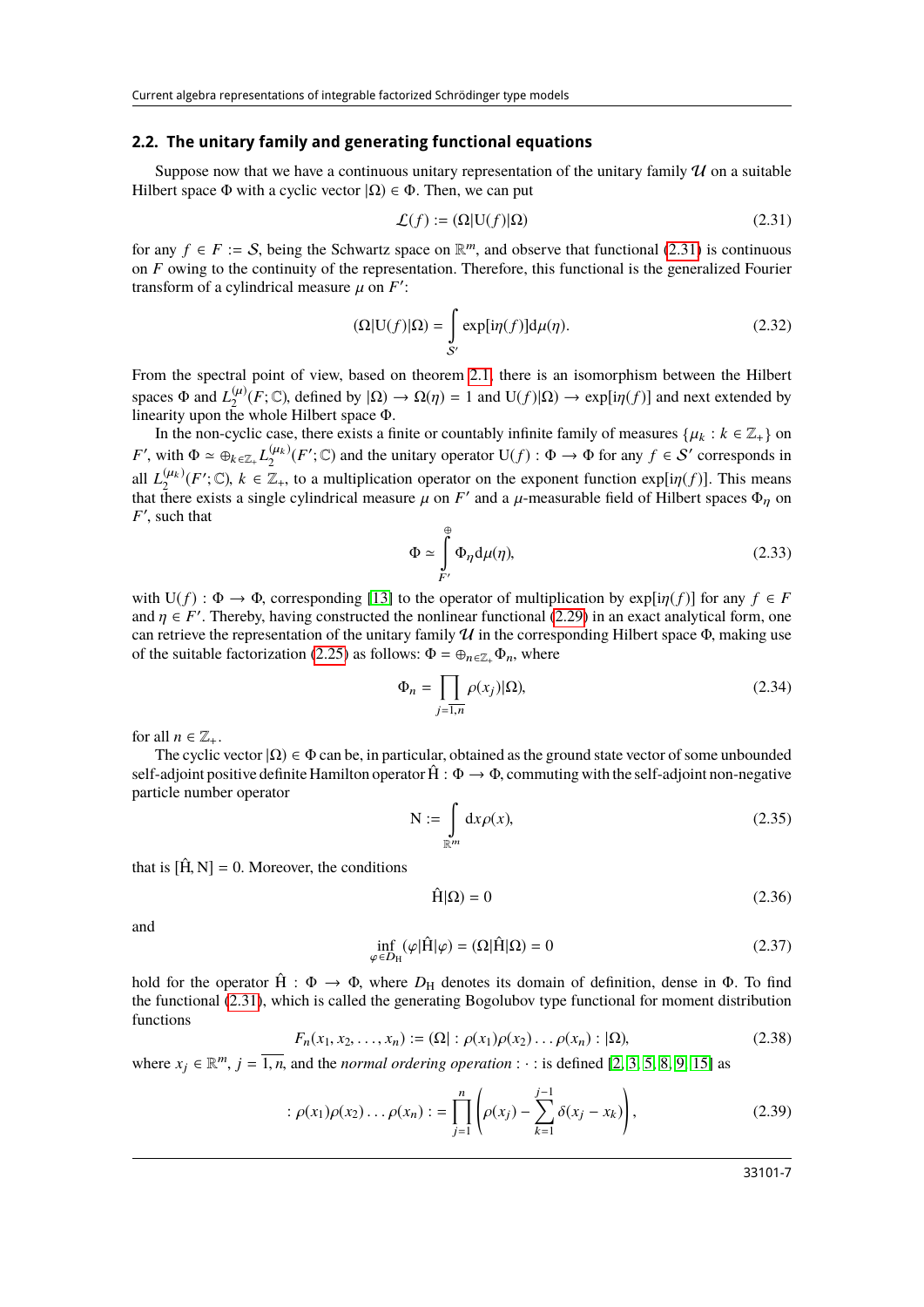### 2.2. The unitary family and generating functional equations

Suppose now that we have a continuous unitary representation of the unitary family $\mathcal{U}$ on a suitable Hilbert space $\Phi$ with a cyclic vector $|\Omega) \in \Phi$. Then, we can put

$$\mathcal{L}(f) := (\Omega|\mathrm{U}(f)|\Omega) \tag{2.31}$$

for any $f \in F := \mathcal{S}$, being the Schwartz space on $\mathbb{R}^m$, and observe that functional (2.31) is continuous on $F$ owing to the continuity of the representation. Therefore, this functional is the generalized Fourier transform of a cylindrical measure $\mu$ on $F'$:

$$(\Omega|\mathrm{U}(f)|\Omega) = \int\limits_{\mathcal{S}'} \exp[\mathrm{i}\eta(f)]\mathrm{d}\mu(\eta). \tag{2.32}$$

From the spectral point of view, based on theorem 2.1, there is an isomorphism between the Hilbert spaces $\Phi$ and $L_2^{(\mu)}(F;\mathbb{C})$, defined by $|\Omega) \rightarrow \Omega(\eta) = 1$ and $\mathrm{U}(f)|\Omega) \rightarrow \exp[\mathrm{i}\eta(f)]$ and next extended by linearity upon the whole Hilbert space $\Phi$.

In the non-cyclic case, there exists a finite or countably infinite family of measures $\{\mu_k : k \in \mathbb{Z}_+\}$ on $F'$, with $\Phi \simeq \oplus_{k\in\mathbb{Z}_+} L_2^{(\mu_k)}(F';\mathbb{C})$ and the unitary operator $\mathrm{U}(f) : \Phi \rightarrow \Phi$ for any $f \in \mathcal{S}'$ corresponds in all $L_2^{(\mu_k)}(F';\mathbb{C})$, $k \in \mathbb{Z}_+$, to a multiplication operator on the exponent function $\exp[\mathrm{i}\eta(f)]$. This means that there exists a single cylindrical measure $\mu$ on $F'$ and a $\mu$-measurable field of Hilbert spaces $\Phi_\eta$ on $F'$, such that

$$\Phi \simeq \int\limits_{F'}^{\oplus} \Phi_\eta \mathrm{d}\mu(\eta), \tag{2.33}$$

with $\mathrm{U}(f) : \Phi \rightarrow \Phi$, corresponding [13] to the operator of multiplication by $\exp[\mathrm{i}\eta(f)]$ for any $f \in F$ and $\eta \in F'$. Thereby, having constructed the nonlinear functional (2.29) in an exact analytical form, one can retrieve the representation of the unitary family $\mathcal{U}$ in the corresponding Hilbert space $\Phi$, making use of the suitable factorization (2.25) as follows: $\Phi = \oplus_{n\in\mathbb{Z}_+}\Phi_n$, where

$$\Phi_n = \prod_{j=\overline{1,n}} \rho(x_j)|\Omega), \tag{2.34}$$

for all $n \in \mathbb{Z}_+$.

The cyclic vector $|\Omega) \in \Phi$ can be, in particular, obtained as the ground state vector of some unbounded self-adjoint positive definite Hamilton operator $\hat{\mathrm{H}} : \Phi \rightarrow \Phi$, commuting with the self-adjoint non-negative particle number operator

$$\mathrm{N} := \int\limits_{\mathbb{R}^m} \mathrm{d}x\rho(x), \tag{2.35}$$

that is $[\hat{\mathrm{H}}, \mathrm{N}] = 0$. Moreover, the conditions

$$\hat{\mathrm{H}}|\Omega) = 0 \tag{2.36}$$

and

$$\inf_{\varphi\in D_{\mathrm{H}}} (\varphi|\hat{\mathrm{H}}|\varphi) = (\Omega|\hat{\mathrm{H}}|\Omega) = 0 \tag{2.37}$$

hold for the operator $\hat{\mathrm{H}} : \Phi \rightarrow \Phi$, where $D_{\mathrm{H}}$ denotes its domain of definition, dense in $\Phi$. To find the functional (2.31), which is called the generating Bogolubov type functional for moment distribution functions

$$F_n(x_1, x_2, \ldots, x_n) := (\Omega| :\rho(x_1)\rho(x_2)\ldots\rho(x_n): |\Omega), \tag{2.38}$$

where $x_j \in \mathbb{R}^m$, $j = \overline{1,n}$, and the *normal ordering operation* $: \cdot :$ is defined [2, 3, 5, 8, 9, 15] as

$$:\rho(x_1)\rho(x_2)\ldots\rho(x_n): = \prod_{j=1}^{n}\left(\rho(x_j) - \sum_{k=1}^{j-1}\delta(x_j - x_k)\right), \tag{2.39}$$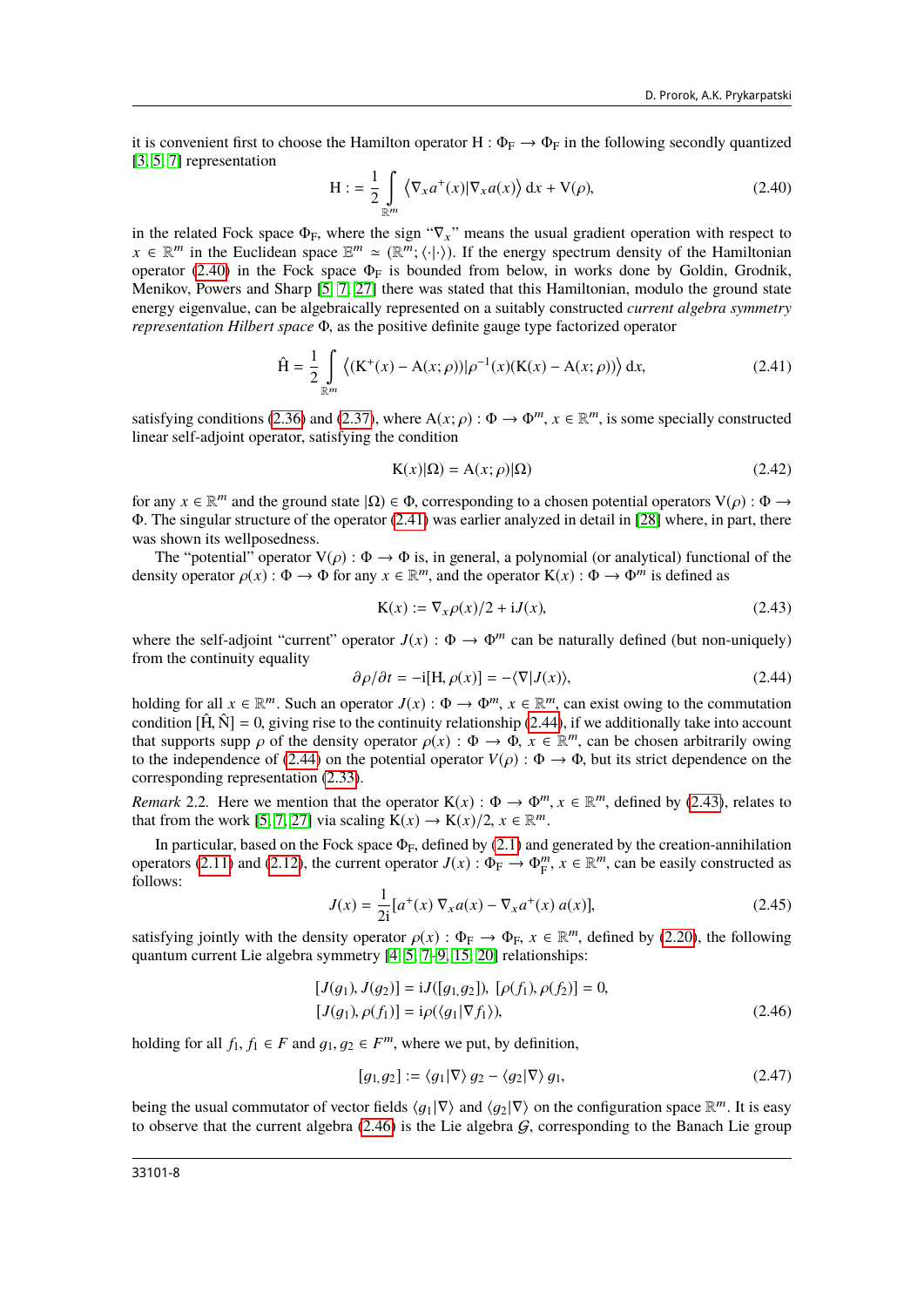it is convenient first to choose the Hamilton operator $\mathrm{H} : \Phi_{\mathrm{F}} \to \Phi_{\mathrm{F}}$ in the following secondly quantized [3, 5, 7] representation

$$\mathrm{H} := \frac{1}{2}\int\limits_{\mathbb{R}^m} \left\langle \nabla_x a^+(x) | \nabla_x a(x) \right\rangle \mathrm{d}x + \mathrm{V}(\rho), \tag{2.40}$$

in the related Fock space $\Phi_{\mathrm{F}}$, where the sign "$\nabla_x$" means the usual gradient operation with respect to $x \in \mathbb{R}^m$ in the Euclidean space $\mathbb{E}^m \simeq (\mathbb{R}^m; \langle \cdot | \cdot \rangle)$. If the energy spectrum density of the Hamiltonian operator (2.40) in the Fock space $\Phi_{\mathrm{F}}$ is bounded from below, in works done by Goldin, Grodnik, Menikov, Powers and Sharp [5, 7, 27] there was stated that this Hamiltonian, modulo the ground state energy eigenvalue, can be algebraically represented on a suitably constructed *current algebra symmetry representation Hilbert space* $\Phi$, as the positive definite gauge type factorized operator

$$\hat{\mathrm{H}} = \frac{1}{2}\int\limits_{\mathbb{R}^m} \left\langle (\mathrm{K}^+(x) - \mathrm{A}(x;\rho)) | \rho^{-1}(x)(\mathrm{K}(x) - \mathrm{A}(x;\rho)) \right\rangle \mathrm{d}x, \tag{2.41}$$

satisfying conditions (2.36) and (2.37), where $\mathrm{A}(x;\rho) : \Phi \to \Phi^m$, $x \in \mathbb{R}^m$, is some specially constructed linear self-adjoint operator, satisfying the condition

$$\mathrm{K}(x)|\Omega) = \mathrm{A}(x;\rho)|\Omega) \tag{2.42}$$

for any $x \in \mathbb{R}^m$ and the ground state $|\Omega) \in \Phi$, corresponding to a chosen potential operators $\mathrm{V}(\rho) : \Phi \to \Phi$. The singular structure of the operator (2.41) was earlier analyzed in detail in [28] where, in part, there was shown its wellposedness.

The "potential" operator $\mathrm{V}(\rho) : \Phi \to \Phi$ is, in general, a polynomial (or analytical) functional of the density operator $\rho(x) : \Phi \to \Phi$ for any $x \in \mathbb{R}^m$, and the operator $\mathrm{K}(x) : \Phi \to \Phi^m$ is defined as

$$\mathrm{K}(x) := \nabla_x \rho(x)/2 + \mathrm{i}J(x), \tag{2.43}$$

where the self-adjoint "current" operator $J(x) : \Phi \to \Phi^m$ can be naturally defined (but non-uniquely) from the continuity equality

$$\partial \rho / \partial t = -\mathrm{i}[\mathrm{H}, \rho(x)] = -\langle \nabla | J(x) \rangle, \tag{2.44}$$

holding for all $x \in \mathbb{R}^m$. Such an operator $J(x) : \Phi \to \Phi^m$, $x \in \mathbb{R}^m$, can exist owing to the commutation condition $[\hat{\mathrm{H}}, \hat{\mathrm{N}}] = 0$, giving rise to the continuity relationship (2.44), if we additionally take into account that supports supp $\rho$ of the density operator $\rho(x) : \Phi \to \Phi$, $x \in \mathbb{R}^m$, can be chosen arbitrarily owing to the independence of (2.44) on the potential operator $V(\rho) : \Phi \to \Phi$, but its strict dependence on the corresponding representation (2.33).

*Remark* 2.2. Here we mention that the operator $\mathrm{K}(x) : \Phi \to \Phi^m$, $x \in \mathbb{R}^m$, defined by (2.43), relates to that from the work [5, 7, 27] via scaling $\mathrm{K}(x) \to \mathrm{K}(x)/2$, $x \in \mathbb{R}^m$.

In particular, based on the Fock space $\Phi_{\mathrm{F}}$, defined by (2.1) and generated by the creation-annihilation operators (2.11) and (2.12), the current operator $J(x) : \Phi_{\mathrm{F}} \to \Phi_{\mathrm{F}}^m$, $x \in \mathbb{R}^m$, can be easily constructed as follows:

$$J(x) = \frac{1}{2\mathrm{i}}[a^+(x)\,\nabla_x a(x) - \nabla_x a^+(x)\,a(x)], \tag{2.45}$$

satisfying jointly with the density operator $\rho(x) : \Phi_{\mathrm{F}} \to \Phi_{\mathrm{F}}$, $x \in \mathbb{R}^m$, defined by (2.20), the following quantum current Lie algebra symmetry [4, 5, 7–9, 15, 20] relationships:

$$\begin{aligned} &[J(g_1), J(g_2)] = \mathrm{i}J([g_1, g_2]),\ [\rho(f_1), \rho(f_2)] = 0, \\ &[J(g_1), \rho(f_1)] = \mathrm{i}\rho(\langle g_1 | \nabla f_1 \rangle), \end{aligned} \tag{2.46}$$

holding for all $f_1, f_1 \in F$ and $g_1, g_2 \in F^m$, where we put, by definition,

$$[g_1, g_2] := \langle g_1 | \nabla \rangle\, g_2 - \langle g_2 | \nabla \rangle\, g_1, \tag{2.47}$$

being the usual commutator of vector fields $\langle g_1 | \nabla \rangle$ and $\langle g_2 | \nabla \rangle$ on the configuration space $\mathbb{R}^m$. It is easy to observe that the current algebra (2.46) is the Lie algebra $\mathcal{G}$, corresponding to the Banach Lie group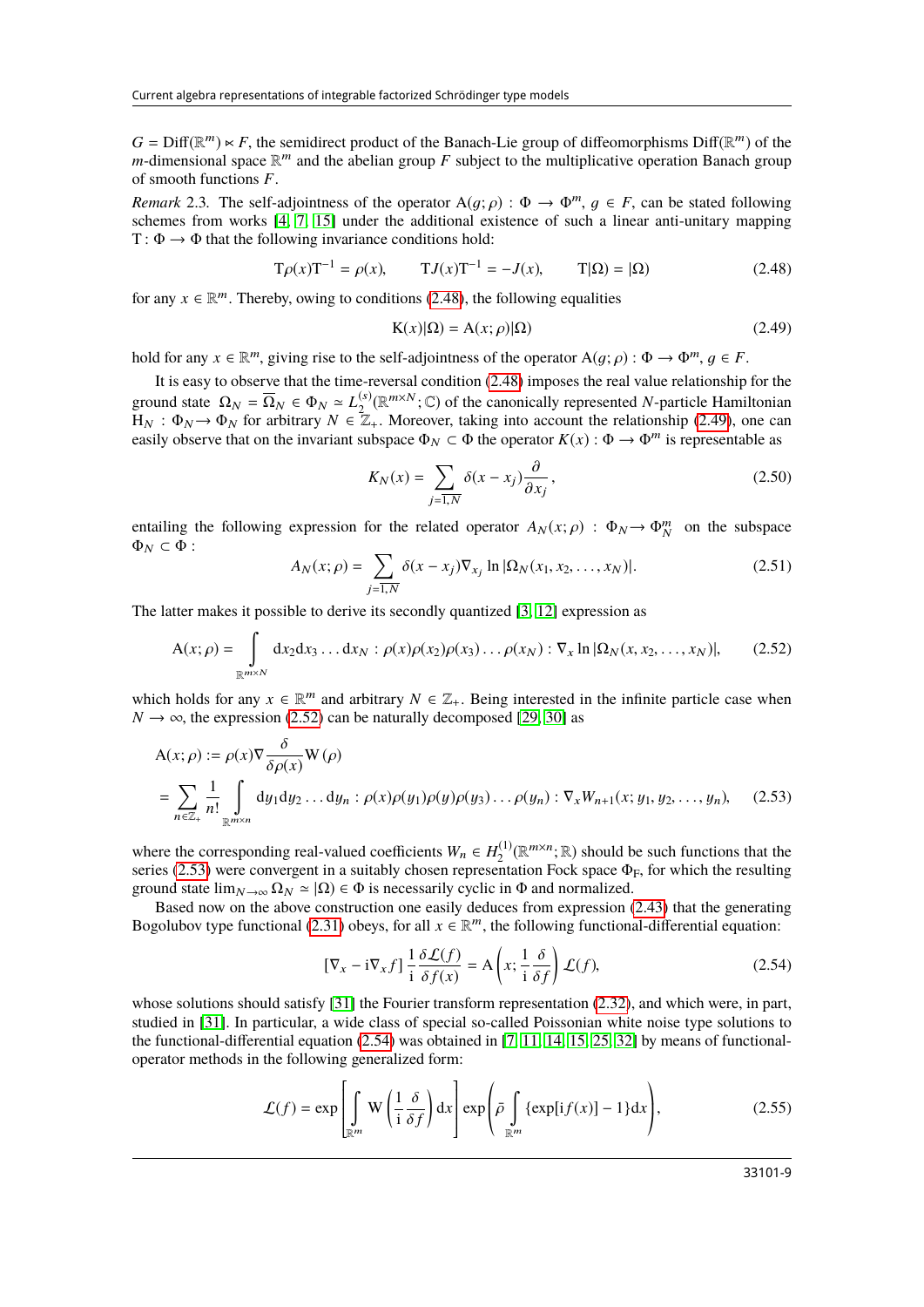$G = \mathrm{Diff}(\mathbb{R}^m) \ltimes F$, the semidirect product of the Banach-Lie group of diffeomorphisms $\mathrm{Diff}(\mathbb{R}^m)$ of the $m$-dimensional space $\mathbb{R}^m$ and the abelian group $F$ subject to the multiplicative operation Banach group of smooth functions $F$.

*Remark* 2.3. The self-adjointness of the operator $\mathrm{A}(g;\rho) : \Phi \to \Phi^m$, $g \in F$, can be stated following schemes from works [4, 7, 15] under the additional existence of such a linear anti-unitary mapping $\mathrm{T} : \Phi \to \Phi$ that the following invariance conditions hold:

$$\mathrm{T}\rho(x)\mathrm{T}^{-1} = \rho(x), \qquad \mathrm{T}J(x)\mathrm{T}^{-1} = -J(x), \qquad \mathrm{T}|\Omega) = |\Omega) \tag{2.48}$$

for any $x \in \mathbb{R}^m$. Thereby, owing to conditions (2.48), the following equalities

$$\mathrm{K}(x)|\Omega) = \mathrm{A}(x;\rho)|\Omega) \tag{2.49}$$

hold for any $x \in \mathbb{R}^m$, giving rise to the self-adjointness of the operator $\mathrm{A}(g;\rho) : \Phi \to \Phi^m$, $g \in F$.

It is easy to observe that the time-reversal condition (2.48) imposes the real value relationship for the ground state $\Omega_N = \overline{\Omega}_N \in \Phi_N \simeq L_2^{(s)}(\mathbb{R}^{m\times N};\mathbb{C})$ of the canonically represented $N$-particle Hamiltonian $\mathrm{H}_N : \Phi_N \to \Phi_N$ for arbitrary $N \in \mathbb{Z}_+$. Moreover, taking into account the relationship (2.49), one can easily observe that on the invariant subspace $\Phi_N \subset \Phi$ the operator $K(x) : \Phi \to \Phi^m$ is representable as

$$K_N(x) = \sum_{j=\overline{1,N}} \delta(x - x_j)\frac{\partial}{\partial x_j}, \tag{2.50}$$

entailing the following expression for the related operator $A_N(x;\rho) : \Phi_N \to \Phi_N^m$ on the subspace $\Phi_N \subset \Phi$ :

$$A_N(x;\rho) = \sum_{j=\overline{1,N}} \delta(x - x_j)\nabla_{x_j} \ln|\Omega_N(x_1, x_2, \dots, x_N)|. \tag{2.51}$$

The latter makes it possible to derive its secondly quantized [3, 12] expression as

$$\mathrm{A}(x;\rho) = \int\limits_{\mathbb{R}^{m\times N}} \mathrm{d}x_2\mathrm{d}x_3\dots\mathrm{d}x_N : \rho(x)\rho(x_2)\rho(x_3)\dots\rho(x_N) : \nabla_x \ln|\Omega_N(x, x_2, \dots, x_N)|, \tag{2.52}$$

which holds for any $x \in \mathbb{R}^m$ and arbitrary $N \in \mathbb{Z}_+$. Being interested in the infinite particle case when $N \to \infty$, the expression (2.52) can be naturally decomposed [29, 30] as

$$\begin{aligned} &\mathrm{A}(x;\rho) := \rho(x)\nabla\frac{\delta}{\delta\rho(x)}\mathrm{W}(\rho) \\ &= \sum_{n\in\mathbb{Z}_+}\frac{1}{n!}\int\limits_{\mathbb{R}^{m\times n}} \mathrm{d}y_1\mathrm{d}y_2\dots\mathrm{d}y_n : \rho(x)\rho(y_1)\rho(y)\rho(y_3)\dots\rho(y_n) : \nabla_x W_{n+1}(x; y_1, y_2, \dots, y_n), \end{aligned} \tag{2.53}$$

where the corresponding real-valued coefficients $W_n \in H_2^{(1)}(\mathbb{R}^{m\times n};\mathbb{R})$ should be such functions that the series (2.53) were convergent in a suitably chosen representation Fock space $\Phi_{\mathrm{F}}$, for which the resulting ground state $\lim_{N\to\infty}\Omega_N \simeq |\Omega) \in \Phi$ is necessarily cyclic in $\Phi$ and normalized.

Based now on the above construction one easily deduces from expression (2.43) that the generating Bogolubov type functional (2.31) obeys, for all $x \in \mathbb{R}^m$, the following functional-differential equation:

$$[\nabla_x - \mathrm{i}\nabla_x f]\,\frac{1}{\mathrm{i}}\frac{\delta\mathcal{L}(f)}{\delta f(x)} = \mathrm{A}\left(x;\frac{1}{\mathrm{i}}\frac{\delta}{\delta f}\right)\mathcal{L}(f), \tag{2.54}$$

whose solutions should satisfy [31] the Fourier transform representation (2.32), and which were, in part, studied in [31]. In particular, a wide class of special so-called Poissonian white noise type solutions to the functional-differential equation (2.54) was obtained in [7, 11, 14, 15, 25, 32] by means of functional-operator methods in the following generalized form:

$$\mathcal{L}(f) = \exp\left[\int\limits_{\mathbb{R}^m}\mathrm{W}\left(\frac{1}{\mathrm{i}}\frac{\delta}{\delta f}\right)\mathrm{d}x\right]\exp\left(\bar{\rho}\int\limits_{\mathbb{R}^m}\{\exp[\mathrm{i}f(x)] - 1\}\mathrm{d}x\right), \tag{2.55}$$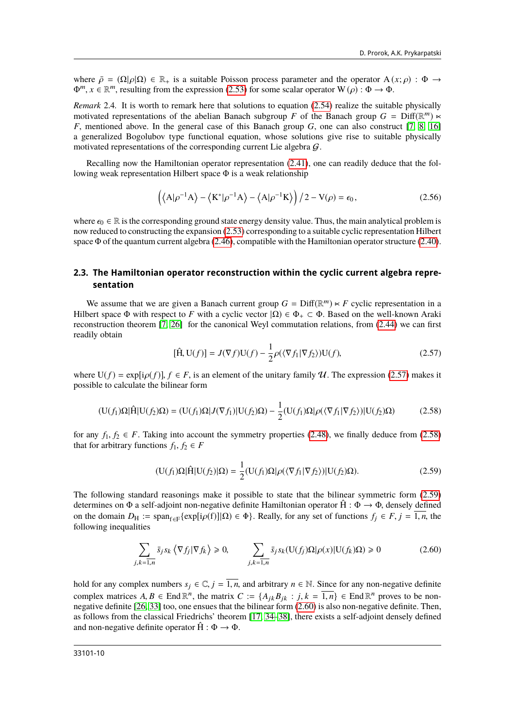where $\bar{\rho} = (\Omega|\rho|\Omega) \in \mathbb{R}_+$ is a suitable Poisson process parameter and the operator $\mathrm{A}(x;\rho) : \Phi \rightarrow \Phi^m$, $x \in \mathbb{R}^m$, resulting from the expression (2.53) for some scalar operator $\mathrm{W}(\rho) : \Phi \rightarrow \Phi$.

*Remark* 2.4. It is worth to remark here that solutions to equation (2.54) realize the suitable physically motivated representations of the abelian Banach subgroup $F$ of the Banach group $G = \mathrm{Diff}(\mathbb{R}^m) \ltimes F$, mentioned above. In the general case of this Banach group $G$, one can also construct [7, 8, 16] a generalized Bogolubov type functional equation, whose solutions give rise to suitable physically motivated representations of the corresponding current Lie algebra $\mathcal{G}$.

Recalling now the Hamiltonian operator representation (2.41), one can readily deduce that the following weak representation Hilbert space $\Phi$ is a weak relationship

$$\left(\left\langle \mathrm{A}|\rho^{-1}\mathrm{A}\right\rangle - \left\langle \mathrm{K}^*|\rho^{-1}\mathrm{A}\right\rangle - \left\langle \mathrm{A}|\rho^{-1}\mathrm{K}\right\rangle\right)/2 - \mathrm{V}(\rho) = \epsilon_0, \tag{2.56}$$

where $\epsilon_0 \in \mathbb{R}$ is the corresponding ground state energy density value. Thus, the main analytical problem is now reduced to constructing the expansion (2.53) corresponding to a suitable cyclic representation Hilbert space $\Phi$ of the quantum current algebra (2.46), compatible with the Hamiltonian operator structure (2.40).

### 2.3. The Hamiltonian operator reconstruction within the cyclic current algebra representation

We assume that we are given a Banach current group $G = \mathrm{Diff}(\mathbb{R}^m) \ltimes F$ cyclic representation in a Hilbert space $\Phi$ with respect to $F$ with a cyclic vector $|\Omega) \in \Phi_+ \subset \Phi$. Based on the well-known Araki reconstruction theorem [7, 26] for the canonical Weyl commutation relations, from (2.44) we can first readily obtain

$$[\hat{\mathrm{H}}, \mathrm{U}(f)] = J(\nabla f)\mathrm{U}(f) - \frac{1}{2}\rho(\langle\nabla f_1|\nabla f_2\rangle)\mathrm{U}(f), \tag{2.57}$$

where $\mathrm{U}(f) = \exp[\mathrm{i}\rho(f)]$, $f \in F$, is an element of the unitary family $\mathcal{U}$. The expression (2.57) makes it possible to calculate the bilinear form

$$(\mathrm{U}(f_1)\Omega|\hat{\mathrm{H}}|\mathrm{U}(f_2)\Omega) = (\mathrm{U}(f_1)\Omega|J(\nabla f_1)|\mathrm{U}(f_2)\Omega) - \frac{1}{2}(\mathrm{U}(f_1)\Omega|\rho(\langle\nabla f_1|\nabla f_2\rangle)|\mathrm{U}(f_2)\Omega) \tag{2.58}$$

for any $f_1, f_2 \in F$. Taking into account the symmetry properties (2.48), we finally deduce from (2.58) that for arbitrary functions $f_1, f_2 \in F$

$$(\mathrm{U}(f_1)\Omega|\hat{\mathrm{H}}|\mathrm{U}(f_2)|\Omega) = \frac{1}{2}(\mathrm{U}(f_1)\Omega|\rho(\langle\nabla f_1|\nabla f_2\rangle)|\mathrm{U}(f_2)\Omega). \tag{2.59}$$

The following standard reasonings make it possible to state that the bilinear symmetric form (2.59) determines on $\Phi$ a self-adjoint non-negative definite Hamiltonian operator $\hat{\mathrm{H}} : \Phi \rightarrow \Phi$, densely defined on the domain $D_{\mathrm{H}} := \mathrm{span}_{\mathrm{f}\in\mathrm{F}}\{\exp[\mathrm{i}\rho(\mathrm{f})]|\Omega) \in \Phi\}$. Really, for any set of functions $f_j \in F$, $j = \overline{1,n}$, the following inequalities

$$\sum_{j,k=\overline{1,n}} \bar{s}_j s_k \left\langle\nabla f_j|\nabla f_k\right\rangle \geqslant 0, \qquad \sum_{j,k=\overline{1,n}} \bar{s}_j s_k (\mathrm{U}(f_j)\Omega|\rho(x)|\mathrm{U}(f_k)\Omega) \geqslant 0 \tag{2.60}$$

hold for any complex numbers $s_j \in \mathbb{C}$, $j = \overline{1,n}$, and arbitrary $n \in \mathbb{N}$. Since for any non-negative definite complex matrices $A, B \in \mathrm{End}\,\mathbb{R}^n$, the matrix $C := \{A_{jk}B_{jk} : j,k = \overline{1,n}\} \in \mathrm{End}\,\mathbb{R}^n$ proves to be non-negative definite [26, 33] too, one ensues that the bilinear form (2.60) is also non-negative definite. Then, as follows from the classical Friedrichs' theorem [17, 34–38], there exists a self-adjoint densely defined and non-negative definite operator $\hat{\mathrm{H}} : \Phi \rightarrow \Phi$.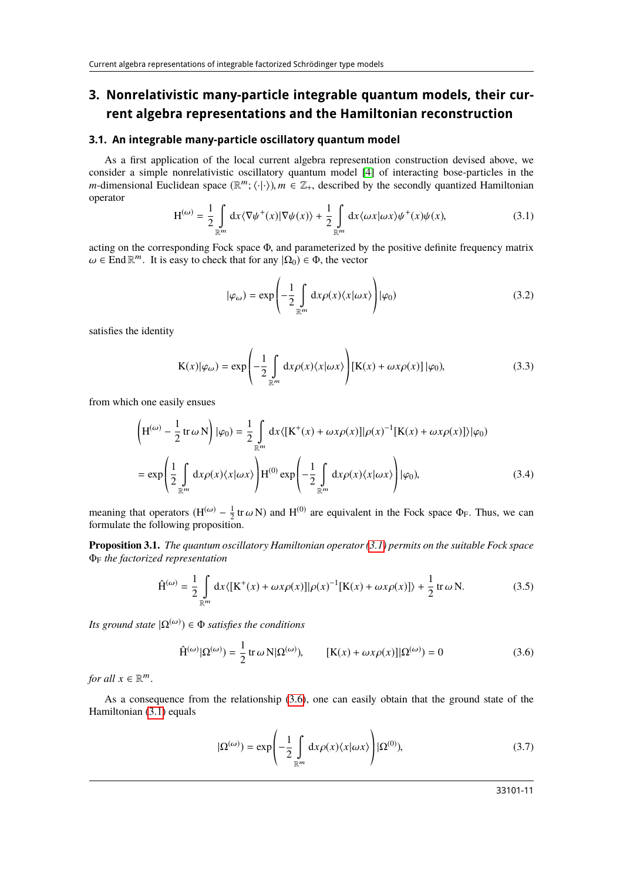## 3. Nonrelativistic many-particle integrable quantum models, their current algebra representations and the Hamiltonian reconstruction

### 3.1. An integrable many-particle oscillatory quantum model

As a first application of the local current algebra representation construction devised above, we consider a simple nonrelativistic oscillatory quantum model [4] of interacting bose-particles in the $m$-dimensional Euclidean space $(\mathbb{R}^m; \langle\cdot|\cdot\rangle), m \in \mathbb{Z}_+$, described by the secondly quantized Hamiltonian operator

$$
\mathrm{H}^{(\omega)} = \frac{1}{2}\int\limits_{\mathbb{R}^m} \mathrm{d}x \langle \nabla\psi^+(x)|\nabla\psi(x)\rangle + \frac{1}{2}\int\limits_{\mathbb{R}^m} \mathrm{d}x \langle\omega x|\omega x\rangle \psi^+(x)\psi(x), \tag{3.1}
$$

acting on the corresponding Fock space $\Phi$, and parameterized by the positive definite frequency matrix $\omega \in \operatorname{End}\mathbb{R}^m$. It is easy to check that for any $|\Omega_0) \in \Phi$, the vector

$$
|\varphi_\omega) = \exp\left(-\frac{1}{2}\int\limits_{\mathbb{R}^m} \mathrm{d}x \rho(x)\langle x|\omega x\rangle\right)|\varphi_0) \tag{3.2}
$$

satisfies the identity

$$
\mathrm{K}(x)|\varphi_\omega) = \exp\left(-\frac{1}{2}\int\limits_{\mathbb{R}^m} \mathrm{d}x\rho(x)\langle x|\omega x\rangle\right)[\mathrm{K}(x) + \omega x\rho(x)]\,|\varphi_0), \tag{3.3}
$$

from which one easily ensues

$$
\begin{aligned}
\left(\mathrm{H}^{(\omega)} - \frac{1}{2}\operatorname{tr}\omega\,\mathrm{N}\right)|\varphi_0) &= \frac{1}{2}\int\limits_{\mathbb{R}^m} \mathrm{d}x \langle[\mathrm{K}^+(x) + \omega x\rho(x)]|\rho(x)^{-1}[\mathrm{K}(x) + \omega x\rho(x)]\rangle|\varphi_0) \\
&= \exp\left(\frac{1}{2}\int\limits_{\mathbb{R}^m} \mathrm{d}x\rho(x)\langle x|\omega x\rangle\right)\mathrm{H}^{(0)}\exp\left(-\frac{1}{2}\int\limits_{\mathbb{R}^m} \mathrm{d}x\rho(x)\langle x|\omega x\rangle\right)|\varphi_0),
\end{aligned} \tag{3.4}
$$

meaning that operators $(\mathrm{H}^{(\omega)} - \frac{1}{2}\operatorname{tr}\omega\,\mathrm{N})$ and $\mathrm{H}^{(0)}$ are equivalent in the Fock space $\Phi_{\mathrm{F}}$. Thus, we can formulate the following proposition.

**Proposition 3.1.** *The quantum oscillatory Hamiltonian operator (3.1) permits on the suitable Fock space $\Phi_{\mathrm{F}}$ the factorized representation*

$$
\hat{\mathrm{H}}^{(\omega)} = \frac{1}{2}\int\limits_{\mathbb{R}^m} \mathrm{d}x \langle[\mathrm{K}^+(x) + \omega x\rho(x)]|\rho(x)^{-1}[\mathrm{K}(x) + \omega x\rho(x)]\rangle + \frac{1}{2}\operatorname{tr}\omega\,\mathrm{N}. \tag{3.5}
$$

*Its ground state $|\Omega^{(\omega)}) \in \Phi$ satisfies the conditions*

$$
\hat{\mathrm{H}}^{(\omega)}|\Omega^{(\omega)}) = \frac{1}{2}\operatorname{tr}\omega\,\mathrm{N}|\Omega^{(\omega)}), \qquad [\mathrm{K}(x) + \omega x\rho(x)]|\Omega^{(\omega)}) = 0 \tag{3.6}
$$

*for all $x \in \mathbb{R}^m$.*

As a consequence from the relationship (3.6), one can easily obtain that the ground state of the Hamiltonian (3.1) equals

$$
|\Omega^{(\omega)}) = \exp\left(-\frac{1}{2}\int\limits_{\mathbb{R}^m} \mathrm{d}x\rho(x)\langle x|\omega x\rangle\right)|\Omega^{(0)}), \tag{3.7}
$$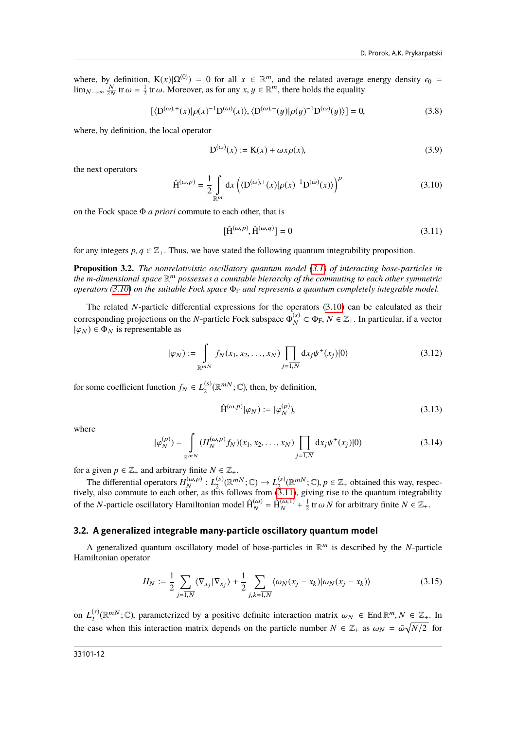where, by definition, $\mathrm{K}(x)|\Omega^{(0)}) = 0$ for all $x \in \mathbb{R}^m$, and the related average energy density $\epsilon_0 = \lim_{N\to\infty} \frac{N}{2N} \operatorname{tr}\omega = \frac{1}{2}\operatorname{tr}\omega$. Moreover, as for any $x, y \in \mathbb{R}^m$, there holds the equality

$$[\langle \mathrm{D}^{(\omega),+}(x)|\rho(x)^{-1}\mathrm{D}^{(\omega)}(x)\rangle, \langle \mathrm{D}^{(\omega),+}(y)|\rho(y)^{-1}\mathrm{D}^{(\omega)}(y)\rangle] = 0, \tag{3.8}$$

where, by definition, the local operator

$$\mathrm{D}^{(\omega)}(x) := \mathrm{K}(x) + \omega x \rho(x), \tag{3.9}$$

the next operators

$$\hat{\mathrm{H}}^{(\omega,p)} = \frac{1}{2}\int\limits_{\mathbb{R}^m} \mathrm{d}x \left(\langle \mathrm{D}^{(\omega),+}(x)|\rho(x)^{-1}\mathrm{D}^{(\omega)}(x)\rangle\right)^p \tag{3.10}$$

on the Fock space $\Phi$ *a priori* commute to each other, that is

$$[\hat{\mathrm{H}}^{(\omega,p)}, \hat{\mathrm{H}}^{(\omega,q)}] = 0 \tag{3.11}$$

for any integers $p, q \in \mathbb{Z}_+$. Thus, we have stated the following quantum integrability proposition.

**Proposition 3.2.** *The nonrelativistic oscillatory quantum model (3.1) of interacting bose-particles in the m-dimensional space $\mathbb{R}^m$ possesses a countable hierarchy of the commuting to each other symmetric operators (3.10) on the suitable Fock space $\Phi_{\mathrm{F}}$ and represents a quantum completely integrable model.*

The related $N$-particle differential expressions for the operators (3.10) can be calculated as their corresponding projections on the $N$-particle Fock subspace $\Phi_N^{(s)} \subset \Phi_{\mathrm{F}}$, $N \in \mathbb{Z}_+$. In particular, if a vector $|\varphi_N) \in \Phi_N$ is representable as

$$|\varphi_N) := \int\limits_{\mathbb{R}^{mN}} f_N(x_1, x_2, \ldots, x_N) \prod_{j=\overline{1,N}} \mathrm{d}x_j \psi^+(x_j)|0) \tag{3.12}$$

for some coefficient function $f_N \in L_2^{(s)}(\mathbb{R}^{mN};\mathbb{C})$, then, by definition,

$$\hat{\mathrm{H}}^{(\omega,p)}|\varphi_N) := |\varphi_N^{(p)}), \tag{3.13}$$

where

$$|\varphi_N^{(p)}) = \int\limits_{\mathbb{R}^{mN}} (H_N^{(\omega,p)} f_N)(x_1, x_2, \ldots, x_N) \prod_{j=\overline{1,N}} \mathrm{d}x_j \psi^+(x_j)|0) \tag{3.14}$$

for a given $p \in \mathbb{Z}_+$ and arbitrary finite $N \in \mathbb{Z}_+$.

The differential operators $H_N^{(\omega,p)} : L_2^{(s)}(\mathbb{R}^{mN};\mathbb{C}) \to L_2^{(s)}(\mathbb{R}^{mN};\mathbb{C})$, $p \in \mathbb{Z}_+$ obtained this way, respectively, also commute to each other, as this follows from (3.11), giving rise to the quantum integrability of the $N$-particle oscillatory Hamiltonian model $\hat{\mathrm{H}}_N^{(\omega)} = \hat{\mathrm{H}}_N^{(\omega,1)} + \frac{1}{2}\operatorname{tr}\omega N$ for arbitrary finite $N \in \mathbb{Z}_+$.

### 3.2. A generalized integrable many-particle oscillatory quantum model

A generalized quantum oscillatory model of bose-particles in $\mathbb{R}^m$ is described by the $N$-particle Hamiltonian operator

$$H_N := \frac{1}{2}\sum_{j=\overline{1,N}} \langle \nabla_{x_j}|\nabla_{x_j}\rangle + \frac{1}{2}\sum_{j,k=\overline{1,N}} \langle \omega_N(x_j - x_k)|\omega_N(x_j - x_k)\rangle \tag{3.15}$$

on $L_2^{(s)}(\mathbb{R}^{mN};\mathbb{C})$, parameterized by a positive definite interaction matrix $\omega_N \in \operatorname{End}\mathbb{R}^m$, $N \in \mathbb{Z}_+$. In the case when this interaction matrix depends on the particle number $N \in \mathbb{Z}_+$ as $\omega_N = \bar{\omega}\sqrt{N/2}$ for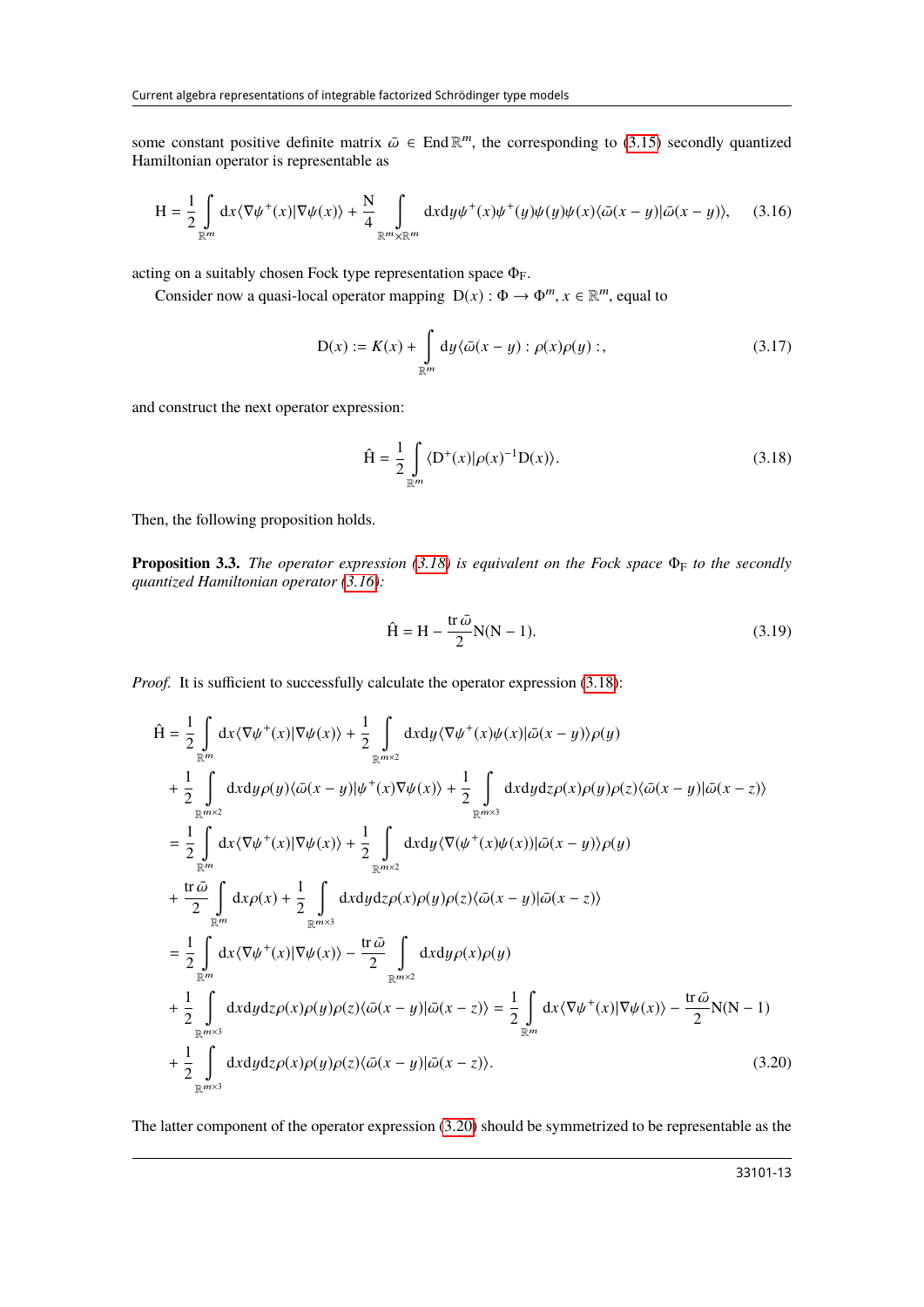some constant positive definite matrix $\bar{\omega} \in \operatorname{End}\mathbb{R}^m$, the corresponding to (3.15) secondly quantized Hamiltonian operator is representable as

$$\mathrm{H} = \frac{1}{2}\int\limits_{\mathbb{R}^m} \mathrm{d}x\langle\nabla\psi^+(x)|\nabla\psi(x)\rangle + \frac{\mathrm{N}}{4}\int\limits_{\mathbb{R}^m\times\mathbb{R}^m} \mathrm{d}x\mathrm{d}y\psi^+(x)\psi^+(y)\psi(y)\psi(x)\langle\bar{\omega}(x-y)|\bar{\omega}(x-y)\rangle, \tag{3.16}$$

acting on a suitably chosen Fock type representation space $\Phi_{\mathrm{F}}$.

Consider now a quasi-local operator mapping $\mathrm{D}(x) : \Phi \longrightarrow \Phi^m, x \in \mathbb{R}^m$, equal to

$$\mathrm{D}(x) := K(x) + \int\limits_{\mathbb{R}^m} \mathrm{d}y\langle\bar{\omega}(x-y) : \rho(x)\rho(y) :, \tag{3.17}$$

and construct the next operator expression:

$$\hat{\mathrm{H}} = \frac{1}{2}\int\limits_{\mathbb{R}^m} \langle\mathrm{D}^+(x)|\rho(x)^{-1}\mathrm{D}(x)\rangle. \tag{3.18}$$

Then, the following proposition holds.

**Proposition 3.3.** *The operator expression (3.18) is equivalent on the Fock space $\Phi_{\mathrm{F}}$ to the secondly quantized Hamiltonian operator (3.16):*

$$\hat{\mathrm{H}} = \mathrm{H} - \frac{\operatorname{tr}\bar{\omega}}{2}\mathrm{N}(\mathrm{N}-1). \tag{3.19}$$

*Proof.* It is sufficient to successfully calculate the operator expression (3.18):

$$\begin{aligned}
\hat{\mathrm{H}} &= \frac{1}{2}\int\limits_{\mathbb{R}^m} \mathrm{d}x\langle\nabla\psi^+(x)|\nabla\psi(x)\rangle + \frac{1}{2}\int\limits_{\mathbb{R}^{m\times 2}} \mathrm{d}x\mathrm{d}y\langle\nabla\psi^+(x)\psi(x)|\bar{\omega}(x-y)\rangle\rho(y) \\
&+ \frac{1}{2}\int\limits_{\mathbb{R}^{m\times 2}} \mathrm{d}x\mathrm{d}y\rho(y)\langle\bar{\omega}(x-y)|\psi^+(x)\nabla\psi(x)\rangle + \frac{1}{2}\int\limits_{\mathbb{R}^{m\times 3}} \mathrm{d}x\mathrm{d}y\mathrm{d}z\rho(x)\rho(y)\rho(z)\langle\bar{\omega}(x-y)|\bar{\omega}(x-z)\rangle \\
&= \frac{1}{2}\int\limits_{\mathbb{R}^m} \mathrm{d}x\langle\nabla\psi^+(x)|\nabla\psi(x)\rangle + \frac{1}{2}\int\limits_{\mathbb{R}^{m\times 2}} \mathrm{d}x\mathrm{d}y\langle\nabla(\psi^+(x)\psi(x))|\bar{\omega}(x-y)\rangle\rho(y) \\
&+ \frac{\operatorname{tr}\bar{\omega}}{2}\int\limits_{\mathbb{R}^m} \mathrm{d}x\rho(x) + \frac{1}{2}\int\limits_{\mathbb{R}^{m\times 3}} \mathrm{d}x\mathrm{d}y\mathrm{d}z\rho(x)\rho(y)\rho(z)\langle\bar{\omega}(x-y)|\bar{\omega}(x-z)\rangle \\
&= \frac{1}{2}\int\limits_{\mathbb{R}^m} \mathrm{d}x\langle\nabla\psi^+(x)|\nabla\psi(x)\rangle - \frac{\operatorname{tr}\bar{\omega}}{2}\int\limits_{\mathbb{R}^{m\times 2}} \mathrm{d}x\mathrm{d}y\rho(x)\rho(y) \\
&+ \frac{1}{2}\int\limits_{\mathbb{R}^{m\times 3}} \mathrm{d}x\mathrm{d}y\mathrm{d}z\rho(x)\rho(y)\rho(z)\langle\bar{\omega}(x-y)|\bar{\omega}(x-z)\rangle = \frac{1}{2}\int\limits_{\mathbb{R}^m} \mathrm{d}x\langle\nabla\psi^+(x)|\nabla\psi(x)\rangle - \frac{\operatorname{tr}\bar{\omega}}{2}\mathrm{N}(\mathrm{N}-1) \\
&+ \frac{1}{2}\int\limits_{\mathbb{R}^{m\times 3}} \mathrm{d}x\mathrm{d}y\mathrm{d}z\rho(x)\rho(y)\rho(z)\langle\bar{\omega}(x-y)|\bar{\omega}(x-z)\rangle.
\end{aligned} \tag{3.20}$$

The latter component of the operator expression (3.20) should be symmetrized to be representable as the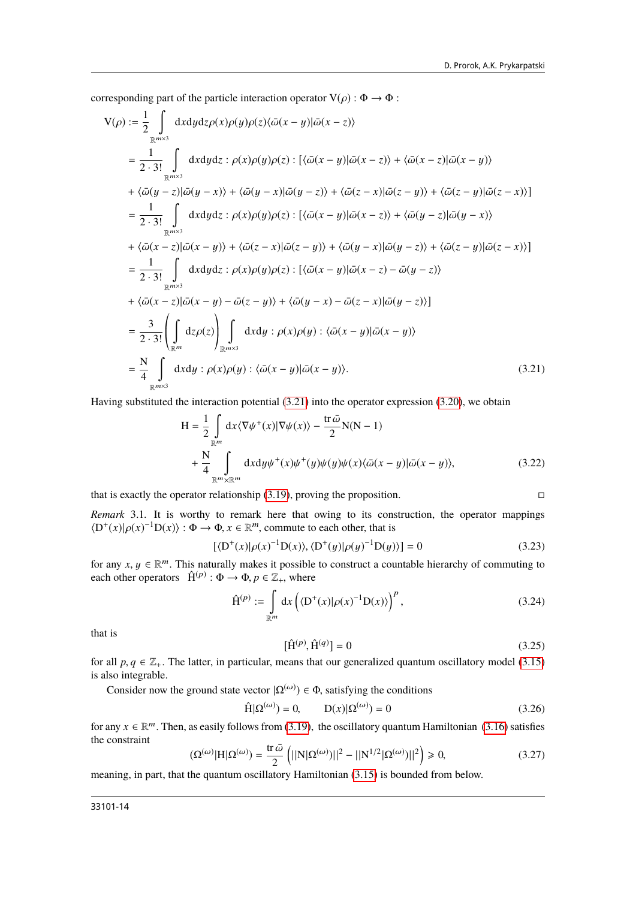corresponding part of the particle interaction operator $\mathrm{V}(\rho):\Phi\rightarrow\Phi$ :

$$
\begin{aligned}
\mathrm{V}(\rho) &:= \frac{1}{2}\int\limits_{\mathbb{R}^{m\times 3}} \mathrm{d}x\mathrm{d}y\mathrm{d}z\rho(x)\rho(y)\rho(z)\langle\bar{\omega}(x-y)|\bar{\omega}(x-z)\rangle \\
&= \frac{1}{2\cdot 3!}\int\limits_{\mathbb{R}^{m\times 3}} \mathrm{d}x\mathrm{d}y\mathrm{d}z : \rho(x)\rho(y)\rho(z) : [\langle\bar{\omega}(x-y)|\bar{\omega}(x-z)\rangle + \langle\bar{\omega}(x-z)|\bar{\omega}(x-y)\rangle \\
&+ \langle\bar{\omega}(y-z)|\bar{\omega}(y-x)\rangle + \langle\bar{\omega}(y-x)|\bar{\omega}(y-z)\rangle + \langle\bar{\omega}(z-x)|\bar{\omega}(z-y)\rangle + \langle\bar{\omega}(z-y)|\bar{\omega}(z-x)\rangle] \\
&= \frac{1}{2\cdot 3!}\int\limits_{\mathbb{R}^{m\times 3}} \mathrm{d}x\mathrm{d}y\mathrm{d}z : \rho(x)\rho(y)\rho(z) : [\langle\bar{\omega}(x-y)|\bar{\omega}(x-z)\rangle + \langle\bar{\omega}(y-z)|\bar{\omega}(y-x)\rangle \\
&+ \langle\bar{\omega}(x-z)|\bar{\omega}(x-y)\rangle + \langle\bar{\omega}(z-x)|\bar{\omega}(z-y)\rangle + \langle\bar{\omega}(y-x)|\bar{\omega}(y-z)\rangle + \langle\bar{\omega}(z-y)|\bar{\omega}(z-x)\rangle] \\
&= \frac{1}{2\cdot 3!}\int\limits_{\mathbb{R}^{m\times 3}} \mathrm{d}x\mathrm{d}y\mathrm{d}z : \rho(x)\rho(y)\rho(z) : [\langle\bar{\omega}(x-y)|\bar{\omega}(x-z)-\bar{\omega}(y-z)\rangle \\
&+ \langle\bar{\omega}(x-z)|\bar{\omega}(x-y)-\bar{\omega}(z-y)\rangle + \langle\bar{\omega}(y-x)-\bar{\omega}(z-x)|\bar{\omega}(y-z)\rangle] \\
&= \frac{3}{2\cdot 3!}\left(\int\limits_{\mathbb{R}^{m}}\mathrm{d}z\rho(z)\right)\int\limits_{\mathbb{R}^{m\times 3}} \mathrm{d}x\mathrm{d}y : \rho(x)\rho(y) : \langle\bar{\omega}(x-y)|\bar{\omega}(x-y)\rangle \\
&= \frac{\mathrm{N}}{4}\int\limits_{\mathbb{R}^{m\times 3}} \mathrm{d}x\mathrm{d}y : \rho(x)\rho(y) : \langle\bar{\omega}(x-y)|\bar{\omega}(x-y)\rangle.
\end{aligned}
\tag{3.21}
$$

Having substituted the interaction potential (3.21) into the operator expression (3.20), we obtain

$$
\begin{aligned}
\mathrm{H} &= \frac{1}{2}\int\limits_{\mathbb{R}^{m}}\mathrm{d}x\langle\nabla\psi^{+}(x)|\nabla\psi(x)\rangle - \frac{\operatorname{tr}\bar{\omega}}{2}\mathrm{N}(\mathrm{N}-1) \\
&+ \frac{\mathrm{N}}{4}\int\limits_{\mathbb{R}^{m}\times\mathbb{R}^{m}}\mathrm{d}x\mathrm{d}y\psi^{+}(x)\psi^{+}(y)\psi(y)\psi(x)\langle\bar{\omega}(x-y)|\bar{\omega}(x-y)\rangle,
\end{aligned}
\tag{3.22}
$$

that is exactly the operator relationship (3.19), proving the proposition. □

*Remark* 3.1. It is worthy to remark here that owing to its construction, the operator mappings $\langle\mathrm{D}^{+}(x)|\rho(x)^{-1}\mathrm{D}(x)\rangle:\Phi\rightarrow\Phi$, $x\in\mathbb{R}^{m}$, commute to each other, that is

$$
[\langle\mathrm{D}^{+}(x)|\rho(x)^{-1}\mathrm{D}(x)\rangle,\langle\mathrm{D}^{+}(y)|\rho(y)^{-1}\mathrm{D}(y)\rangle]=0
\tag{3.23}
$$

for any $x,y\in\mathbb{R}^{m}$. This naturally makes it possible to construct a countable hierarchy of commuting to each other operators $\hat{\mathrm{H}}^{(p)}:\Phi\rightarrow\Phi$, $p\in\mathbb{Z}_{+}$, where

$$
\hat{\mathrm{H}}^{(p)}:=\int\limits_{\mathbb{R}^{m}}\mathrm{d}x\left(\langle\mathrm{D}^{+}(x)|\rho(x)^{-1}\mathrm{D}(x)\rangle\right)^{p},
\tag{3.24}
$$

that is

$$
[\hat{\mathrm{H}}^{(p)},\hat{\mathrm{H}}^{(q)}]=0
\tag{3.25}
$$

for all $p,q\in\mathbb{Z}_{+}$. The latter, in particular, means that our generalized quantum oscillatory model (3.15) is also integrable.

Consider now the ground state vector $|\Omega^{(\omega)})\in\Phi$, satisfying the conditions

$$
\hat{\mathrm{H}}|\Omega^{(\omega)})=0,\qquad \mathrm{D}(x)|\Omega^{(\omega)})=0
\tag{3.26}
$$

for any $x\in\mathbb{R}^{m}$. Then, as easily follows from (3.19), the oscillatory quantum Hamiltonian (3.16) satisfies the constraint

$$
(\Omega^{(\omega)}|\mathrm{H}|\Omega^{(\omega)})=\frac{\operatorname{tr}\bar{\omega}}{2}\left(||\mathrm{N}|\Omega^{(\omega)})||^{2}-||\mathrm{N}^{1/2}|\Omega^{(\omega)})||^{2}\right)\geqslant 0,
\tag{3.27}
$$

meaning, in part, that the quantum oscillatory Hamiltonian (3.15) is bounded from below.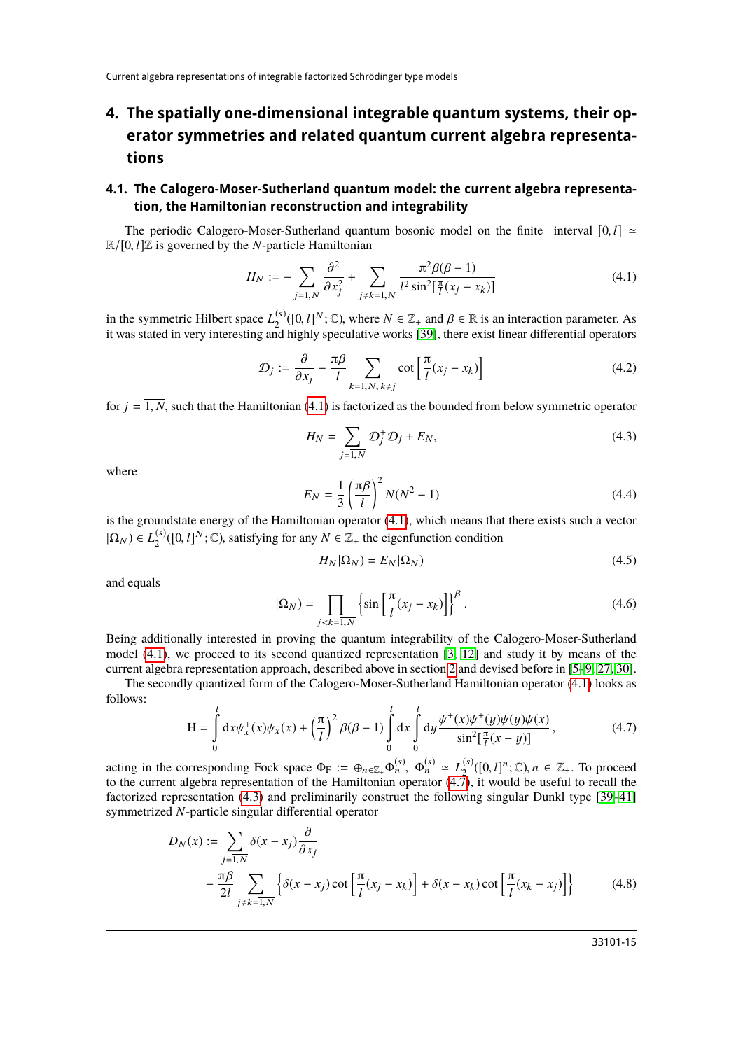## 4. The spatially one-dimensional integrable quantum systems, their operator symmetries and related quantum current algebra representations

### 4.1. The Calogero-Moser-Sutherland quantum model: the current algebra representation, the Hamiltonian reconstruction and integrability

The periodic Calogero-Moser-Sutherland quantum bosonic model on the finite interval $[0,l] \simeq \mathbb{R}/[0,l]\mathbb{Z}$ is governed by the $N$-particle Hamiltonian

$$H_N := -\sum_{j=\overline{1,N}} \frac{\partial^2}{\partial x_j^2} + \sum_{j\neq k=\overline{1,N}} \frac{\pi^2\beta(\beta-1)}{l^2 \sin^2[\frac{\pi}{l}(x_j - x_k)]} \tag{4.1}$$

in the symmetric Hilbert space $L_2^{(s)}([0,l]^N;\mathbb{C})$, where $N \in \mathbb{Z}_+$ and $\beta \in \mathbb{R}$ is an interaction parameter. As it was stated in very interesting and highly speculative works [39], there exist linear differential operators

$$\mathcal{D}_j := \frac{\partial}{\partial x_j} - \frac{\pi\beta}{l} \sum_{k=\overline{1,N},\, k\neq j} \cot\left[\frac{\pi}{l}(x_j - x_k)\right] \tag{4.2}$$

for $j = \overline{1,N}$, such that the Hamiltonian (4.1) is factorized as the bounded from below symmetric operator

$$H_N = \sum_{j=\overline{1,N}} \mathcal{D}_j^+ \mathcal{D}_j + E_N, \tag{4.3}$$

where

$$E_N = \frac{1}{3}\left(\frac{\pi\beta}{l}\right)^2 N(N^2-1) \tag{4.4}$$

is the groundstate energy of the Hamiltonian operator (4.1), which means that there exists such a vector $|\Omega_N) \in L_2^{(s)}([0,l]^N;\mathbb{C})$, satisfying for any $N \in \mathbb{Z}_+$ the eigenfunction condition

$$H_N|\Omega_N) = E_N|\Omega_N) \tag{4.5}$$

and equals

$$|\Omega_N) = \prod_{j<k=\overline{1,N}} \left\{\sin\left[\frac{\pi}{l}(x_j - x_k)\right]\right\}^\beta. \tag{4.6}$$

Being additionally interested in proving the quantum integrability of the Calogero-Moser-Sutherland model (4.1), we proceed to its second quantized representation [3, 12] and study it by means of the current algebra representation approach, described above in section 2 and devised before in [5–9, 27, 30].

The secondly quantized form of the Calogero-Moser-Sutherland Hamiltonian operator (4.1) looks as follows:

$$\mathrm{H} = \int_0^l \mathrm{d}x \psi_x^+(x)\psi_x(x) + \left(\frac{\pi}{l}\right)^2 \beta(\beta-1) \int_0^l \mathrm{d}x \int_0^l \mathrm{d}y \frac{\psi^+(x)\psi^+(y)\psi(y)\psi(x)}{\sin^2[\frac{\pi}{l}(x-y)]}, \tag{4.7}$$

acting in the corresponding Fock space $\Phi_\mathrm{F} := \oplus_{n\in\mathbb{Z}_+}\Phi_n^{(s)}$, $\Phi_n^{(s)} \simeq L_2^{(s)}([0,l]^n;\mathbb{C}), n \in \mathbb{Z}_+$. To proceed to the current algebra representation of the Hamiltonian operator (4.7), it would be useful to recall the factorized representation (4.3) and preliminarily construct the following singular Dunkl type [39–41] symmetrized $N$-particle singular differential operator

$$\begin{aligned} D_N(x) := &\sum_{j=\overline{1,N}} \delta(x-x_j)\frac{\partial}{\partial x_j} \\ &- \frac{\pi\beta}{2l} \sum_{j\neq k=\overline{1,N}} \left\{\delta(x-x_j)\cot\left[\frac{\pi}{l}(x_j-x_k)\right] + \delta(x-x_k)\cot\left[\frac{\pi}{l}(x_k-x_j)\right]\right\} \end{aligned} \tag{4.8}$$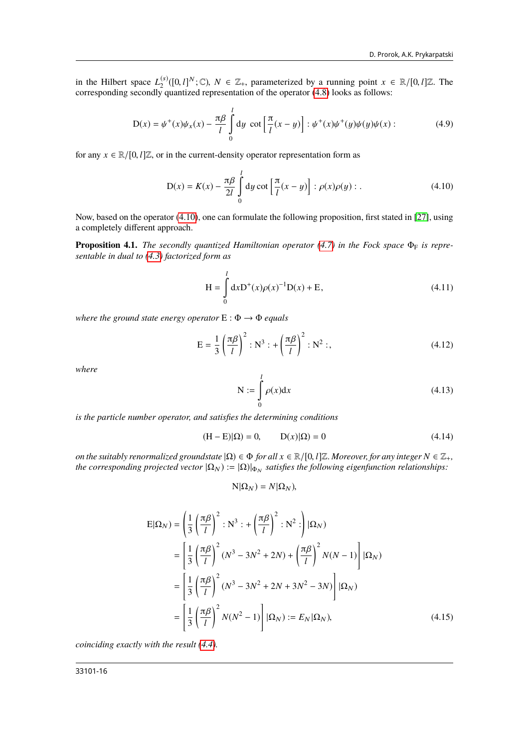in the Hilbert space $L_2^{(s)}([0,l]^N;\mathbb{C})$, $N \in \mathbb{Z}_+$, parameterized by a running point $x \in \mathbb{R}/[0,l]\mathbb{Z}$. The corresponding secondly quantized representation of the operator (4.8) looks as follows:

$$\mathrm{D}(x) = \psi^+(x)\psi_x(x) - \frac{\pi\beta}{l}\int_0^l \mathrm{d}y \ \cot\left[\frac{\pi}{l}(x-y)\right] : \psi^+(x)\psi^+(y)\psi(y)\psi(x) : \tag{4.9}$$

for any $x \in \mathbb{R}/[0,l]\mathbb{Z}$, or in the current-density operator representation form as

$$\mathrm{D}(x) = K(x) - \frac{\pi\beta}{2l}\int_0^l \mathrm{d}y \cot\left[\frac{\pi}{l}(x-y)\right] : \rho(x)\rho(y) : . \tag{4.10}$$

Now, based on the operator (4.10), one can formulate the following proposition, first stated in [27], using a completely different approach.

**Proposition 4.1.** *The secondly quantized Hamiltonian operator (4.7) in the Fock space $\Phi_{\mathrm{F}}$ is representable in dual to (4.3) factorized form as*

$$\mathrm{H} = \int_0^l \mathrm{d}x \mathrm{D}^+(x)\rho(x)^{-1}\mathrm{D}(x) + \mathrm{E}, \tag{4.11}$$

*where the ground state energy operator $\mathrm{E} : \Phi \to \Phi$ equals*

$$\mathrm{E} = \frac{1}{3}\left(\frac{\pi\beta}{l}\right)^2 : \mathrm{N}^3 : + \left(\frac{\pi\beta}{l}\right)^2 : \mathrm{N}^2 :, \tag{4.12}$$

*where*

$$\mathrm{N} := \int_0^l \rho(x)\mathrm{d}x \tag{4.13}$$

*is the particle number operator, and satisfies the determining conditions*

$$(\mathrm{H} - \mathrm{E})|\Omega) = 0, \qquad \mathrm{D}(x)|\Omega) = 0 \tag{4.14}$$

*on the suitably renormalized groundstate $|\Omega) \in \Phi$ for all $x \in \mathbb{R}/[0,l]\mathbb{Z}$. Moreover, for any integer $N \in \mathbb{Z}_+$, the corresponding projected vector $|\Omega_N) := |\Omega)|_{\Phi_N}$ satisfies the following eigenfunction relationships:*

$$\mathrm{N}|\Omega_N) = N|\Omega_N),$$

$$\begin{aligned}
\mathrm{E}|\Omega_N) &= \left(\frac{1}{3}\left(\frac{\pi\beta}{l}\right)^2 : \mathrm{N}^3 : + \left(\frac{\pi\beta}{l}\right)^2 : \mathrm{N}^2 :\right)|\Omega_N) \\
&= \left[\frac{1}{3}\left(\frac{\pi\beta}{l}\right)^2 (N^3 - 3N^2 + 2N) + \left(\frac{\pi\beta}{l}\right)^2 N(N-1)\right]|\Omega_N) \\
&= \left[\frac{1}{3}\left(\frac{\pi\beta}{l}\right)^2 (N^3 - 3N^2 + 2N + 3N^2 - 3N)\right]|\Omega_N) \\
&= \left[\frac{1}{3}\left(\frac{\pi\beta}{l}\right)^2 N(N^2 - 1)\right]|\Omega_N) := E_N|\Omega_N),
\end{aligned} \tag{4.15}$$

*coinciding exactly with the result (4.4).*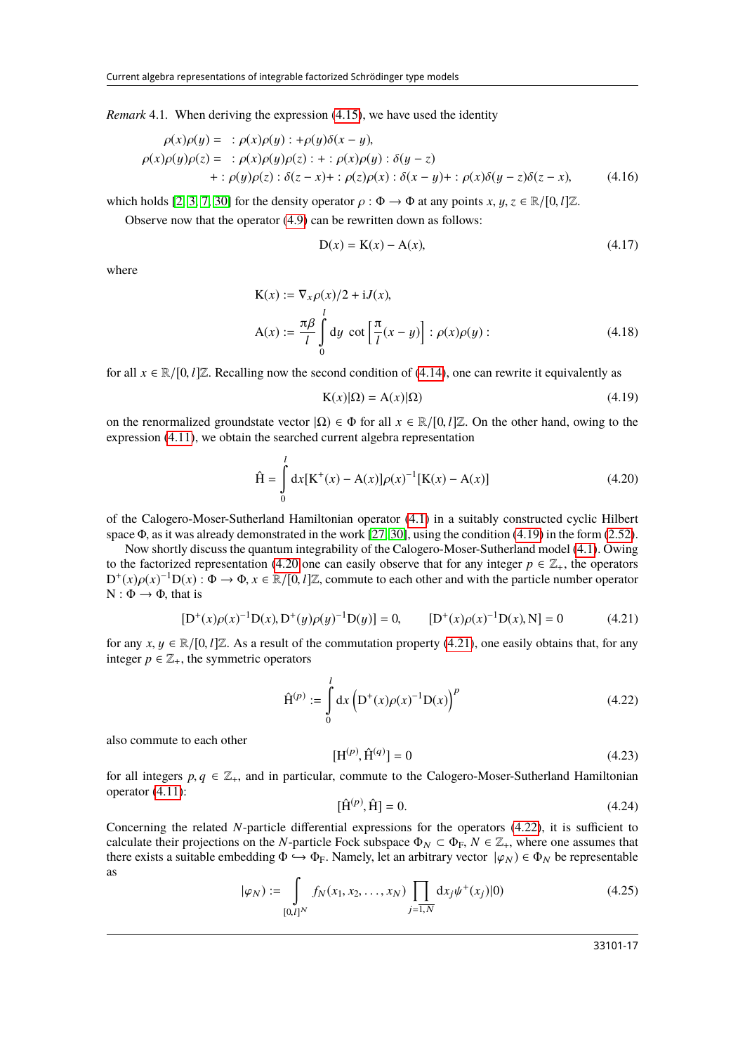*Remark* 4.1. When deriving the expression (4.15), we have used the identity

$$
\begin{aligned}
\rho(x)\rho(y) = \; & :\rho(x)\rho(y): + \rho(y)\delta(x-y), \\
\rho(x)\rho(y)\rho(z) = \; & :\rho(x)\rho(y)\rho(z): + :\rho(x)\rho(y): \delta(y-z) \\
& + :\rho(y)\rho(z): \delta(z-x) + :\rho(z)\rho(x): \delta(x-y) + :\rho(x)\delta(y-z)\delta(z-x),
\end{aligned} \tag{4.16}
$$

which holds [2, 3, 7, 30] for the density operator $\rho : \Phi \to \Phi$ at any points $x, y, z \in \mathbb{R}/[0,l]\mathbb{Z}$.

Observe now that the operator (4.9) can be rewritten down as follows:

$$
\mathrm{D}(x) = \mathrm{K}(x) - \mathrm{A}(x), \tag{4.17}
$$

where

$$
\begin{aligned}
\mathrm{K}(x) &:= \nabla_x \rho(x)/2 + \mathrm{i}J(x), \\
\mathrm{A}(x) &:= \frac{\pi\beta}{l} \int_0^l \mathrm{d}y \; \cot\left[\frac{\pi}{l}(x-y)\right] :\rho(x)\rho(y):
\end{aligned} \tag{4.18}
$$

for all $x \in \mathbb{R}/[0,l]\mathbb{Z}$. Recalling now the second condition of (4.14), one can rewrite it equivalently as

$$
\mathrm{K}(x)|\Omega) = \mathrm{A}(x)|\Omega) \tag{4.19}
$$

on the renormalized groundstate vector $|\Omega) \in \Phi$ for all $x \in \mathbb{R}/[0,l]\mathbb{Z}$. On the other hand, owing to the expression (4.11), we obtain the searched current algebra representation

$$
\hat{\mathrm{H}} = \int_0^l \mathrm{d}x [\mathrm{K}^+(x) - \mathrm{A}(x)]\rho(x)^{-1}[\mathrm{K}(x) - \mathrm{A}(x)] \tag{4.20}
$$

of the Calogero-Moser-Sutherland Hamiltonian operator (4.1) in a suitably constructed cyclic Hilbert space $\Phi$, as it was already demonstrated in the work [27, 30], using the condition (4.19) in the form (2.52).

Now shortly discuss the quantum integrability of the Calogero-Moser-Sutherland model (4.1). Owing to the factorized representation (4.20 one can easily observe that for any integer $p \in \mathbb{Z}_+$, the operators $\mathrm{D}^+(x)\rho(x)^{-1}\mathrm{D}(x) : \Phi \to \Phi$, $x \in \mathbb{R}/[0,l]\mathbb{Z}$, commute to each other and with the particle number operator $\mathrm{N} : \Phi \to \Phi$, that is

$$
[\mathrm{D}^+(x)\rho(x)^{-1}\mathrm{D}(x), \mathrm{D}^+(y)\rho(y)^{-1}\mathrm{D}(y)] = 0, \qquad [\mathrm{D}^+(x)\rho(x)^{-1}\mathrm{D}(x), \mathrm{N}] = 0 \tag{4.21}
$$

for any $x, y \in \mathbb{R}/[0,l]\mathbb{Z}$. As a result of the commutation property (4.21), one easily obtains that, for any integer $p \in \mathbb{Z}_+$, the symmetric operators

$$
\hat{\mathrm{H}}^{(p)} := \int_0^l \mathrm{d}x \left(\mathrm{D}^+(x)\rho(x)^{-1}\mathrm{D}(x)\right)^p \tag{4.22}
$$

also commute to each other

$$
[\mathrm{H}^{(p)}, \hat{\mathrm{H}}^{(q)}] = 0 \tag{4.23}
$$

for all integers $p, q \in \mathbb{Z}_+$, and in particular, commute to the Calogero-Moser-Sutherland Hamiltonian operator (4.11):

$$
[\hat{\mathrm{H}}^{(p)}, \hat{\mathrm{H}}] = 0. \tag{4.24}
$$

Concerning the related $N$-particle differential expressions for the operators (4.22), it is sufficient to calculate their projections on the $N$-particle Fock subspace $\Phi_N \subset \Phi_{\mathrm{F}}$, $N \in \mathbb{Z}_+$, where one assumes that there exists a suitable embedding $\Phi \hookrightarrow \Phi_{\mathrm{F}}$. Namely, let an arbitrary vector $|\varphi_N) \in \Phi_N$ be representable as

$$
|\varphi_N) := \int_{[0,l]^N} f_N(x_1, x_2, \ldots, x_N) \prod_{j=\overline{1,N}} \mathrm{d}x_j \psi^+(x_j)|0) \tag{4.25}
$$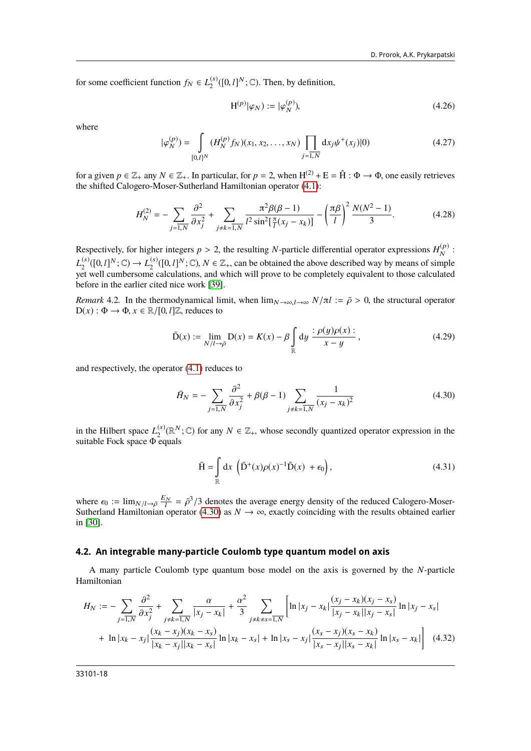for some coefficient function $f_N \in L_2^{(s)}([0,l]^N;\mathbb{C})$. Then, by definition,

$$\mathrm{H}^{(p)}|\varphi_N) := |\varphi_N^{(p)}), \tag{4.26}$$

where

$$|\varphi_N^{(p)}) = \int\limits_{[0,l]^N} (H_N^{(p)} f_N)(x_1, x_2, \ldots, x_N) \prod_{j=\overline{1,N}} \mathrm{d}x_j \psi^+(x_j)|0) \tag{4.27}$$

for a given $p \in \mathbb{Z}_+$ any $N \in \mathbb{Z}_+$. In particular, for $p = 2$, when $\mathrm{H}^{(2)} + \mathrm{E} = \hat{\mathrm{H}} : \Phi \to \Phi$, one easily retrieves the shifted Calogero-Moser-Sutherland Hamiltonian operator (4.1):

$$H_N^{(2)} = -\sum_{j=\overline{1,N}} \frac{\partial^2}{\partial x_j^2} + \sum_{j\neq k=\overline{1,N}} \frac{\pi^2\beta(\beta-1)}{l^2 \sin^2[\frac{\pi}{l}(x_j - x_k)]} - \left(\frac{\pi\beta}{l}\right)^2 \frac{N(N^2-1)}{3}. \tag{4.28}$$

Respectively, for higher integers $p > 2$, the resulting $N$-particle differential operator expressions $H_N^{(p)} : L_2^{(s)}([0,l]^N;\mathbb{C}) \to L_2^{(s)}([0,l]^N;\mathbb{C})$, $N \in \mathbb{Z}_+$, can be obtained the above described way by means of simple yet well cumbersome calculations, and which will prove to be completely equivalent to those calculated before in the earlier cited nice work [39].

*Remark* 4.2. In the thermodynamical limit, when $\lim_{N\to\infty, l\to\infty} N/\pi l := \bar{\rho} > 0$, the structural operator $\mathrm{D}(x) : \Phi \to \Phi$, $x \in \mathbb{R}/[0,l]\mathbb{Z}$, reduces to

$$\bar{\mathrm{D}}(x) := \lim_{N/l\to\bar{\rho}} \mathrm{D}(x) = K(x) - \beta \int\limits_{\mathbb{R}} \mathrm{d}y\, \frac{:\rho(y)\rho(x):}{x-y}\,, \tag{4.29}$$

and respectively, the operator (4.1) reduces to

$$\bar{H}_N = -\sum_{j=\overline{1,N}} \frac{\partial^2}{\partial x_j^2} + \beta(\beta-1) \sum_{j\neq k=\overline{1,N}} \frac{1}{(x_j - x_k)^2} \tag{4.30}$$

in the Hilbert space $L_2^{(s)}(\mathbb{R}^N;\mathbb{C})$ for any $N \in \mathbb{Z}_+$, whose secondly quantized operator expression in the suitable Fock space $\Phi$ equals

$$\bar{\mathrm{H}} = \int\limits_{\mathbb{R}} \mathrm{d}x\, \left(\bar{\mathrm{D}}^+(x)\rho(x)^{-1}\bar{\mathrm{D}}(x) \,+ \epsilon_0\right), \tag{4.31}$$

where $\epsilon_0 := \lim_{N/l\to\bar{\rho}} \frac{E_N}{l} = \bar{\rho}^3/3$ denotes the average energy density of the reduced Calogero-Moser-Sutherland Hamiltonian operator (4.30) as $N \to \infty$, exactly coinciding with the results obtained earlier in [30].

### 4.2. An integrable many-particle Coulomb type quantum model on axis

A many particle Coulomb type quantum bose model on the axis is governed by the $N$-particle Hamiltonian

$$\begin{aligned} H_N := &-\sum_{j=\overline{1,N}} \frac{\partial^2}{\partial x_j^2} + \sum_{j\neq k=\overline{1,N}} \frac{\alpha}{|x_j - x_k|} + \frac{\alpha^2}{3} \sum_{j\neq k\neq s=\overline{1,N}} \Bigg[\ln|x_j - x_k| \frac{(x_j - x_k)(x_j - x_s)}{|x_j - x_k||x_j - x_s|} \ln|x_j - x_s| \\ &+ \ln|x_k - x_j| \frac{(x_k - x_j)(x_k - x_s)}{|x_k - x_j||x_k - x_s|} \ln|x_k - x_s| + \ln|x_s - x_j| \frac{(x_s - x_j)(x_s - x_k)}{|x_s - x_j||x_s - x_k|} \ln|x_s - x_k|\Bigg] \end{aligned} \tag{4.32}$$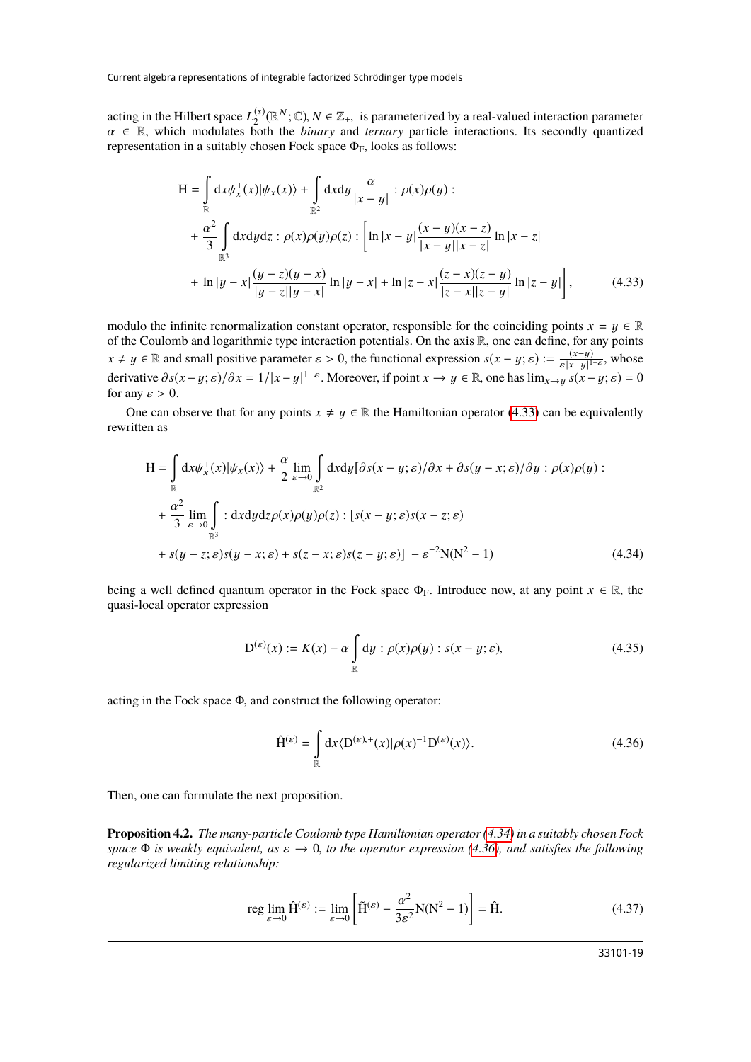acting in the Hilbert space $L_2^{(s)}(\mathbb{R}^N;\mathbb{C})$, $N\in\mathbb{Z}_+$, is parameterized by a real-valued interaction parameter $\alpha\in\mathbb{R}$, which modulates both the *binary* and *ternary* particle interactions. Its secondly quantized representation in a suitably chosen Fock space $\Phi_{\mathrm{F}}$, looks as follows:

$$
\begin{aligned}
\mathrm{H} = & \int\limits_{\mathbb{R}} \mathrm{d}x \psi_x^+(x)|\psi_x(x)\rangle + \int\limits_{\mathbb{R}^2} \mathrm{d}x\mathrm{d}y \frac{\alpha}{|x-y|} : \rho(x)\rho(y) : \\
& + \frac{\alpha^2}{3} \int\limits_{\mathbb{R}^3} \mathrm{d}x\mathrm{d}y\mathrm{d}z : \rho(x)\rho(y)\rho(z) : \Bigg[ \ln|x-y| \frac{(x-y)(x-z)}{|x-y||x-z|} \ln|x-z| \\
& + \ln|y-x| \frac{(y-z)(y-x)}{|y-z||y-x|} \ln|y-x| + \ln|z-x| \frac{(z-x)(z-y)}{|z-x||z-y|} \ln|z-y| \Bigg],
\end{aligned}
\tag{4.33}
$$

modulo the infinite renormalization constant operator, responsible for the coinciding points $x=y\in\mathbb{R}$ of the Coulomb and logarithmic type interaction potentials. On the axis $\mathbb{R}$, one can define, for any points $x\neq y\in\mathbb{R}$ and small positive parameter $\varepsilon>0$, the functional expression $s(x-y;\varepsilon):=\frac{(x-y)}{\varepsilon|x-y|^{1-\varepsilon}}$, whose derivative $\partial s(x-y;\varepsilon)/\partial x = 1/|x-y|^{1-\varepsilon}$. Moreover, if point $x\to y\in\mathbb{R}$, one has $\lim_{x\to y} s(x-y;\varepsilon)=0$ for any $\varepsilon>0$.

One can observe that for any points $x\neq y\in\mathbb{R}$ the Hamiltonian operator (4.33) can be equivalently rewritten as

$$
\begin{aligned}
\mathrm{H} = & \int\limits_{\mathbb{R}} \mathrm{d}x \psi_x^+(x)|\psi_x(x)\rangle + \frac{\alpha}{2}\lim_{\varepsilon\to 0} \int\limits_{\mathbb{R}^2} \mathrm{d}x\mathrm{d}y [\partial s(x-y;\varepsilon)/\partial x + \partial s(y-x;\varepsilon)/\partial y : \rho(x)\rho(y) : \\
& + \frac{\alpha^2}{3} \lim_{\varepsilon\to 0} \int\limits_{\mathbb{R}^3} : \mathrm{d}x\mathrm{d}y\mathrm{d}z \rho(x)\rho(y)\rho(z) : [s(x-y;\varepsilon)s(x-z;\varepsilon) \\
& + s(y-z;\varepsilon)s(y-x;\varepsilon) + s(z-x;\varepsilon)s(z-y;\varepsilon)] \; - \varepsilon^{-2}\mathrm{N}(\mathrm{N}^2-1)
\end{aligned}
\tag{4.34}
$$

being a well defined quantum operator in the Fock space $\Phi_{\mathrm{F}}$. Introduce now, at any point $x\in\mathbb{R}$, the quasi-local operator expression

$$
\mathrm{D}^{(\varepsilon)}(x) := K(x) - \alpha \int\limits_{\mathbb{R}} \mathrm{d}y : \rho(x)\rho(y) : s(x-y;\varepsilon), \tag{4.35}
$$

acting in the Fock space $\Phi$, and construct the following operator:

$$
\hat{\mathrm{H}}^{(\varepsilon)} = \int\limits_{\mathbb{R}} \mathrm{d}x \langle \mathrm{D}^{(\varepsilon),+}(x)|\rho(x)^{-1}\mathrm{D}^{(\varepsilon)}(x)\rangle. \tag{4.36}
$$

Then, one can formulate the next proposition.

**Proposition 4.2.** *The many-particle Coulomb type Hamiltonian operator (4.34) in a suitably chosen Fock space $\Phi$ is weakly equivalent, as $\varepsilon\to 0$, to the operator expression (4.36), and satisfies the following regularized limiting relationship:*

$$
\operatorname{reg}\lim_{\varepsilon\to 0} \hat{\mathrm{H}}^{(\varepsilon)} := \lim_{\varepsilon\to 0}\left[\tilde{\mathrm{H}}^{(\varepsilon)} - \frac{\alpha^2}{3\varepsilon^2}\mathrm{N}(\mathrm{N}^2-1)\right] = \hat{\mathrm{H}}. \tag{4.37}
$$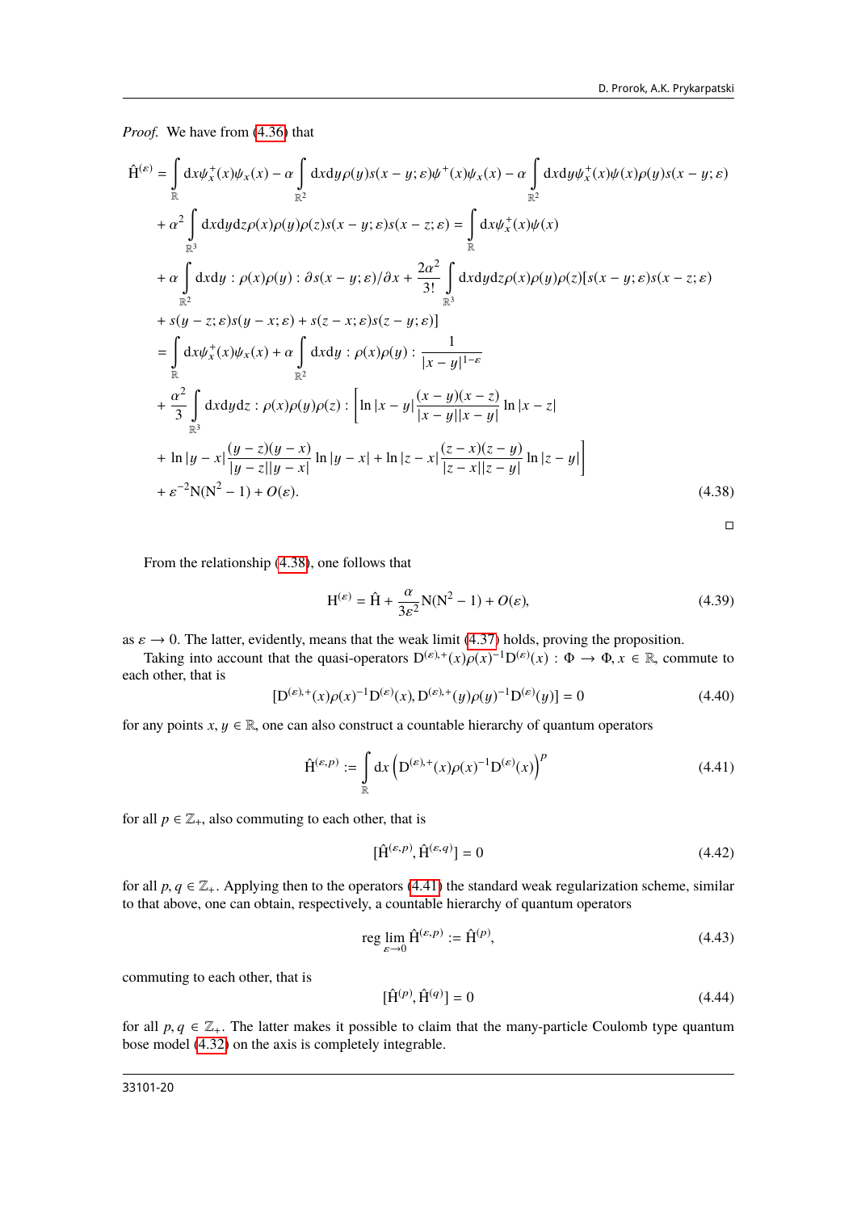*Proof.* We have from (4.36) that

$$
\begin{aligned}
\hat{\mathrm{H}}^{(\varepsilon)} &= \int\limits_{\mathbb{R}} \mathrm{d}x \psi_x^{+}(x)\psi_x(x) - \alpha \int\limits_{\mathbb{R}^2} \mathrm{d}x\mathrm{d}y \rho(y) s(x-y;\varepsilon)\psi^{+}(x)\psi_x(x) - \alpha \int\limits_{\mathbb{R}^2} \mathrm{d}x\mathrm{d}y \psi_x^{+}(x)\psi(x)\rho(y)s(x-y;\varepsilon) \\
&+ \alpha^2 \int\limits_{\mathbb{R}^3} \mathrm{d}x\mathrm{d}y\mathrm{d}z \rho(x)\rho(y)\rho(z) s(x-y;\varepsilon)s(x-z;\varepsilon) = \int\limits_{\mathbb{R}} \mathrm{d}x \psi_x^{+}(x)\psi(x) \\
&+ \alpha \int\limits_{\mathbb{R}^2} \mathrm{d}x\mathrm{d}y : \rho(x)\rho(y) : \partial s(x-y;\varepsilon)/\partial x + \frac{2\alpha^2}{3!} \int\limits_{\mathbb{R}^3} \mathrm{d}x\mathrm{d}y\mathrm{d}z \rho(x)\rho(y)\rho(z)[s(x-y;\varepsilon)s(x-z;\varepsilon) \\
&+ s(y-z;\varepsilon)s(y-x;\varepsilon) + s(z-x;\varepsilon)s(z-y;\varepsilon)] \\
&= \int\limits_{\mathbb{R}} \mathrm{d}x \psi_x^{+}(x)\psi_x(x) + \alpha \int\limits_{\mathbb{R}^2} \mathrm{d}x\mathrm{d}y : \rho(x)\rho(y) : \frac{1}{|x-y|^{1-\varepsilon}} \\
&+ \frac{\alpha^2}{3} \int\limits_{\mathbb{R}^3} \mathrm{d}x\mathrm{d}y\mathrm{d}z : \rho(x)\rho(y)\rho(z) : \Bigg[ \ln|x-y| \frac{(x-y)(x-z)}{|x-y||x-y|} \ln|x-z| \\
&+ \ln|y-x| \frac{(y-z)(y-x)}{|y-z||y-x|} \ln|y-x| + \ln|z-x| \frac{(z-x)(z-y)}{|z-x||z-y|} \ln|z-y| \Bigg] \\
&+ \varepsilon^{-2}\mathrm{N}(\mathrm{N}^2-1) + O(\varepsilon).
\end{aligned}
\tag{4.38}
$$

□

From the relationship (4.38), one follows that

$$
\mathrm{H}^{(\varepsilon)} = \hat{\mathrm{H}} + \frac{\alpha}{3\varepsilon^2}\mathrm{N}(\mathrm{N}^2-1) + O(\varepsilon), \tag{4.39}
$$

as $\varepsilon \to 0$. The latter, evidently, means that the weak limit (4.37) holds, proving the proposition.

Taking into account that the quasi-operators $\mathrm{D}^{(\varepsilon),+}(x)\rho(x)^{-1}\mathrm{D}^{(\varepsilon)}(x) : \Phi \to \Phi, x \in \mathbb{R}$, commute to each other, that is

$$
[\mathrm{D}^{(\varepsilon),+}(x)\rho(x)^{-1}\mathrm{D}^{(\varepsilon)}(x), \mathrm{D}^{(\varepsilon),+}(y)\rho(y)^{-1}\mathrm{D}^{(\varepsilon)}(y)] = 0 \tag{4.40}
$$

for any points $x, y \in \mathbb{R}$, one can also construct a countable hierarchy of quantum operators

$$
\hat{\mathrm{H}}^{(\varepsilon,p)} := \int\limits_{\mathbb{R}} \mathrm{d}x \left(\mathrm{D}^{(\varepsilon),+}(x)\rho(x)^{-1}\mathrm{D}^{(\varepsilon)}(x)\right)^p \tag{4.41}
$$

for all $p \in \mathbb{Z}_{+}$, also commuting to each other, that is

$$
[\hat{\mathrm{H}}^{(\varepsilon,p)}, \hat{\mathrm{H}}^{(\varepsilon,q)}] = 0 \tag{4.42}
$$

for all $p, q \in \mathbb{Z}_{+}$. Applying then to the operators (4.41) the standard weak regularization scheme, similar to that above, one can obtain, respectively, a countable hierarchy of quantum operators

$$
\operatorname{reg}\lim_{\varepsilon \to 0} \hat{\mathrm{H}}^{(\varepsilon,p)} := \hat{\mathrm{H}}^{(p)}, \tag{4.43}
$$

commuting to each other, that is

$$
[\hat{\mathrm{H}}^{(p)}, \hat{\mathrm{H}}^{(q)}] = 0 \tag{4.44}
$$

for all $p, q \in \mathbb{Z}_{+}$. The latter makes it possible to claim that the many-particle Coulomb type quantum bose model (4.32) on the axis is completely integrable.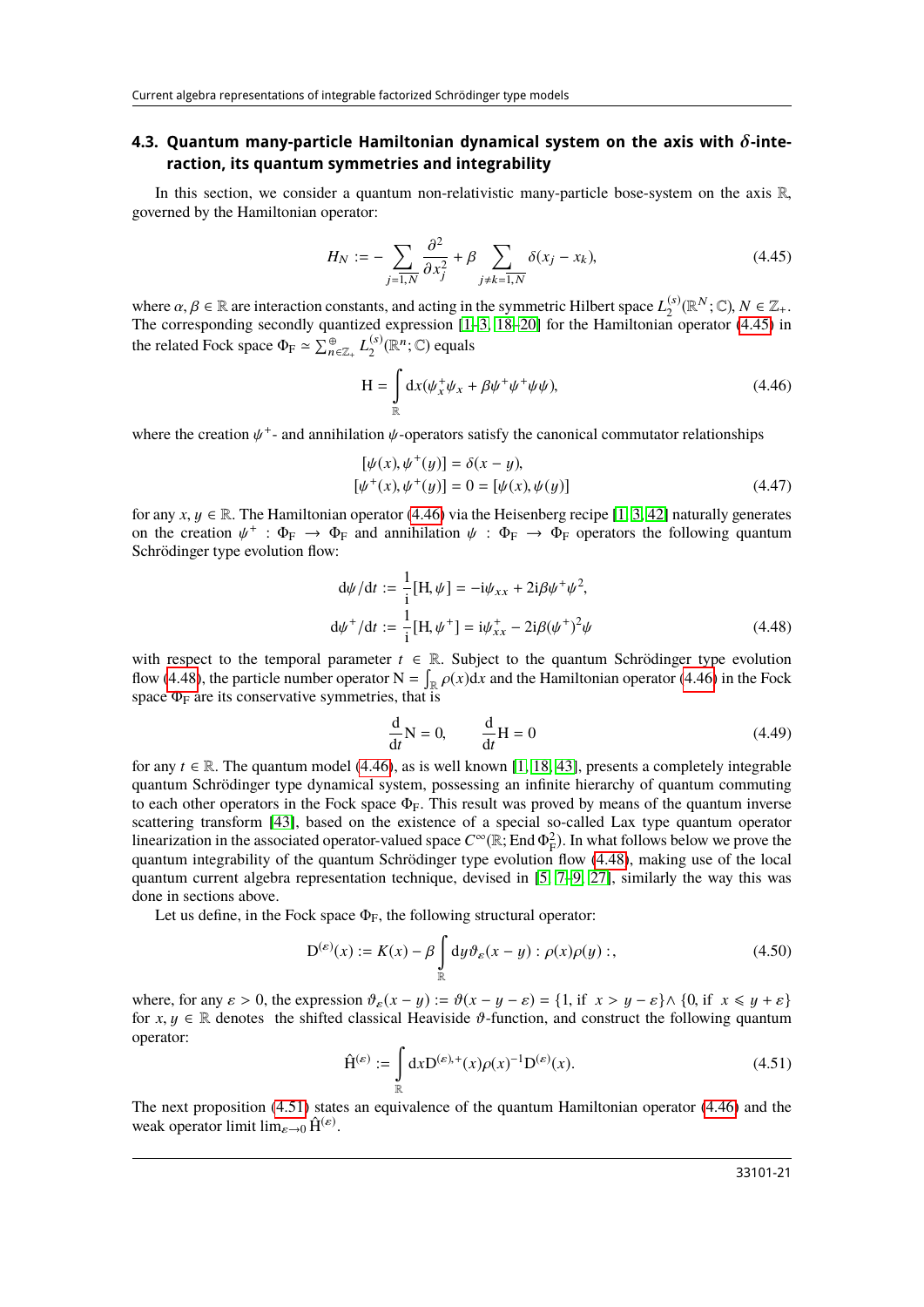### 4.3. Quantum many-particle Hamiltonian dynamical system on the axis with $\delta$-interaction, its quantum symmetries and integrability

In this section, we consider a quantum non-relativistic many-particle bose-system on the axis $\mathbb{R}$, governed by the Hamiltonian operator:

$$H_N := -\sum_{j=\overline{1,N}} \frac{\partial^2}{\partial x_j^2} + \beta \sum_{j\neq k=\overline{1,N}} \delta(x_j - x_k), \tag{4.45}$$

where $\alpha, \beta \in \mathbb{R}$ are interaction constants, and acting in the symmetric Hilbert space $L_2^{(s)}(\mathbb{R}^N;\mathbb{C})$, $N \in \mathbb{Z}_+$. The corresponding secondly quantized expression [1–3, 18–20] for the Hamiltonian operator (4.45) in the related Fock space $\Phi_{\mathrm{F}} \simeq \sum_{n\in\mathbb{Z}_+}^{\oplus} L_2^{(s)}(\mathbb{R}^n;\mathbb{C})$ equals

$$\mathrm{H} = \int_{\mathbb{R}} \mathrm{d}x(\psi_x^+\psi_x + \beta\psi^+\psi^+\psi\psi), \tag{4.46}$$

where the creation $\psi^+$- and annihilation $\psi$-operators satisfy the canonical commutator relationships

$$\begin{aligned} [\psi(x), \psi^+(y)] &= \delta(x-y), \\ [\psi^+(x), \psi^+(y)] &= 0 = [\psi(x), \psi(y)] \end{aligned} \tag{4.47}$$

for any $x, y \in \mathbb{R}$. The Hamiltonian operator (4.46) via the Heisenberg recipe [1, 3, 42] naturally generates on the creation $\psi^+ : \Phi_{\mathrm{F}} \to \Phi_{\mathrm{F}}$ and annihilation $\psi : \Phi_{\mathrm{F}} \to \Phi_{\mathrm{F}}$ operators the following quantum Schrödinger type evolution flow:

$$\begin{aligned} \mathrm{d}\psi/\mathrm{d}t &:= \frac{1}{\mathrm{i}}[\mathrm{H}, \psi] = -\mathrm{i}\psi_{xx} + 2\mathrm{i}\beta\psi^+\psi^2, \\ \mathrm{d}\psi^+/\mathrm{d}t &:= \frac{1}{\mathrm{i}}[\mathrm{H}, \psi^+] = \mathrm{i}\psi_{xx}^+ - 2\mathrm{i}\beta(\psi^+)^2\psi \end{aligned} \tag{4.48}$$

with respect to the temporal parameter $t \in \mathbb{R}$. Subject to the quantum Schrödinger type evolution flow (4.48), the particle number operator $\mathrm{N} = \int_{\mathbb{R}} \rho(x)\mathrm{d}x$ and the Hamiltonian operator (4.46) in the Fock space $\Phi_{\mathrm{F}}$ are its conservative symmetries, that is

$$\frac{\mathrm{d}}{\mathrm{d}t}\mathrm{N} = 0, \qquad \frac{\mathrm{d}}{\mathrm{d}t}\mathrm{H} = 0 \tag{4.49}$$

for any $t \in \mathbb{R}$. The quantum model (4.46), as is well known [1, 18, 43], presents a completely integrable quantum Schrödinger type dynamical system, possessing an infinite hierarchy of quantum commuting to each other operators in the Fock space $\Phi_{\mathrm{F}}$. This result was proved by means of the quantum inverse scattering transform [43], based on the existence of a special so-called Lax type quantum operator linearization in the associated operator-valued space $C^\infty(\mathbb{R}; \mathrm{End}\,\Phi_{\mathrm{F}}^2)$. In what follows below we prove the quantum integrability of the quantum Schrödinger type evolution flow (4.48), making use of the local quantum current algebra representation technique, devised in [5, 7–9, 27], similarly the way this was done in sections above.

Let us define, in the Fock space $\Phi_{\mathrm{F}}$, the following structural operator:

$$\mathrm{D}^{(\varepsilon)}(x) := K(x) - \beta \int_{\mathbb{R}} \mathrm{d}y\vartheta_\varepsilon(x-y) : \rho(x)\rho(y) :, \tag{4.50}$$

where, for any $\varepsilon > 0$, the expression $\vartheta_\varepsilon(x-y) := \vartheta(x-y-\varepsilon) = \{1, \text{if } x > y - \varepsilon\} \wedge \{0, \text{if } x \leqslant y + \varepsilon\}$ for $x, y \in \mathbb{R}$ denotes the shifted classical Heaviside $\vartheta$-function, and construct the following quantum operator:

$$\hat{\mathrm{H}}^{(\varepsilon)} := \int_{\mathbb{R}} \mathrm{d}x \mathrm{D}^{(\varepsilon),+}(x)\rho(x)^{-1}\mathrm{D}^{(\varepsilon)}(x). \tag{4.51}$$

The next proposition (4.51) states an equivalence of the quantum Hamiltonian operator (4.46) and the weak operator limit $\lim_{\varepsilon\to 0}\hat{\mathrm{H}}^{(\varepsilon)}$.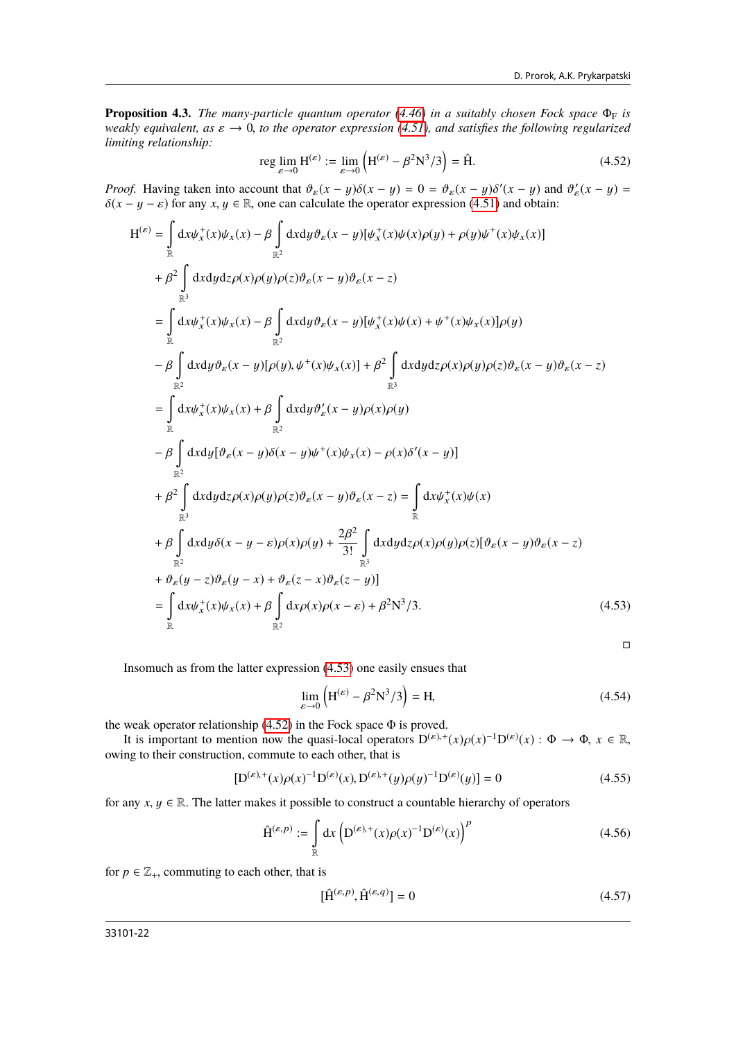**Proposition 4.3.** *The many-particle quantum operator (4.46) in a suitably chosen Fock space $\Phi_F$ is weakly equivalent, as $\varepsilon \to 0$, to the operator expression (4.51), and satisfies the following regularized limiting relationship:*

$$
\operatorname{reg} \lim_{\varepsilon \to 0} \mathrm{H}^{(\varepsilon)} := \lim_{\varepsilon \to 0} \left( \mathrm{H}^{(\varepsilon)} - \beta^2 \mathrm{N}^3/3 \right) = \hat{\mathrm{H}}. \tag{4.52}
$$

*Proof.* Having taken into account that $\vartheta_\varepsilon(x-y)\delta(x-y) = 0 = \vartheta_\varepsilon(x-y)\delta'(x-y)$ and $\vartheta'_\varepsilon(x-y) = \delta(x-y-\varepsilon)$ for any $x, y \in \mathbb{R}$, one can calculate the operator expression (4.51) and obtain:

$$
\begin{aligned}
\mathrm{H}^{(\varepsilon)} &= \int_{\mathbb{R}} \mathrm{d}x \psi_x^+(x)\psi_x(x) - \beta \int_{\mathbb{R}^2} \mathrm{d}x\mathrm{d}y \vartheta_\varepsilon(x-y)[\psi_x^+(x)\psi(x)\rho(y) + \rho(y)\psi^+(x)\psi_x(x)] \\
&+ \beta^2 \int_{\mathbb{R}^3} \mathrm{d}x\mathrm{d}y\mathrm{d}z \rho(x)\rho(y)\rho(z)\vartheta_\varepsilon(x-y)\vartheta_\varepsilon(x-z) \\
&= \int_{\mathbb{R}} \mathrm{d}x \psi_x^+(x)\psi_x(x) - \beta \int_{\mathbb{R}^2} \mathrm{d}x\mathrm{d}y \vartheta_\varepsilon(x-y)[\psi_x^+(x)\psi(x) + \psi^+(x)\psi_x(x)]\rho(y) \\
&- \beta \int_{\mathbb{R}^2} \mathrm{d}x\mathrm{d}y \vartheta_\varepsilon(x-y)[\rho(y), \psi^+(x)\psi_x(x)] + \beta^2 \int_{\mathbb{R}^3} \mathrm{d}x\mathrm{d}y\mathrm{d}z \rho(x)\rho(y)\rho(z)\vartheta_\varepsilon(x-y)\vartheta_\varepsilon(x-z) \\
&= \int_{\mathbb{R}} \mathrm{d}x \psi_x^+(x)\psi_x(x) + \beta \int_{\mathbb{R}^2} \mathrm{d}x\mathrm{d}y \vartheta'_\varepsilon(x-y)\rho(x)\rho(y) \\
&- \beta \int_{\mathbb{R}^2} \mathrm{d}x\mathrm{d}y [\vartheta_\varepsilon(x-y)\delta(x-y)\psi^+(x)\psi_x(x) - \rho(x)\delta'(x-y)] \\
&+ \beta^2 \int_{\mathbb{R}^3} \mathrm{d}x\mathrm{d}y\mathrm{d}z \rho(x)\rho(y)\rho(z)\vartheta_\varepsilon(x-y)\vartheta_\varepsilon(x-z) = \int_{\mathbb{R}} \mathrm{d}x \psi_x^+(x)\psi(x) \\
&+ \beta \int_{\mathbb{R}^2} \mathrm{d}x\mathrm{d}y \delta(x-y-\varepsilon)\rho(x)\rho(y) + \frac{2\beta^2}{3!} \int_{\mathbb{R}^3} \mathrm{d}x\mathrm{d}y\mathrm{d}z \rho(x)\rho(y)\rho(z)[\vartheta_\varepsilon(x-y)\vartheta_\varepsilon(x-z) \\
&+ \vartheta_\varepsilon(y-z)\vartheta_\varepsilon(y-x) + \vartheta_\varepsilon(z-x)\vartheta_\varepsilon(z-y)] \\
&= \int_{\mathbb{R}} \mathrm{d}x \psi_x^+(x)\psi_x(x) + \beta \int_{\mathbb{R}^2} \mathrm{d}x \rho(x)\rho(x-\varepsilon) + \beta^2 \mathrm{N}^3/3.
\end{aligned} \tag{4.53}
$$

□

Insomuch as from the latter expression (4.53) one easily ensues that

$$
\lim_{\varepsilon \to 0} \left( \mathrm{H}^{(\varepsilon)} - \beta^2 \mathrm{N}^3/3 \right) = \mathrm{H}, \tag{4.54}
$$

the weak operator relationship (4.52) in the Fock space $\Phi$ is proved.

It is important to mention now the quasi-local operators $\mathrm{D}^{(\varepsilon),+}(x)\rho(x)^{-1}\mathrm{D}^{(\varepsilon)}(x) : \Phi \to \Phi$, $x \in \mathbb{R}$, owing to their construction, commute to each other, that is

$$
[\mathrm{D}^{(\varepsilon),+}(x)\rho(x)^{-1}\mathrm{D}^{(\varepsilon)}(x), \mathrm{D}^{(\varepsilon),+}(y)\rho(y)^{-1}\mathrm{D}^{(\varepsilon)}(y)] = 0 \tag{4.55}
$$

for any $x, y \in \mathbb{R}$. The latter makes it possible to construct a countable hierarchy of operators

$$
\hat{\mathrm{H}}^{(\varepsilon,p)} := \int_{\mathbb{R}} \mathrm{d}x \left( \mathrm{D}^{(\varepsilon),+}(x)\rho(x)^{-1}\mathrm{D}^{(\varepsilon)}(x) \right)^p \tag{4.56}
$$

for $p \in \mathbb{Z}_+$, commuting to each other, that is

$$
[\hat{\mathrm{H}}^{(\varepsilon,p)}, \hat{\mathrm{H}}^{(\varepsilon,q)}] = 0 \tag{4.57}
$$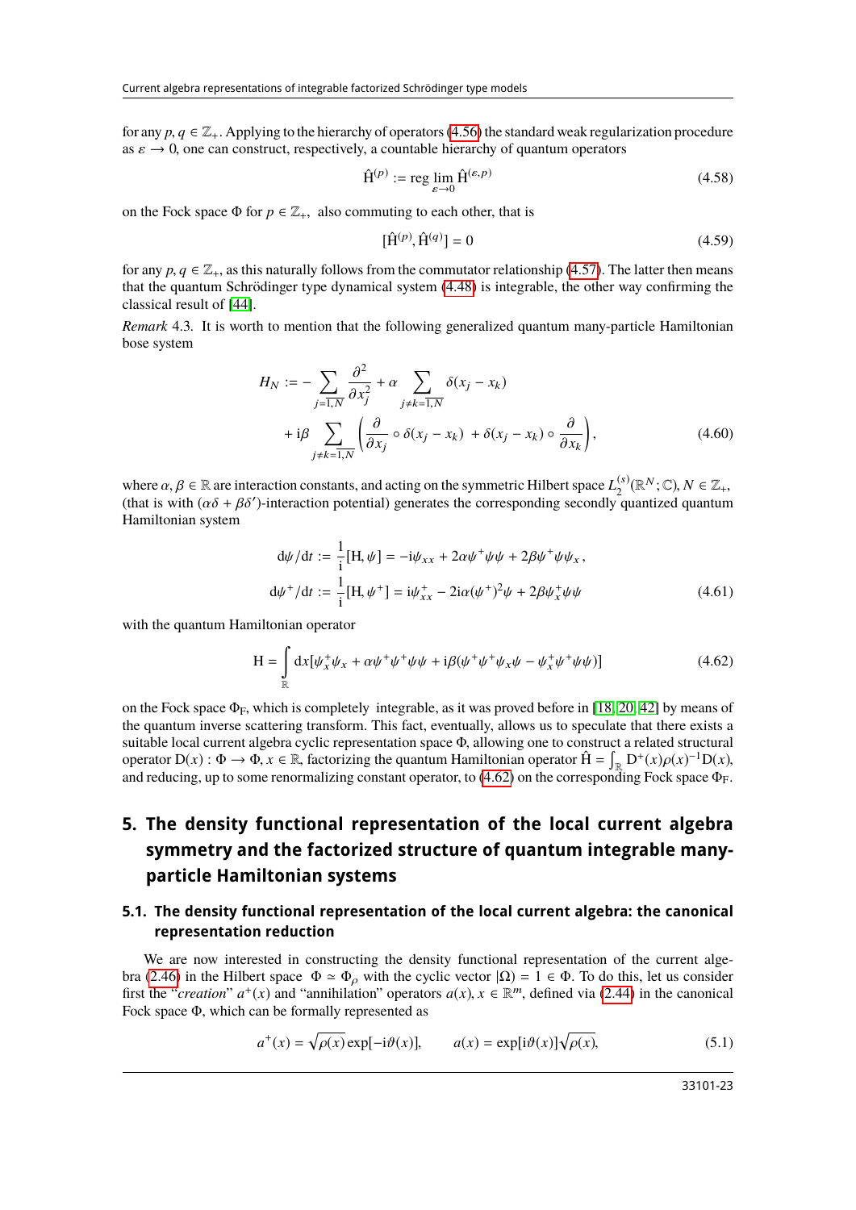for any $p, q \in \mathbb{Z}_+$. Applying to the hierarchy of operators (4.56) the standard weak regularization procedure as $\varepsilon \to 0$, one can construct, respectively, a countable hierarchy of quantum operators

$$\hat{\mathrm{H}}^{(p)} := \operatorname{reg} \lim_{\varepsilon \to 0} \hat{\mathrm{H}}^{(\varepsilon,p)} \tag{4.58}$$

on the Fock space $\Phi$ for $p \in \mathbb{Z}_+$, also commuting to each other, that is

$$[\hat{\mathrm{H}}^{(p)}, \hat{\mathrm{H}}^{(q)}] = 0 \tag{4.59}$$

for any $p, q \in \mathbb{Z}_+$, as this naturally follows from the commutator relationship (4.57). The latter then means that the quantum Schrödinger type dynamical system (4.48) is integrable, the other way confirming the classical result of [44].

*Remark* 4.3. It is worth to mention that the following generalized quantum many-particle Hamiltonian bose system

$$\begin{aligned} H_N := &- \sum_{j=\overline{1,N}} \frac{\partial^2}{\partial x_j^2} + \alpha \sum_{j \neq k = \overline{1,N}} \delta(x_j - x_k) \\ &+ \mathrm{i}\beta \sum_{j \neq k = \overline{1,N}} \left( \frac{\partial}{\partial x_j} \circ \delta(x_j - x_k) \; + \delta(x_j - x_k) \circ \frac{\partial}{\partial x_k} \right), \end{aligned} \tag{4.60}$$

where $\alpha, \beta \in \mathbb{R}$ are interaction constants, and acting on the symmetric Hilbert space $L_2^{(s)}(\mathbb{R}^N; \mathbb{C})$, $N \in \mathbb{Z}_+$, (that is with $(\alpha\delta + \beta\delta')$-interaction potential) generates the corresponding secondly quantized quantum Hamiltonian system

$$\begin{aligned} \mathrm{d}\psi/\mathrm{d}t &:= \frac{1}{\mathrm{i}}[\mathrm{H}, \psi] = -\mathrm{i}\psi_{xx} + 2\alpha\psi^+\psi\psi + 2\beta\psi^+\psi\psi_x, \\ \mathrm{d}\psi^+/\mathrm{d}t &:= \frac{1}{\mathrm{i}}[\mathrm{H}, \psi^+] = \mathrm{i}\psi^+_{xx} - 2\mathrm{i}\alpha(\psi^+)^2\psi + 2\beta\psi^+_x\psi\psi \end{aligned} \tag{4.61}$$

with the quantum Hamiltonian operator

$$\mathrm{H} = \int_{\mathbb{R}} \mathrm{d}x [\psi^+_x\psi_x + \alpha\psi^+\psi^+\psi\psi + \mathrm{i}\beta(\psi^+\psi^+\psi_x\psi - \psi^+_x\psi^+\psi\psi)] \tag{4.62}$$

on the Fock space $\Phi_{\mathrm{F}}$, which is completely integrable, as it was proved before in [18, 20, 42] by means of the quantum inverse scattering transform. This fact, eventually, allows us to speculate that there exists a suitable local current algebra cyclic representation space $\Phi$, allowing one to construct a related structural operator $\mathrm{D}(x) : \Phi \to \Phi$, $x \in \mathbb{R}$, factorizing the quantum Hamiltonian operator $\hat{\mathrm{H}} = \int_{\mathbb{R}} \mathrm{D}^+(x)\rho(x)^{-1}\mathrm{D}(x)$, and reducing, up to some renormalizing constant operator, to (4.62) on the corresponding Fock space $\Phi_{\mathrm{F}}$.

## 5. The density functional representation of the local current algebra symmetry and the factorized structure of quantum integrable many-particle Hamiltonian systems

### 5.1. The density functional representation of the local current algebra: the canonical representation reduction

We are now interested in constructing the density functional representation of the current algebra (2.46) in the Hilbert space $\Phi \simeq \Phi_\rho$ with the cyclic vector $|\Omega) = 1 \in \Phi$. To do this, let us consider first the "*creation*" $a^+(x)$ and "annihilation" operators $a(x)$, $x \in \mathbb{R}^m$, defined via (2.44) in the canonical Fock space $\Phi$, which can be formally represented as

$$a^+(x) = \sqrt{\rho(x)} \exp[-\mathrm{i}\vartheta(x)], \qquad a(x) = \exp[\mathrm{i}\vartheta(x)]\sqrt{\rho(x)}, \tag{5.1}$$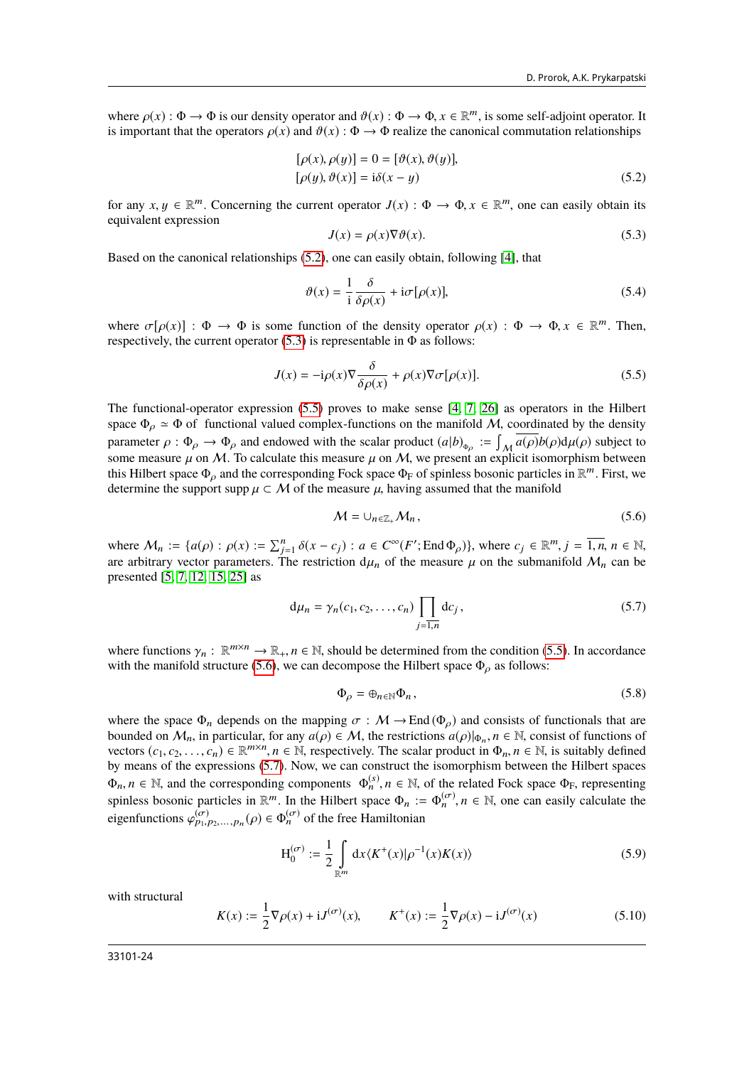where $\rho(x) : \Phi \to \Phi$ is our density operator and $\vartheta(x) : \Phi \to \Phi$, $x \in \mathbb{R}^m$, is some self-adjoint operator. It is important that the operators $\rho(x)$ and $\vartheta(x) : \Phi \to \Phi$ realize the canonical commutation relationships

$$
\begin{aligned}
&[\rho(x), \rho(y)] = 0 = [\vartheta(x), \vartheta(y)], \\
&[\rho(y), \vartheta(x)] = \mathrm{i}\delta(x - y)
\end{aligned}
\tag{5.2}
$$

for any $x, y \in \mathbb{R}^m$. Concerning the current operator $J(x) : \Phi \to \Phi$, $x \in \mathbb{R}^m$, one can easily obtain its equivalent expression

$$
J(x) = \rho(x)\nabla\vartheta(x). \tag{5.3}
$$

Based on the canonical relationships (5.2), one can easily obtain, following [4], that

$$
\vartheta(x) = \frac{1}{\mathrm{i}}\frac{\delta}{\delta\rho(x)} + \mathrm{i}\sigma[\rho(x)], \tag{5.4}
$$

where $\sigma[\rho(x)] : \Phi \to \Phi$ is some function of the density operator $\rho(x) : \Phi \to \Phi$, $x \in \mathbb{R}^m$. Then, respectively, the current operator (5.3) is representable in $\Phi$ as follows:

$$
J(x) = -\mathrm{i}\rho(x)\nabla\frac{\delta}{\delta\rho(x)} + \rho(x)\nabla\sigma[\rho(x)]. \tag{5.5}
$$

The functional-operator expression (5.5) proves to make sense [4, 7, 26] as operators in the Hilbert space $\Phi_\rho \simeq \Phi$ of functional valued complex-functions on the manifold $\mathcal{M}$, coordinated by the density parameter $\rho : \Phi_\rho \to \Phi_\rho$ and endowed with the scalar product $(a|b)_{\Phi_\rho} := \int_{\mathcal{M}} \overline{a(\rho)}b(\rho)\mathrm{d}\mu(\rho)$ subject to some measure $\mu$ on $\mathcal{M}$. To calculate this measure $\mu$ on $\mathcal{M}$, we present an explicit isomorphism between this Hilbert space $\Phi_\rho$ and the corresponding Fock space $\Phi_{\mathrm{F}}$ of spinless bosonic particles in $\mathbb{R}^m$. First, we determine the support $\operatorname{supp}\mu \subset \mathcal{M}$ of the measure $\mu$, having assumed that the manifold

$$
\mathcal{M} = \cup_{n\in\mathbb{Z}_+}\mathcal{M}_n, \tag{5.6}
$$

where $\mathcal{M}_n := \{a(\rho) : \rho(x) := \sum_{j=1}^{n}\delta(x - c_j) : a \in C^\infty(F'; \operatorname{End}\Phi_\rho)\}$, where $c_j \in \mathbb{R}^m$, $j = \overline{1, n}$, $n \in \mathbb{N}$, are arbitrary vector parameters. The restriction $\mathrm{d}\mu_n$ of the measure $\mu$ on the submanifold $\mathcal{M}_n$ can be presented [5, 7, 12, 15, 25] as

$$
\mathrm{d}\mu_n = \gamma_n(c_1, c_2, \ldots, c_n)\prod_{j=\overline{1,n}}\mathrm{d}c_j\,, \tag{5.7}
$$

where functions $\gamma_n : \mathbb{R}^{m\times n} \to \mathbb{R}_+$, $n \in \mathbb{N}$, should be determined from the condition (5.5). In accordance with the manifold structure (5.6), we can decompose the Hilbert space $\Phi_\rho$ as follows:

$$
\Phi_\rho = \oplus_{n\in\mathbb{N}}\Phi_n\,, \tag{5.8}
$$

where the space $\Phi_n$ depends on the mapping $\sigma : \mathcal{M} \to \operatorname{End}(\Phi_\rho)$ and consists of functionals that are bounded on $\mathcal{M}_n$, in particular, for any $a(\rho) \in \mathcal{M}$, the restrictions $a(\rho)|_{\Phi_n}$, $n \in \mathbb{N}$, consist of functions of vectors $(c_1, c_2, \ldots, c_n) \in \mathbb{R}^{m\times n}$, $n \in \mathbb{N}$, respectively. The scalar product in $\Phi_n$, $n \in \mathbb{N}$, is suitably defined by means of the expressions (5.7). Now, we can construct the isomorphism between the Hilbert spaces $\Phi_n$, $n \in \mathbb{N}$, and the corresponding components $\Phi_n^{(s)}$, $n \in \mathbb{N}$, of the related Fock space $\Phi_{\mathrm{F}}$, representing spinless bosonic particles in $\mathbb{R}^m$. In the Hilbert space $\Phi_n := \Phi_n^{(\sigma)}$, $n \in \mathbb{N}$, one can easily calculate the eigenfunctions $\varphi^{(\sigma)}_{p_1, p_2, \ldots, p_n}(\rho) \in \Phi_n^{(\sigma)}$ of the free Hamiltonian

$$
\mathrm{H}_0^{(\sigma)} := \frac{1}{2}\int\limits_{\mathbb{R}^m}\mathrm{d}x\langle K^+(x)|\rho^{-1}(x)K(x)\rangle \tag{5.9}
$$

with structural

$$
K(x) := \frac{1}{2}\nabla\rho(x) + \mathrm{i}J^{(\sigma)}(x), \qquad K^+(x) := \frac{1}{2}\nabla\rho(x) - \mathrm{i}J^{(\sigma)}(x) \tag{5.10}
$$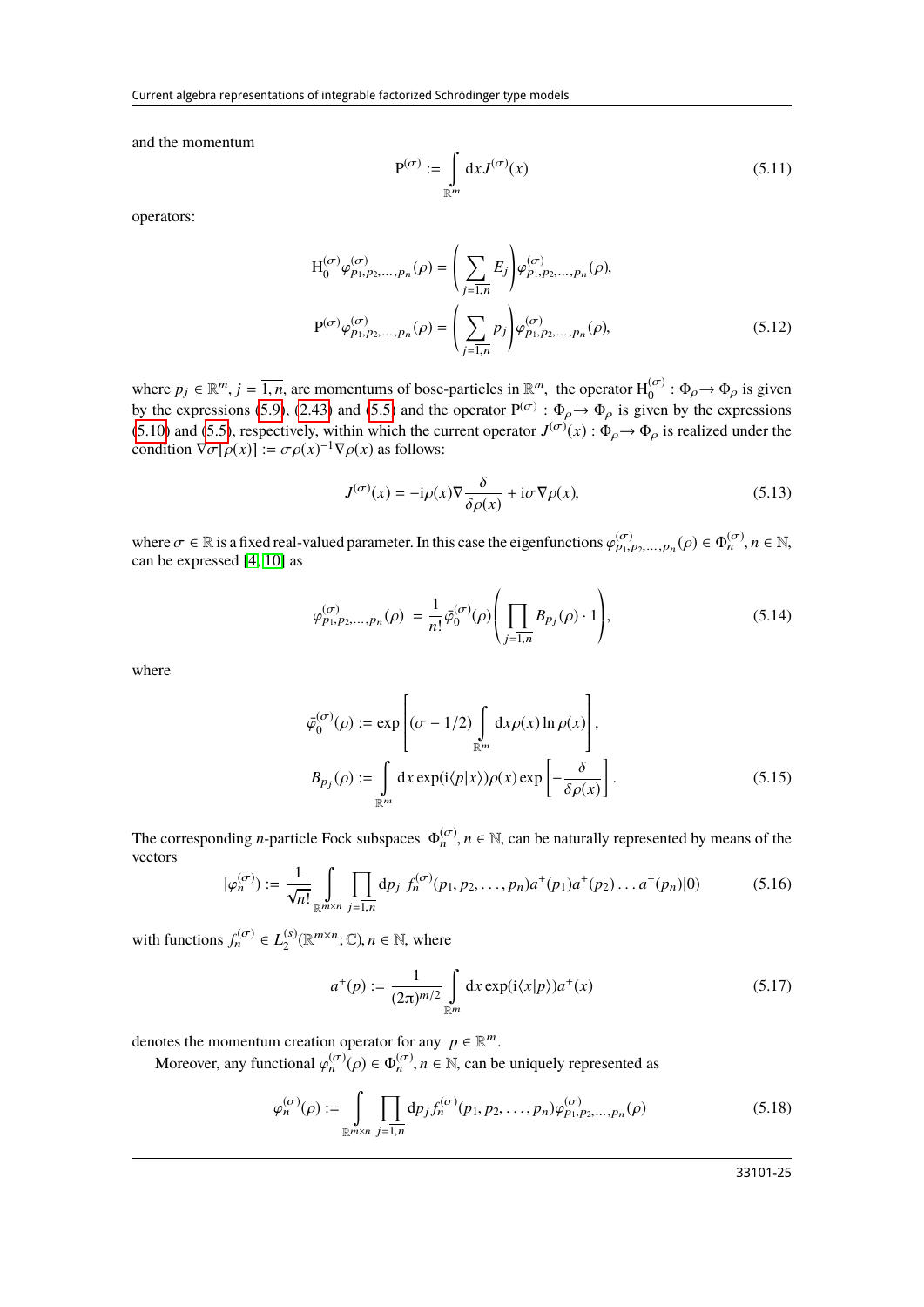and the momentum

$$
\mathrm{P}^{(\sigma)} := \int\limits_{\mathbb{R}^m} \mathrm{d}x J^{(\sigma)}(x) \tag{5.11}
$$

operators:

$$
\begin{aligned}
\mathrm{H}_0^{(\sigma)} \varphi^{(\sigma)}_{p_1,p_2,\ldots,p_n}(\rho) &= \left( \sum_{j=\overline{1,n}} E_j \right) \varphi^{(\sigma)}_{p_1,p_2,\ldots,p_n}(\rho), \\
\mathrm{P}^{(\sigma)} \varphi^{(\sigma)}_{p_1,p_2,\ldots,p_n}(\rho) &= \left( \sum_{j=\overline{1,n}} p_j \right) \varphi^{(\sigma)}_{p_1,p_2,\ldots,p_n}(\rho),
\end{aligned} \tag{5.12}
$$

where $p_j \in \mathbb{R}^m$, $j = \overline{1,n}$, are momentums of bose-particles in $\mathbb{R}^m$, the operator $\mathrm{H}_0^{(\sigma)} : \Phi_\rho \to \Phi_\rho$ is given by the expressions (5.9), (2.43) and (5.5) and the operator $\mathrm{P}^{(\sigma)} : \Phi_\rho \to \Phi_\rho$ is given by the expressions (5.10) and (5.5), respectively, within which the current operator $J^{(\sigma)}(x) : \Phi_\rho \to \Phi_\rho$ is realized under the condition $\nabla\sigma[\rho(x)] := \sigma\rho(x)^{-1}\nabla\rho(x)$ as follows:

$$
J^{(\sigma)}(x) = -\mathrm{i}\rho(x)\nabla\frac{\delta}{\delta\rho(x)} + \mathrm{i}\sigma\nabla\rho(x), \tag{5.13}
$$

where $\sigma \in \mathbb{R}$ is a fixed real-valued parameter. In this case the eigenfunctions $\varphi^{(\sigma)}_{p_1,p_2,\ldots,p_n}(\rho) \in \Phi_n^{(\sigma)}$, $n \in \mathbb{N}$, can be expressed [4, 10] as

$$
\varphi^{(\sigma)}_{p_1,p_2,\ldots,p_n}(\rho) = \frac{1}{n!}\bar{\varphi}_0^{(\sigma)}(\rho)\left( \prod_{j=\overline{1,n}} B_{p_j}(\rho)\cdot 1 \right), \tag{5.14}
$$

where

$$
\begin{aligned}
\bar{\varphi}_0^{(\sigma)}(\rho) &:= \exp\left[ (\sigma - 1/2)\int\limits_{\mathbb{R}^m} \mathrm{d}x \rho(x)\ln\rho(x) \right], \\
B_{p_j}(\rho) &:= \int\limits_{\mathbb{R}^m} \mathrm{d}x \exp(\mathrm{i}\langle p|x\rangle)\rho(x)\exp\left[ -\frac{\delta}{\delta\rho(x)} \right].
\end{aligned} \tag{5.15}
$$

The corresponding $n$-particle Fock subspaces $\Phi_n^{(\sigma)}$, $n \in \mathbb{N}$, can be naturally represented by means of the vectors

$$
|\varphi_n^{(\sigma)}) := \frac{1}{\sqrt{n!}}\int\limits_{\mathbb{R}^{m\times n}} \prod_{j=\overline{1,n}} \mathrm{d}p_j\, f_n^{(\sigma)}(p_1,p_2,\ldots,p_n)a^+(p_1)a^+(p_2)\ldots a^+(p_n)|0) \tag{5.16}
$$

with functions $f_n^{(\sigma)} \in L_2^{(s)}(\mathbb{R}^{m\times n};\mathbb{C})$, $n \in \mathbb{N}$, where

$$
a^+(p) := \frac{1}{(2\pi)^{m/2}}\int\limits_{\mathbb{R}^m} \mathrm{d}x \exp(\mathrm{i}\langle x|p\rangle)a^+(x) \tag{5.17}
$$

denotes the momentum creation operator for any $p \in \mathbb{R}^m$.

Moreover, any functional $\varphi_n^{(\sigma)}(\rho) \in \Phi_n^{(\sigma)}$, $n \in \mathbb{N}$, can be uniquely represented as

$$
\varphi_n^{(\sigma)}(\rho) := \int\limits_{\mathbb{R}^{m\times n}} \prod_{j=\overline{1,n}} \mathrm{d}p_j f_n^{(\sigma)}(p_1,p_2,\ldots,p_n)\varphi^{(\sigma)}_{p_1,p_2,\ldots,p_n}(\rho) \tag{5.18}
$$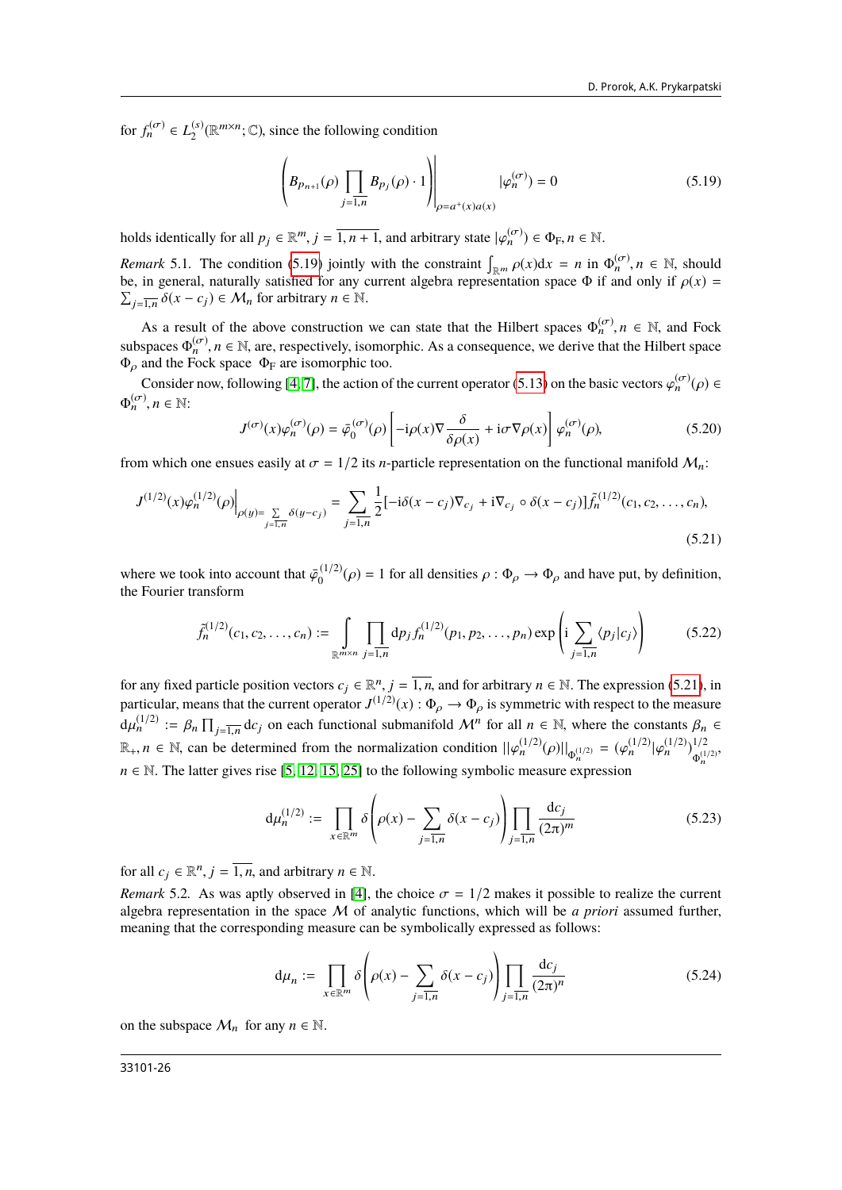for $f_n^{(\sigma)} \in L_2^{(s)}(\mathbb{R}^{m\times n};\mathbb{C})$, since the following condition

$$\left( B_{p_{n+1}}(\rho) \prod_{j=\overline{1,n}} B_{p_j}(\rho)\cdot 1 \right)\Bigg|_{\rho=a^+(x)a(x)} |\varphi_n^{(\sigma)}) = 0 \tag{5.19}$$

holds identically for all $p_j \in \mathbb{R}^m$, $j=\overline{1,n+1}$, and arbitrary state $|\varphi_n^{(\sigma)}) \in \Phi_{\mathrm{F}}, n\in\mathbb{N}$.

*Remark* 5.1. The condition (5.19) jointly with the constraint $\int_{\mathbb{R}^m} \rho(x)\mathrm{d}x = n$ in $\Phi_n^{(\sigma)}, n\in\mathbb{N}$, should be, in general, naturally satisfied for any current algebra representation space $\Phi$ if and only if $\rho(x) = \sum_{j=\overline{1,n}} \delta(x-c_j) \in \mathcal{M}_n$ for arbitrary $n\in\mathbb{N}$.

As a result of the above construction we can state that the Hilbert spaces $\Phi_n^{(\sigma)}, n\in\mathbb{N}$, and Fock subspaces $\Phi_n^{(\sigma)}, n\in\mathbb{N}$, are, respectively, isomorphic. As a consequence, we derive that the Hilbert space $\Phi_\rho$ and the Fock space $\Phi_{\mathrm{F}}$ are isomorphic too.

Consider now, following [4, 7], the action of the current operator (5.13) on the basic vectors $\varphi_n^{(\sigma)}(\rho) \in \Phi_n^{(\sigma)}, n\in\mathbb{N}$:

$$J^{(\sigma)}(x)\varphi_n^{(\sigma)}(\rho) = \bar{\varphi}_0^{(\sigma)}(\rho)\left[-\mathrm{i}\rho(x)\nabla\frac{\delta}{\delta\rho(x)} + \mathrm{i}\sigma\nabla\rho(x)\right]\varphi_n^{(\sigma)}(\rho), \tag{5.20}$$

from which one ensues easily at $\sigma = 1/2$ its $n$-particle representation on the functional manifold $\mathcal{M}_n$:

$$J^{(1/2)}(x)\varphi_n^{(1/2)}(\rho)\Big|_{\rho(y)=\sum\limits_{j=\overline{1,n}}\delta(y-c_j)} = \sum_{j=\overline{1,n}} \frac{1}{2}[-\mathrm{i}\delta(x-c_j)\nabla_{c_j} + \mathrm{i}\nabla_{c_j}\circ\delta(x-c_j)]\tilde{f}_n^{(1/2)}(c_1,c_2,\ldots,c_n), \tag{5.21}$$

where we took into account that $\bar{\varphi}_0^{(1/2)}(\rho) = 1$ for all densities $\rho:\Phi_\rho\to\Phi_\rho$ and have put, by definition, the Fourier transform

$$\tilde{f}_n^{(1/2)}(c_1,c_2,\ldots,c_n) := \int_{\mathbb{R}^{m\times n}} \prod_{j=\overline{1,n}} \mathrm{d}p_j f_n^{(1/2)}(p_1,p_2,\ldots,p_n)\exp\left(\mathrm{i}\sum_{j=\overline{1,n}}\langle p_j|c_j\rangle\right) \tag{5.22}$$

for any fixed particle position vectors $c_j\in\mathbb{R}^n$, $j=\overline{1,n}$, and for arbitrary $n\in\mathbb{N}$. The expression (5.21), in particular, means that the current operator $J^{(1/2)}(x):\Phi_\rho\to\Phi_\rho$ is symmetric with respect to the measure $\mathrm{d}\mu_n^{(1/2)} := \beta_n\prod_{j=\overline{1,n}}\mathrm{d}c_j$ on each functional submanifold $\mathcal{M}^n$ for all $n\in\mathbb{N}$, where the constants $\beta_n\in\mathbb{R}_+, n\in\mathbb{N}$, can be determined from the normalization condition $||\varphi_n^{(1/2)}(\rho)||_{\Phi_n^{(1/2)}} = (\varphi_n^{(1/2)}|\varphi_n^{(1/2)})^{1/2}_{\Phi_n^{(1/2)}}$, $n\in\mathbb{N}$. The latter gives rise [5, 12, 15, 25] to the following symbolic measure expression

$$\mathrm{d}\mu_n^{(1/2)} := \prod_{x\in\mathbb{R}^m}\delta\left(\rho(x)-\sum_{j=\overline{1,n}}\delta(x-c_j)\right)\prod_{j=\overline{1,n}}\frac{\mathrm{d}c_j}{(2\pi)^m} \tag{5.23}$$

for all $c_j\in\mathbb{R}^n$, $j=\overline{1,n}$, and arbitrary $n\in\mathbb{N}$.

*Remark* 5.2. As was aptly observed in [4], the choice $\sigma = 1/2$ makes it possible to realize the current algebra representation in the space $\mathcal{M}$ of analytic functions, which will be *a priori* assumed further, meaning that the corresponding measure can be symbolically expressed as follows:

$$\mathrm{d}\mu_n := \prod_{x\in\mathbb{R}^m}\delta\left(\rho(x)-\sum_{j=\overline{1,n}}\delta(x-c_j)\right)\prod_{j=\overline{1,n}}\frac{\mathrm{d}c_j}{(2\pi)^n} \tag{5.24}$$

on the subspace $\mathcal{M}_n$ for any $n\in\mathbb{N}$.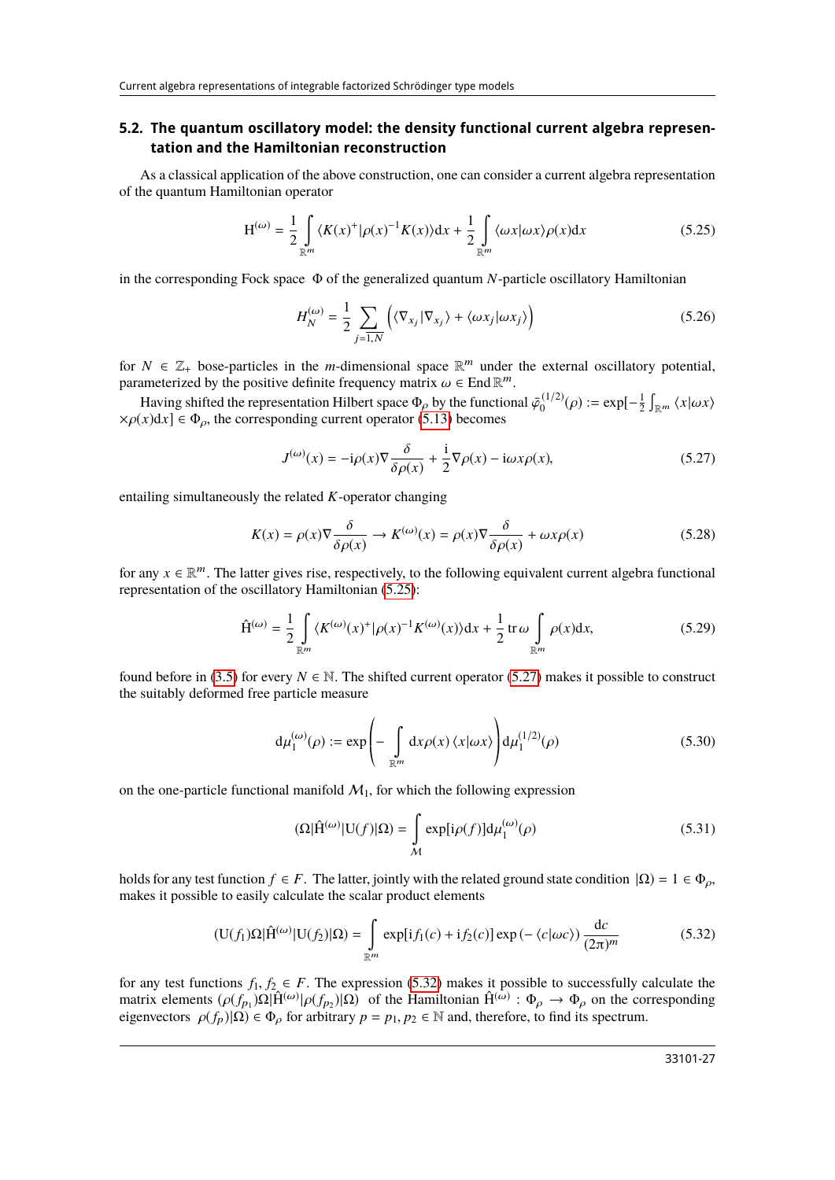### 5.2. The quantum oscillatory model: the density functional current algebra representation and the Hamiltonian reconstruction

As a classical application of the above construction, one can consider a current algebra representation of the quantum Hamiltonian operator

$$\mathrm{H}^{(\omega)} = \frac{1}{2}\int\limits_{\mathbb{R}^m} \langle K(x)^{+}|\rho(x)^{-1}K(x)\rangle \mathrm{d}x + \frac{1}{2}\int\limits_{\mathbb{R}^m}\langle \omega x|\omega x\rangle \rho(x)\mathrm{d}x \tag{5.25}$$

in the corresponding Fock space $\Phi$ of the generalized quantum $N$-particle oscillatory Hamiltonian

$$H_N^{(\omega)} = \frac{1}{2}\sum_{j=\overline{1,N}}\Big(\langle \nabla_{x_j}|\nabla_{x_j}\rangle + \langle \omega x_j|\omega x_j\rangle\Big) \tag{5.26}$$

for $N \in \mathbb{Z}_+$ bose-particles in the $m$-dimensional space $\mathbb{R}^m$ under the external oscillatory potential, parameterized by the positive definite frequency matrix $\omega \in \operatorname{End}\mathbb{R}^m$.

Having shifted the representation Hilbert space $\Phi_\rho$ by the functional $\bar{\varphi}_0^{(1/2)}(\rho) := \exp[-\frac{1}{2}\int_{\mathbb{R}^m}\langle x|\omega x\rangle \times\rho(x)\mathrm{d}x] \in \Phi_\rho$, the corresponding current operator (5.13) becomes

$$J^{(\omega)}(x) = -\mathrm{i}\rho(x)\nabla\frac{\delta}{\delta\rho(x)} + \frac{\mathrm{i}}{2}\nabla\rho(x) - \mathrm{i}\omega x\rho(x), \tag{5.27}$$

entailing simultaneously the related $K$-operator changing

$$K(x) = \rho(x)\nabla\frac{\delta}{\delta\rho(x)} \to K^{(\omega)}(x) = \rho(x)\nabla\frac{\delta}{\delta\rho(x)} + \omega x\rho(x) \tag{5.28}$$

for any $x \in \mathbb{R}^m$. The latter gives rise, respectively, to the following equivalent current algebra functional representation of the oscillatory Hamiltonian (5.25):

$$\hat{\mathrm{H}}^{(\omega)} = \frac{1}{2}\int\limits_{\mathbb{R}^m}\langle K^{(\omega)}(x)^{+}|\rho(x)^{-1}K^{(\omega)}(x)\rangle\mathrm{d}x + \frac{1}{2}\operatorname{tr}\omega\int\limits_{\mathbb{R}^m}\rho(x)\mathrm{d}x, \tag{5.29}$$

found before in (3.5) for every $N \in \mathbb{N}$. The shifted current operator (5.27) makes it possible to construct the suitably deformed free particle measure

$$\mathrm{d}\mu_1^{(\omega)}(\rho) := \exp\left(-\int\limits_{\mathbb{R}^m}\mathrm{d}x\rho(x)\langle x|\omega x\rangle\right)\mathrm{d}\mu_1^{(1/2)}(\rho) \tag{5.30}$$

on the one-particle functional manifold $\mathcal{M}_1$, for which the following expression

$$(\Omega|\hat{\mathrm{H}}^{(\omega)}|\mathrm{U}(f)|\Omega) = \int\limits_{\mathcal{M}}\exp[\mathrm{i}\rho(f)]\mathrm{d}\mu_1^{(\omega)}(\rho) \tag{5.31}$$

holds for any test function $f \in F$. The latter, jointly with the related ground state condition $|\Omega) = 1 \in \Phi_\rho$, makes it possible to easily calculate the scalar product elements

$$(\mathrm{U}(f_1)\Omega|\hat{\mathrm{H}}^{(\omega)}|\mathrm{U}(f_2)|\Omega) = \int\limits_{\mathbb{R}^m}\exp[\mathrm{i}f_1(c) + \mathrm{i}f_2(c)]\exp\left(-\langle c|\omega c\rangle\right)\frac{\mathrm{d}c}{(2\pi)^m} \tag{5.32}$$

for any test functions $f_1, f_2 \in F$. The expression (5.32) makes it possible to successfully calculate the matrix elements $(\rho(f_{p_1})\Omega|\hat{\mathrm{H}}^{(\omega)}|\rho(f_{p_2})|\Omega)$ of the Hamiltonian $\hat{\mathrm{H}}^{(\omega)} : \Phi_\rho \to \Phi_\rho$ on the corresponding eigenvectors $\rho(f_p)|\Omega) \in \Phi_\rho$ for arbitrary $p = p_1, p_2 \in \mathbb{N}$ and, therefore, to find its spectrum.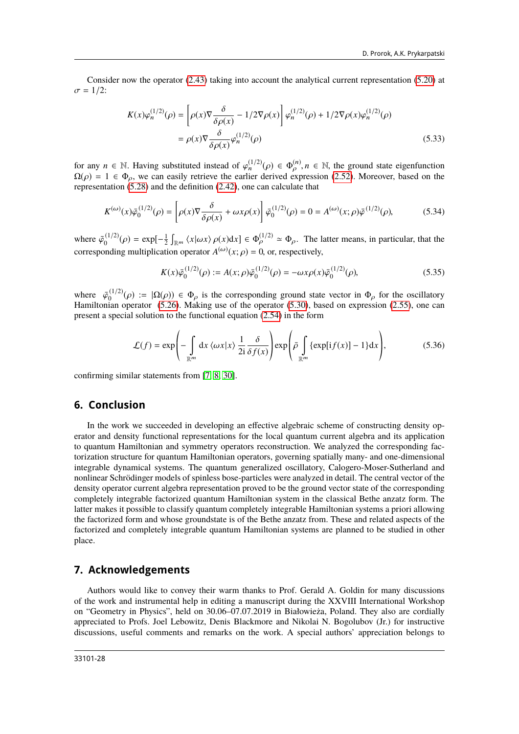Consider now the operator (2.43) taking into account the analytical current representation (5.20) at $\sigma = 1/2$:

$$K(x)\varphi_n^{(1/2)}(\rho) = \left[\rho(x)\nabla\frac{\delta}{\delta\rho(x)} - 1/2\nabla\rho(x)\right]\varphi_n^{(1/2)}(\rho) + 1/2\nabla\rho(x)\varphi_n^{(1/2)}(\rho)$$
$$= \rho(x)\nabla\frac{\delta}{\delta\rho(x)}\varphi_n^{(1/2)}(\rho) \tag{5.33}$$

for any $n \in \mathbb{N}$. Having substituted instead of $\varphi_n^{(1/2)}(\rho) \in \Phi_\rho^{(n)}, n \in \mathbb{N}$, the ground state eigenfunction $\Omega(\rho) = 1 \in \Phi_\rho$, we can easily retrieve the earlier derived expression (2.52). Moreover, based on the representation (5.28) and the definition (2.42), one can calculate that

$$K^{(\omega)}(x)\bar{\varphi}_0^{(1/2)}(\rho) = \left[\rho(x)\nabla\frac{\delta}{\delta\rho(x)} + \omega x\rho(x)\right]\bar{\varphi}_0^{(1/2)}(\rho) = 0 = A^{(\omega)}(x;\rho)\bar{\varphi}^{(1/2)}(\rho), \tag{5.34}$$

where $\bar{\varphi}_0^{(1/2)}(\rho) = \exp[-\frac{1}{2}\int_{\mathbb{R}^m}\langle x|\omega x\rangle\,\rho(x)\mathrm{d}x] \in \Phi_\rho^{(1/2)} \simeq \Phi_\rho$. The latter means, in particular, that the corresponding multiplication operator $A^{(\omega)}(x;\rho) = 0$, or, respectively,

$$K(x)\bar{\varphi}_0^{(1/2)}(\rho) := A(x;\rho)\bar{\varphi}_0^{(1/2)}(\rho) = -\omega x\rho(x)\bar{\varphi}_0^{(1/2)}(\rho), \tag{5.35}$$

where $\bar{\varphi}_0^{(1/2)}(\rho) := |\Omega(\rho)) \in \Phi_\rho$ is the corresponding ground state vector in $\Phi_\rho$ for the oscillatory Hamiltonian operator (5.26). Making use of the operator (5.30), based on expression (2.55), one can present a special solution to the functional equation (2.54) in the form

$$\mathcal{L}(f) = \exp\left(-\int_{\mathbb{R}^m}\mathrm{d}x\,\langle\omega x|x\rangle\,\frac{1}{2\mathrm{i}}\frac{\delta}{\delta f(x)}\right)\exp\left(\bar{\rho}\int_{\mathbb{R}^m}\{\exp[\mathrm{i}f(x)] - 1\}\mathrm{d}x\right), \tag{5.36}$$

confirming similar statements from [7, 8, 30].

## 6. Conclusion

In the work we succeeded in developing an effective algebraic scheme of constructing density operator and density functional representations for the local quantum current algebra and its application to quantum Hamiltonian and symmetry operators reconstruction. We analyzed the corresponding factorization structure for quantum Hamiltonian operators, governing spatially many- and one-dimensional integrable dynamical systems. The quantum generalized oscillatory, Calogero-Moser-Sutherland and nonlinear Schrödinger models of spinless bose-particles were analyzed in detail. The central vector of the density operator current algebra representation proved to be the ground vector state of the corresponding completely integrable factorized quantum Hamiltonian system in the classical Bethe anzatz form. The latter makes it possible to classify quantum completely integrable Hamiltonian systems a priori allowing the factorized form and whose groundstate is of the Bethe anzatz from. These and related aspects of the factorized and completely integrable quantum Hamiltonian systems are planned to be studied in other place.

## 7. Acknowledgements

Authors would like to convey their warm thanks to Prof. Gerald A. Goldin for many discussions of the work and instrumental help in editing a manuscript during the XXVIII International Workshop on "Geometry in Physics", held on 30.06–07.07.2019 in Białowieża, Poland. They also are cordially appreciated to Profs. Joel Lebowitz, Denis Blackmore and Nikolai N. Bogolubov (Jr.) for instructive discussions, useful comments and remarks on the work. A special authors' appreciation belongs to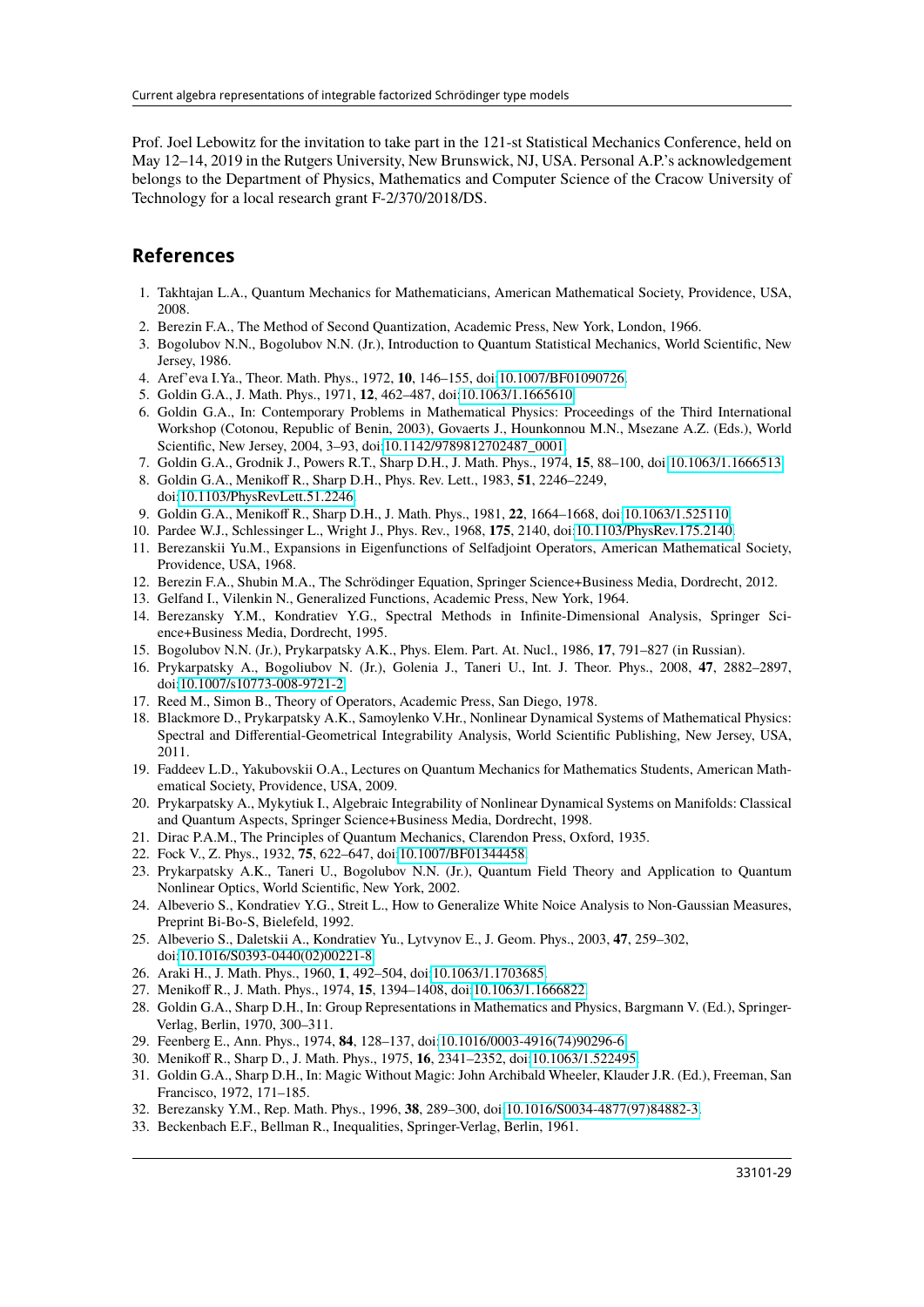Prof. Joel Lebowitz for the invitation to take part in the 121-st Statistical Mechanics Conference, held on May 12–14, 2019 in the Rutgers University, New Brunswick, NJ, USA. Personal A.P.'s acknowledgement belongs to the Department of Physics, Mathematics and Computer Science of the Cracow University of Technology for a local research grant F-2/370/2018/DS.

## References

1. Takhtajan L.A., Quantum Mechanics for Mathematicians, American Mathematical Society, Providence, USA, 2008.
2. Berezin F.A., The Method of Second Quantization, Academic Press, New York, London, 1966.
3. Bogolubov N.N., Bogolubov N.N. (Jr.), Introduction to Quantum Statistical Mechanics, World Scientific, New Jersey, 1986.
4. Aref'eva I.Ya., Theor. Math. Phys., 1972, **10**, 146–155, doi:10.1007/BF01090726.
5. Goldin G.A., J. Math. Phys., 1971, **12**, 462–487, doi:10.1063/1.1665610.
6. Goldin G.A., In: Contemporary Problems in Mathematical Physics: Proceedings of the Third International Workshop (Cotonou, Republic of Benin, 2003), Govaerts J., Hounkonnou M.N., Msezane A.Z. (Eds.), World Scientific, New Jersey, 2004, 3–93, doi:10.1142/9789812702487_0001.
7. Goldin G.A., Grodnik J., Powers R.T., Sharp D.H., J. Math. Phys., 1974, **15**, 88–100, doi:10.1063/1.1666513.
8. Goldin G.A., Menikoff R., Sharp D.H., Phys. Rev. Lett., 1983, **51**, 2246–2249, doi:10.1103/PhysRevLett.51.2246.
9. Goldin G.A., Menikoff R., Sharp D.H., J. Math. Phys., 1981, **22**, 1664–1668, doi:10.1063/1.525110.
10. Pardee W.J., Schlessinger L., Wright J., Phys. Rev., 1968, **175**, 2140, doi:10.1103/PhysRev.175.2140.
11. Berezanskii Yu.M., Expansions in Eigenfunctions of Selfadjoint Operators, American Mathematical Society, Providence, USA, 1968.
12. Berezin F.A., Shubin M.A., The Schrödinger Equation, Springer Science+Business Media, Dordrecht, 2012.
13. Gelfand I., Vilenkin N., Generalized Functions, Academic Press, New York, 1964.
14. Berezansky Y.M., Kondratiev Y.G., Spectral Methods in Infinite-Dimensional Analysis, Springer Science+Business Media, Dordrecht, 1995.
15. Bogolubov N.N. (Jr.), Prykarpatsky A.K., Phys. Elem. Part. At. Nucl., 1986, **17**, 791–827 (in Russian).
16. Prykarpatsky A., Bogoliubov N. (Jr.), Golenia J., Taneri U., Int. J. Theor. Phys., 2008, **47**, 2882–2897, doi:10.1007/s10773-008-9721-2.
17. Reed M., Simon B., Theory of Operators, Academic Press, San Diego, 1978.
18. Blackmore D., Prykarpatsky A.K., Samoylenko V.Hr., Nonlinear Dynamical Systems of Mathematical Physics: Spectral and Differential-Geometrical Integrability Analysis, World Scientific Publishing, New Jersey, USA, 2011.
19. Faddeev L.D., Yakubovskii O.A., Lectures on Quantum Mechanics for Mathematics Students, American Mathematical Society, Providence, USA, 2009.
20. Prykarpatsky A., Mykytiuk I., Algebraic Integrability of Nonlinear Dynamical Systems on Manifolds: Classical and Quantum Aspects, Springer Science+Business Media, Dordrecht, 1998.
21. Dirac P.A.M., The Principles of Quantum Mechanics, Clarendon Press, Oxford, 1935.
22. Fock V., Z. Phys., 1932, **75**, 622–647, doi:10.1007/BF01344458.
23. Prykarpatsky A.K., Taneri U., Bogolubov N.N. (Jr.), Quantum Field Theory and Application to Quantum Nonlinear Optics, World Scientific, New York, 2002.
24. Albeverio S., Kondratiev Y.G., Streit L., How to Generalize White Noice Analysis to Non-Gaussian Measures, Preprint Bi-Bo-S, Bielefeld, 1992.
25. Albeverio S., Daletskii A., Kondratiev Yu., Lytvynov E., J. Geom. Phys., 2003, **47**, 259–302, doi:10.1016/S0393-0440(02)00221-8.
26. Araki H., J. Math. Phys., 1960, **1**, 492–504, doi:10.1063/1.1703685.
27. Menikoff R., J. Math. Phys., 1974, **15**, 1394–1408, doi:10.1063/1.1666822.
28. Goldin G.A., Sharp D.H., In: Group Representations in Mathematics and Physics, Bargmann V. (Ed.), Springer-Verlag, Berlin, 1970, 300–311.
29. Feenberg E., Ann. Phys., 1974, **84**, 128–137, doi:10.1016/0003-4916(74)90296-6.
30. Menikoff R., Sharp D., J. Math. Phys., 1975, **16**, 2341–2352, doi:10.1063/1.522495.
31. Goldin G.A., Sharp D.H., In: Magic Without Magic: John Archibald Wheeler, Klauder J.R. (Ed.), Freeman, San Francisco, 1972, 171–185.
32. Berezansky Y.M., Rep. Math. Phys., 1996, **38**, 289–300, doi:10.1016/S0034-4877(97)84882-3.
33. Beckenbach E.F., Bellman R., Inequalities, Springer-Verlag, Berlin, 1961.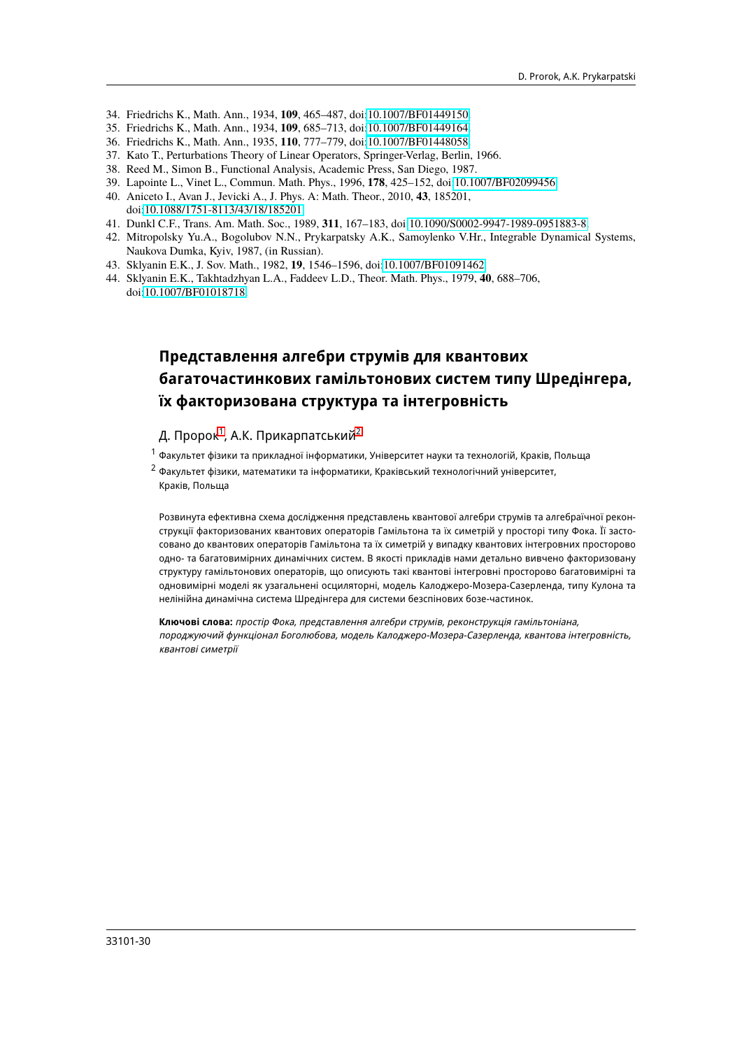34. Friedrichs K., Math. Ann., 1934, **109**, 465–487, doi:10.1007/BF01449150.
35. Friedrichs K., Math. Ann., 1934, **109**, 685–713, doi:10.1007/BF01449164.
36. Friedrichs K., Math. Ann., 1935, **110**, 777–779, doi:10.1007/BF01448058.
37. Kato T., Perturbations Theory of Linear Operators, Springer-Verlag, Berlin, 1966.
38. Reed M., Simon B., Functional Analysis, Academic Press, San Diego, 1987.
39. Lapointe L., Vinet L., Commun. Math. Phys., 1996, **178**, 425–152, doi:10.1007/BF02099456.
40. Aniceto I., Avan J., Jevicki A., J. Phys. A: Math. Theor., 2010, **43**, 185201, doi:10.1088/1751-8113/43/18/185201.
41. Dunkl C.F., Trans. Am. Math. Soc., 1989, **311**, 167–183, doi:10.1090/S0002-9947-1989-0951883-8.
42. Mitropolsky Yu.A., Bogolubov N.N., Prykarpatsky A.K., Samoylenko V.Hr., Integrable Dynamical Systems, Naukova Dumka, Kyiv, 1987, (in Russian).
43. Sklyanin E.K., J. Sov. Math., 1982, **19**, 1546–1596, doi:10.1007/BF01091462.
44. Sklyanin E.K., Takhtadzhyan L.A., Faddeev L.D., Theor. Math. Phys., 1979, **40**, 688–706, doi:10.1007/BF01018718.

# Представлення алгебри струмів для квантових багаточастинкових гамільтонових систем типу Шредінгера, їх факторизована структура та інтегровність

Д. Пророк[1], А.К. Прикарпатський[2]

[1] Факультет фізики та прикладної інформатики, Університет науки та технологій, Краків, Польща

[2] Факультет фізики, математики та інформатики, Краківський технологічний університет, Краків, Польща

Розвинута ефективна схема дослідження представлень квантової алгебри струмів та алгебраїчної реконструкції факторизованих квантових операторів Гамільтона та їх симетрій у просторі типу Фока. Її застосовано до квантових операторів Гамільтона та їх симетрій у випадку квантових інтегровних просторово одно- та багатовимірних динамічних систем. В якості прикладів нами детально вивчено факторизовану структуру гамільтонових операторів, що описують такі квантові інтегровні просторово багатовимірні та одновимірні моделі як узагальнені осциляторні, модель Калоджеро-Мозера-Сазерленда, типу Кулона та нелінійна динамічна система Шредінгера для системи безспінових бозе-частинок.

**Ключові слова:** *простір Фока, представлення алгебри струмів, реконструкція гамільтоніана, породжуючий функціонал Боголюбова, модель Калоджеро-Мозера-Сазерленда, квантова інтегровність, квантові симетрії*